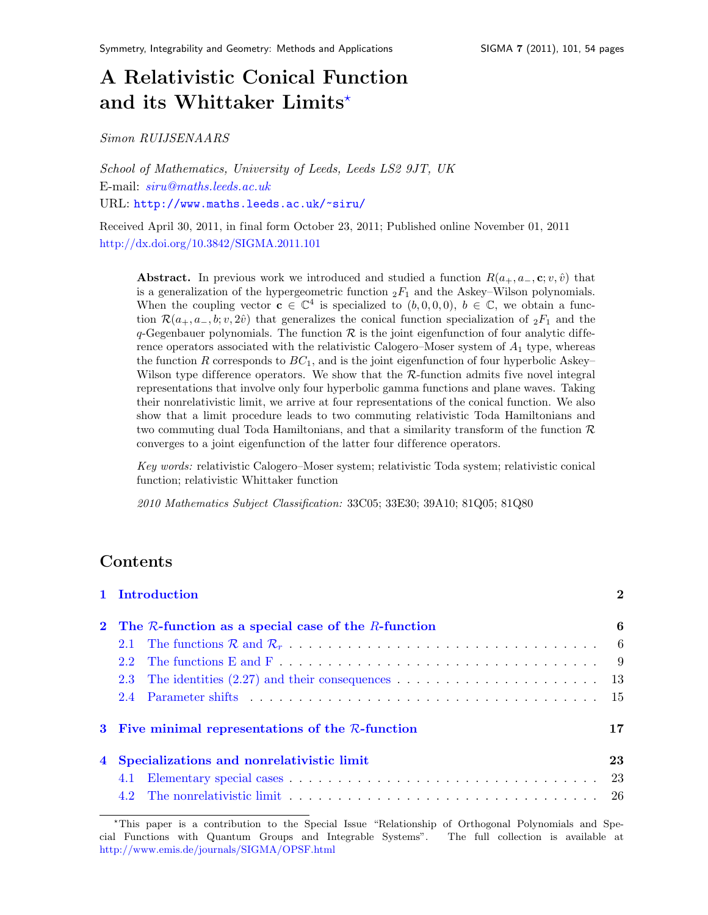# A Relativistic Conical Function and its Whittaker Limits[⋆]

*Simon RUIJSENAARS*

*School of Mathematics, University of Leeds, Leeds LS2 9JT, UK*
E-mail: *siru@maths.leeds.ac.uk*
URL: http://www.maths.leeds.ac.uk/~siru/

Received April 30, 2011, in final form October 23, 2011; Published online November 01, 2011
http://dx.doi.org/10.3842/SIGMA.2011.101

**Abstract.** In previous work we introduced and studied a function $R(a_+, a_-, \mathbf{c}; v, \hat{v})$ that is a generalization of the hypergeometric function ${}_2F_1$ and the Askey–Wilson polynomials. When the coupling vector $\mathbf{c} \in \mathbb{C}^4$ is specialized to $(b, 0, 0, 0)$, $b \in \mathbb{C}$, we obtain a function $\mathcal{R}(a_+, a_-, b; v, 2\hat{v})$ that generalizes the conical function specialization of ${}_2F_1$ and the $q$-Gegenbauer polynomials. The function $\mathcal{R}$ is the joint eigenfunction of four analytic difference operators associated with the relativistic Calogero–Moser system of $A_1$ type, whereas the function $R$ corresponds to $BC_1$, and is the joint eigenfunction of four hyperbolic Askey–Wilson type difference operators. We show that the $\mathcal{R}$-function admits five novel integral representations that involve only four hyperbolic gamma functions and plane waves. Taking their nonrelativistic limit, we arrive at four representations of the conical function. We also show that a limit procedure leads to two commuting relativistic Toda Hamiltonians and two commuting dual Toda Hamiltonians, and that a similarity transform of the function $\mathcal{R}$ converges to a joint eigenfunction of the latter four difference operators.

*Key words:* relativistic Calogero–Moser system; relativistic Toda system; relativistic conical function; relativistic Whittaker function

*2010 Mathematics Subject Classification:* 33C05; 33E30; 39A10; 81Q05; 81Q80

## Contents

**1 Introduction** — **2**

**2 The $\mathcal{R}$-function as a special case of the $R$-function** — **6**
- 2.1 The functions $\mathcal{R}$ and $\mathcal{R}_r$ — 6
- 2.2 The functions E and F — 9
- 2.3 The identities (2.27) and their consequences — 13
- 2.4 Parameter shifts — 15

**3 Five minimal representations of the $\mathcal{R}$-function** — **17**

**4 Specializations and nonrelativistic limit** — **23**
- 4.1 Elementary special cases — 23
- 4.2 The nonrelativistic limit — 26

[⋆]This paper is a contribution to the Special Issue "Relationship of Orthogonal Polynomials and Special Functions with Quantum Groups and Integrable Systems". The full collection is available at http://www.emis.de/journals/SIGMA/OPSF.html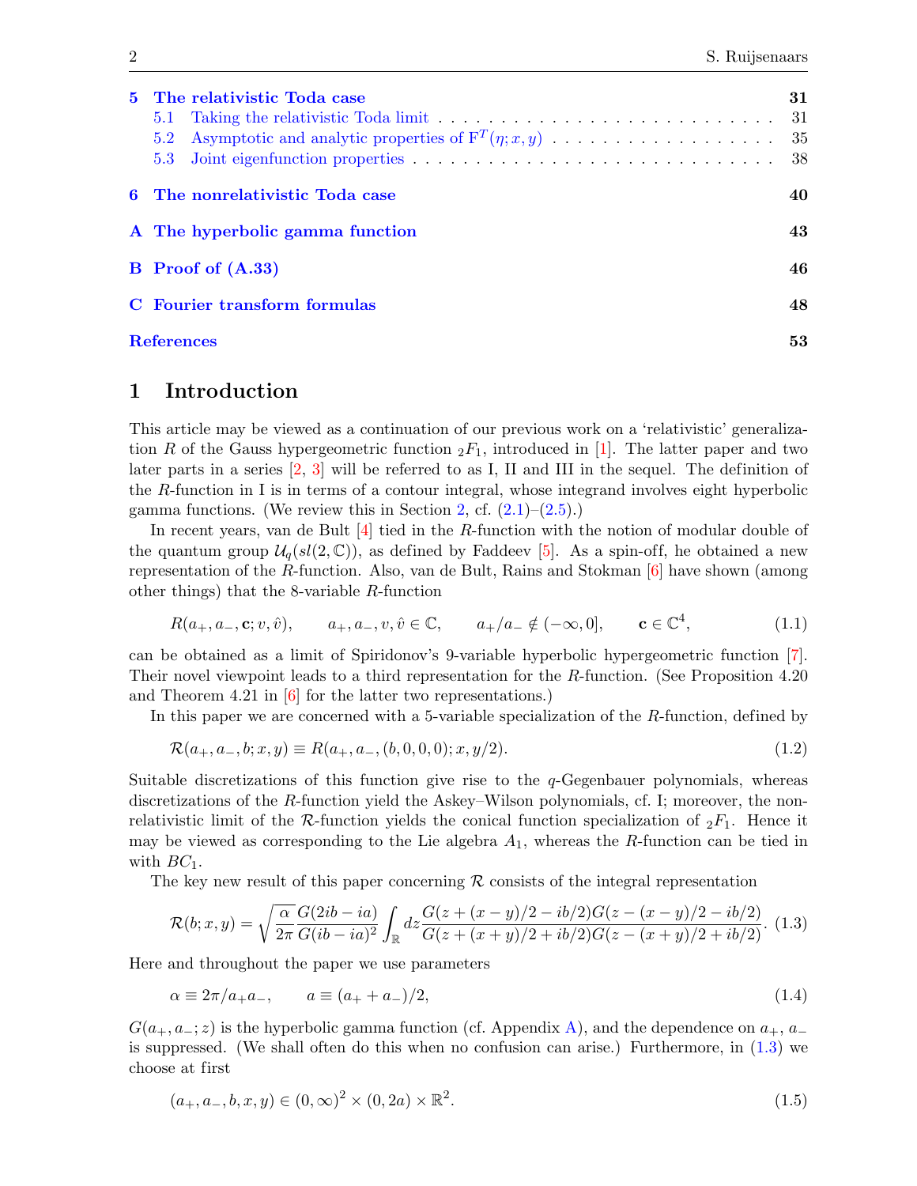| | | |
|---|---|---|
| **5** | **The relativistic Toda case** | **31** |
| 5.1 | Taking the relativistic Toda limit | 31 |
| 5.2 | Asymptotic and analytic properties of $\mathrm{F}^T(\eta; x, y)$ | 35 |
| 5.3 | Joint eigenfunction properties | 38 |
| **6** | **The nonrelativistic Toda case** | **40** |
| **A** | **The hyperbolic gamma function** | **43** |
| **B** | **Proof of (A.33)** | **46** |
| **C** | **Fourier transform formulas** | **48** |
| | **References** | **53** |

# 1 Introduction

This article may be viewed as a continuation of our previous work on a 'relativistic' generalization $R$ of the Gauss hypergeometric function ${}_2F_1$, introduced in [1]. The latter paper and two later parts in a series [2, 3] will be referred to as I, II and III in the sequel. The definition of the $R$-function in I is in terms of a contour integral, whose integrand involves eight hyperbolic gamma functions. (We review this in Section 2, cf. (2.1)–(2.5).)

In recent years, van de Bult [4] tied in the $R$-function with the notion of modular double of the quantum group $\mathcal{U}_q(sl(2,\mathbb{C}))$, as defined by Faddeev [5]. As a spin-off, he obtained a new representation of the $R$-function. Also, van de Bult, Rains and Stokman [6] have shown (among other things) that the 8-variable $R$-function

$$R(a_+, a_-, \mathbf{c}; v, \hat{v}), \qquad a_+, a_-, v, \hat{v} \in \mathbb{C}, \qquad a_+/a_- \notin (-\infty, 0], \qquad \mathbf{c} \in \mathbb{C}^4, \tag{1.1}$$

can be obtained as a limit of Spiridonov's 9-variable hyperbolic hypergeometric function [7]. Their novel viewpoint leads to a third representation for the $R$-function. (See Proposition 4.20 and Theorem 4.21 in [6] for the latter two representations.)

In this paper we are concerned with a 5-variable specialization of the $R$-function, defined by

$$\mathcal{R}(a_+, a_-, b; x, y) \equiv R(a_+, a_-, (b, 0, 0, 0); x, y/2). \tag{1.2}$$

Suitable discretizations of this function give rise to the $q$-Gegenbauer polynomials, whereas discretizations of the $R$-function yield the Askey–Wilson polynomials, cf. I; moreover, the nonrelativistic limit of the $\mathcal{R}$-function yields the conical function specialization of ${}_2F_1$. Hence it may be viewed as corresponding to the Lie algebra $A_1$, whereas the $R$-function can be tied in with $BC_1$.

The key new result of this paper concerning $\mathcal{R}$ consists of the integral representation

$$\mathcal{R}(b; x, y) = \sqrt{\frac{\alpha}{2\pi}} \frac{G(2ib - ia)}{G(ib - ia)^2} \int_{\mathbb{R}} dz \frac{G(z + (x - y)/2 - ib/2) G(z - (x - y)/2 - ib/2)}{G(z + (x + y)/2 + ib/2) G(z - (x + y)/2 + ib/2)}. \tag{1.3}$$

Here and throughout the paper we use parameters

$$\alpha \equiv 2\pi/a_+ a_-, \qquad a \equiv (a_+ + a_-)/2, \tag{1.4}$$

$G(a_+, a_-; z)$ is the hyperbolic gamma function (cf. Appendix A), and the dependence on $a_+$, $a_-$ is suppressed. (We shall often do this when no confusion can arise.) Furthermore, in (1.3) we choose at first

$$(a_+, a_-, b, x, y) \in (0, \infty)^2 \times (0, 2a) \times \mathbb{R}^2. \tag{1.5}$$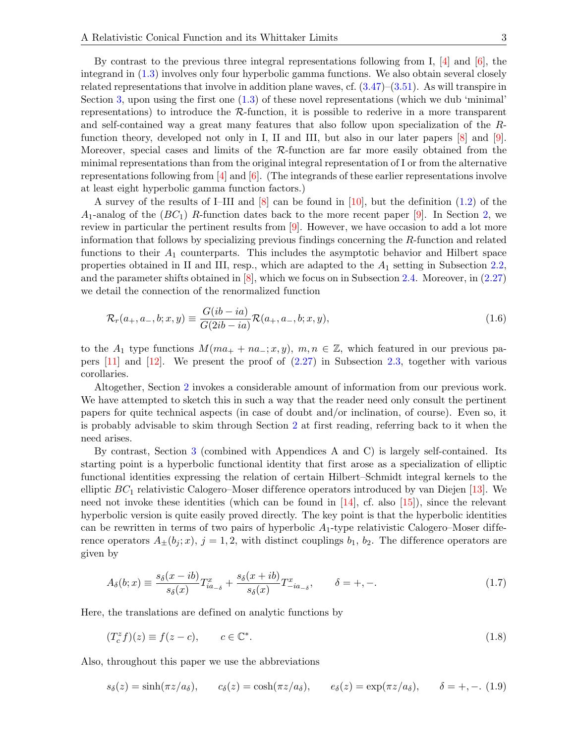By contrast to the previous three integral representations following from I, [4] and [6], the integrand in (1.3) involves only four hyperbolic gamma functions. We also obtain several closely related representations that involve in addition plane waves, cf. (3.47)–(3.51). As will transpire in Section 3, upon using the first one (1.3) of these novel representations (which we dub 'minimal' representations) to introduce the $\mathcal{R}$-function, it is possible to rederive in a more transparent and self-contained way a great many features that also follow upon specialization of the $R$-function theory, developed not only in I, II and III, but also in our later papers [8] and [9]. Moreover, special cases and limits of the $\mathcal{R}$-function are far more easily obtained from the minimal representations than from the original integral representation of I or from the alternative representations following from [4] and [6]. (The integrands of these earlier representations involve at least eight hyperbolic gamma function factors.)

A survey of the results of I–III and [8] can be found in [10], but the definition (1.2) of the $A_1$-analog of the $(BC_1)$ $R$-function dates back to the more recent paper [9]. In Section 2, we review in particular the pertinent results from [9]. However, we have occasion to add a lot more information that follows by specializing previous findings concerning the $R$-function and related functions to their $A_1$ counterparts. This includes the asymptotic behavior and Hilbert space properties obtained in II and III, resp., which are adapted to the $A_1$ setting in Subsection 2.2, and the parameter shifts obtained in [8], which we focus on in Subsection 2.4. Moreover, in (2.27) we detail the connection of the renormalized function

$$\mathcal{R}_r(a_+, a_-, b; x, y) \equiv \frac{G(ib - ia)}{G(2ib - ia)} \mathcal{R}(a_+, a_-, b; x, y), \tag{1.6}$$

to the $A_1$ type functions $M(ma_+ + na_-; x, y)$, $m, n \in \mathbb{Z}$, which featured in our previous papers [11] and [12]. We present the proof of (2.27) in Subsection 2.3, together with various corollaries.

Altogether, Section 2 invokes a considerable amount of information from our previous work. We have attempted to sketch this in such a way that the reader need only consult the pertinent papers for quite technical aspects (in case of doubt and/or inclination, of course). Even so, it is probably advisable to skim through Section 2 at first reading, referring back to it when the need arises.

By contrast, Section 3 (combined with Appendices A and C) is largely self-contained. Its starting point is a hyperbolic functional identity that first arose as a specialization of elliptic functional identities expressing the relation of certain Hilbert–Schmidt integral kernels to the elliptic $BC_1$ relativistic Calogero–Moser difference operators introduced by van Diejen [13]. We need not invoke these identities (which can be found in [14], cf. also [15]), since the relevant hyperbolic version is quite easily proved directly. The key point is that the hyperbolic identities can be rewritten in terms of two pairs of hyperbolic $A_1$-type relativistic Calogero–Moser difference operators $A_\pm(b_j; x)$, $j = 1, 2$, with distinct couplings $b_1$, $b_2$. The difference operators are given by

$$A_\delta(b; x) \equiv \frac{s_\delta(x - ib)}{s_\delta(x)} T^x_{ia_{-\delta}} + \frac{s_\delta(x + ib)}{s_\delta(x)} T^x_{-ia_{-\delta}}, \qquad \delta = +, -. \tag{1.7}$$

Here, the translations are defined on analytic functions by

$$(T^z_c f)(z) \equiv f(z - c), \qquad c \in \mathbb{C}^*. \tag{1.8}$$

Also, throughout this paper we use the abbreviations

$$s_\delta(z) = \sinh(\pi z/a_\delta), \qquad c_\delta(z) = \cosh(\pi z/a_\delta), \qquad e_\delta(z) = \exp(\pi z/a_\delta), \qquad \delta = +, -. \tag{1.9}$$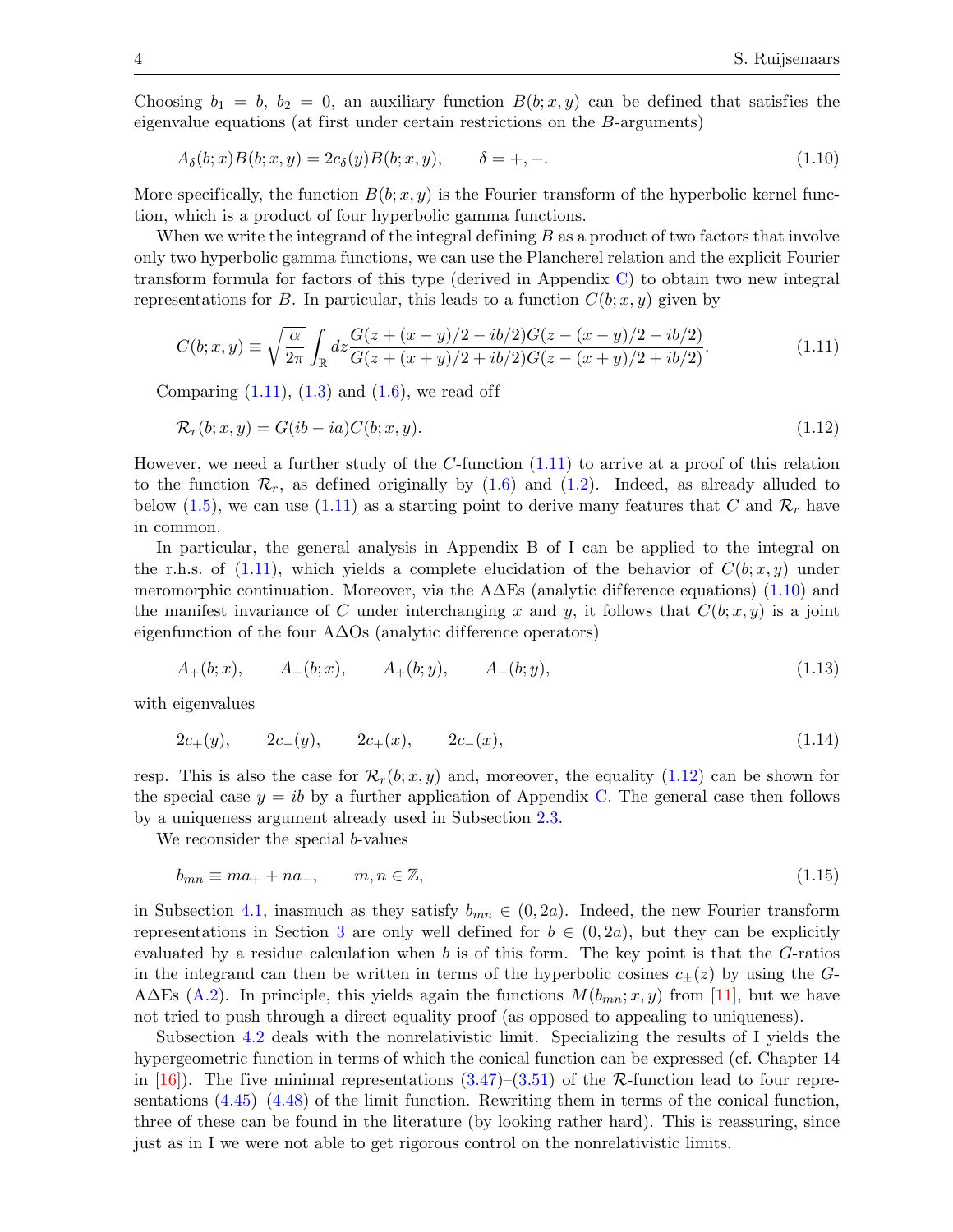Choosing $b_1 = b$, $b_2 = 0$, an auxiliary function $B(b; x, y)$ can be defined that satisfies the eigenvalue equations (at first under certain restrictions on the $B$-arguments)

$$A_\delta(b; x)B(b; x, y) = 2c_\delta(y)B(b; x, y), \qquad \delta = +, -. \tag{1.10}$$

More specifically, the function $B(b; x, y)$ is the Fourier transform of the hyperbolic kernel function, which is a product of four hyperbolic gamma functions.

When we write the integrand of the integral defining $B$ as a product of two factors that involve only two hyperbolic gamma functions, we can use the Plancherel relation and the explicit Fourier transform formula for factors of this type (derived in Appendix C) to obtain two new integral representations for $B$. In particular, this leads to a function $C(b; x, y)$ given by

$$C(b; x, y) \equiv \sqrt{\frac{\alpha}{2\pi}} \int_{\mathbb{R}} dz \frac{G(z + (x-y)/2 - ib/2)G(z - (x-y)/2 - ib/2)}{G(z + (x+y)/2 + ib/2)G(z - (x+y)/2 + ib/2)}. \tag{1.11}$$

Comparing (1.11), (1.3) and (1.6), we read off

$$\mathcal{R}_r(b; x, y) = G(ib - ia)C(b; x, y). \tag{1.12}$$

However, we need a further study of the $C$-function (1.11) to arrive at a proof of this relation to the function $\mathcal{R}_r$, as defined originally by (1.6) and (1.2). Indeed, as already alluded to below (1.5), we can use (1.11) as a starting point to derive many features that $C$ and $\mathcal{R}_r$ have in common.

In particular, the general analysis in Appendix B of I can be applied to the integral on the r.h.s. of (1.11), which yields a complete elucidation of the behavior of $C(b; x, y)$ under meromorphic continuation. Moreover, via the AΔEs (analytic difference equations) (1.10) and the manifest invariance of $C$ under interchanging $x$ and $y$, it follows that $C(b; x, y)$ is a joint eigenfunction of the four AΔOs (analytic difference operators)

$$A_+(b; x), \qquad A_-(b; x), \qquad A_+(b; y), \qquad A_-(b; y), \tag{1.13}$$

with eigenvalues

$$2c_+(y), \qquad 2c_-(y), \qquad 2c_+(x), \qquad 2c_-(x), \tag{1.14}$$

resp. This is also the case for $\mathcal{R}_r(b; x, y)$ and, moreover, the equality (1.12) can be shown for the special case $y = ib$ by a further application of Appendix C. The general case then follows by a uniqueness argument already used in Subsection 2.3.

We reconsider the special $b$-values

$$b_{mn} \equiv ma_+ + na_-, \qquad m, n \in \mathbb{Z}, \tag{1.15}$$

in Subsection 4.1, inasmuch as they satisfy $b_{mn} \in (0, 2a)$. Indeed, the new Fourier transform representations in Section 3 are only well defined for $b \in (0, 2a)$, but they can be explicitly evaluated by a residue calculation when $b$ is of this form. The key point is that the $G$-ratios in the integrand can then be written in terms of the hyperbolic cosines $c_\pm(z)$ by using the $G$-AΔEs (A.2). In principle, this yields again the functions $M(b_{mn}; x, y)$ from [11], but we have not tried to push through a direct equality proof (as opposed to appealing to uniqueness).

Subsection 4.2 deals with the nonrelativistic limit. Specializing the results of I yields the hypergeometric function in terms of which the conical function can be expressed (cf. Chapter 14 in [16]). The five minimal representations (3.47)–(3.51) of the $\mathcal{R}$-function lead to four representations (4.45)–(4.48) of the limit function. Rewriting them in terms of the conical function, three of these can be found in the literature (by looking rather hard). This is reassuring, since just as in I we were not able to get rigorous control on the nonrelativistic limits.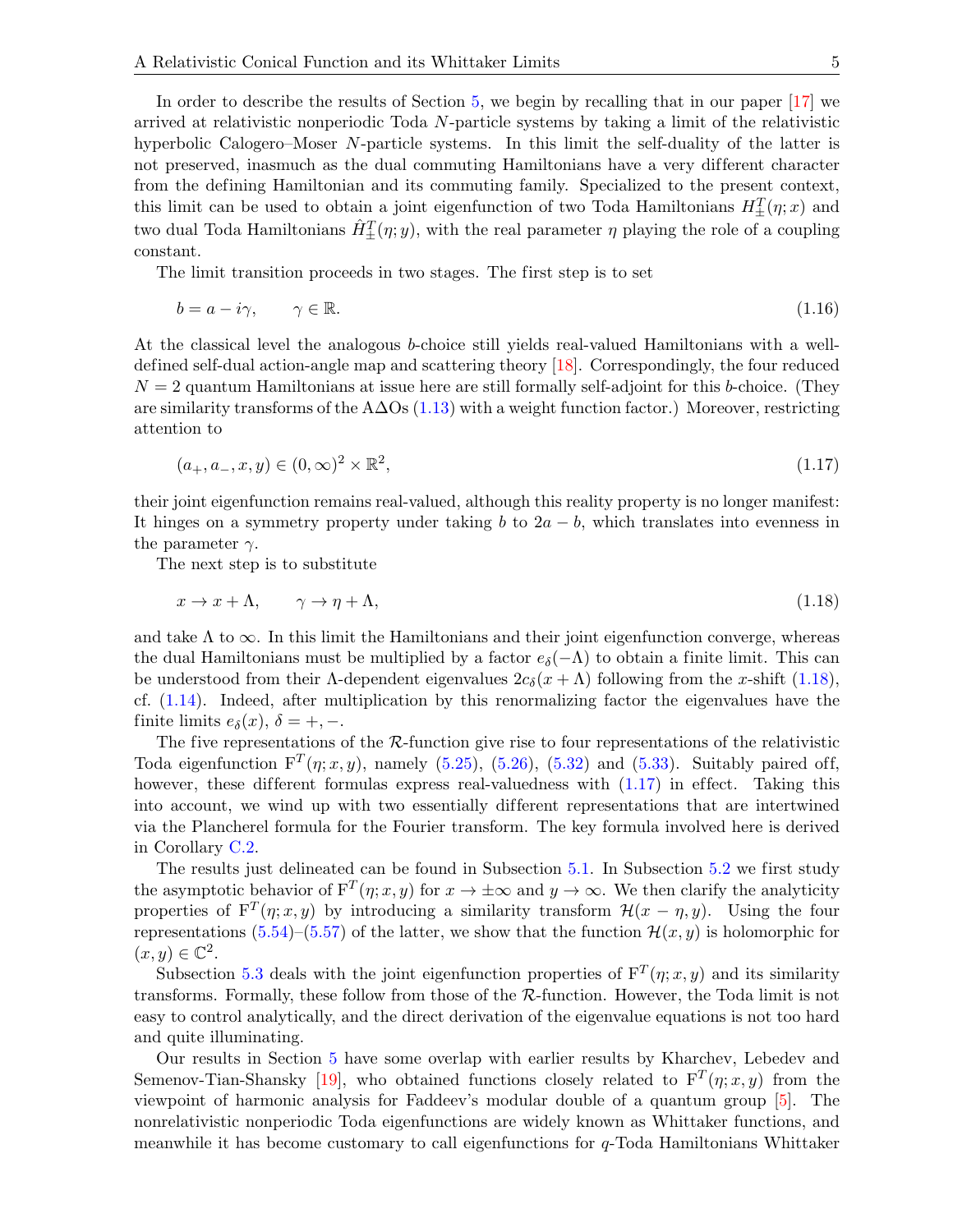In order to describe the results of Section 5, we begin by recalling that in our paper [17] we arrived at relativistic nonperiodic Toda $N$-particle systems by taking a limit of the relativistic hyperbolic Calogero–Moser $N$-particle systems. In this limit the self-duality of the latter is not preserved, inasmuch as the dual commuting Hamiltonians have a very different character from the defining Hamiltonian and its commuting family. Specialized to the present context, this limit can be used to obtain a joint eigenfunction of two Toda Hamiltonians $H^T_\pm(\eta; x)$ and two dual Toda Hamiltonians $\hat{H}^T_\pm(\eta; y)$, with the real parameter $\eta$ playing the role of a coupling constant.

The limit transition proceeds in two stages. The first step is to set

$$b = a - i\gamma, \qquad \gamma \in \mathbb{R}. \tag{1.16}$$

At the classical level the analogous $b$-choice still yields real-valued Hamiltonians with a well-defined self-dual action-angle map and scattering theory [18]. Correspondingly, the four reduced $N = 2$ quantum Hamiltonians at issue here are still formally self-adjoint for this $b$-choice. (They are similarity transforms of the AΔOs (1.13) with a weight function factor.) Moreover, restricting attention to

$$(a_+, a_-, x, y) \in (0, \infty)^2 \times \mathbb{R}^2, \tag{1.17}$$

their joint eigenfunction remains real-valued, although this reality property is no longer manifest: It hinges on a symmetry property under taking $b$ to $2a - b$, which translates into evenness in the parameter $\gamma$.

The next step is to substitute

$$x \to x + \Lambda, \qquad \gamma \to \eta + \Lambda, \tag{1.18}$$

and take $\Lambda$ to $\infty$. In this limit the Hamiltonians and their joint eigenfunction converge, whereas the dual Hamiltonians must be multiplied by a factor $e_\delta(-\Lambda)$ to obtain a finite limit. This can be understood from their $\Lambda$-dependent eigenvalues $2c_\delta(x + \Lambda)$ following from the $x$-shift (1.18), cf. (1.14). Indeed, after multiplication by this renormalizing factor the eigenvalues have the finite limits $e_\delta(x)$, $\delta = +, -$.

The five representations of the $\mathcal{R}$-function give rise to four representations of the relativistic Toda eigenfunction $\mathrm{F}^T(\eta; x, y)$, namely (5.25), (5.26), (5.32) and (5.33). Suitably paired off, however, these different formulas express real-valuedness with (1.17) in effect. Taking this into account, we wind up with two essentially different representations that are intertwined via the Plancherel formula for the Fourier transform. The key formula involved here is derived in Corollary C.2.

The results just delineated can be found in Subsection 5.1. In Subsection 5.2 we first study the asymptotic behavior of $\mathrm{F}^T(\eta; x, y)$ for $x \to \pm\infty$ and $y \to \infty$. We then clarify the analyticity properties of $\mathrm{F}^T(\eta; x, y)$ by introducing a similarity transform $\mathcal{H}(x - \eta, y)$. Using the four representations (5.54)–(5.57) of the latter, we show that the function $\mathcal{H}(x, y)$ is holomorphic for $(x, y) \in \mathbb{C}^2$.

Subsection 5.3 deals with the joint eigenfunction properties of $\mathrm{F}^T(\eta; x, y)$ and its similarity transforms. Formally, these follow from those of the $\mathcal{R}$-function. However, the Toda limit is not easy to control analytically, and the direct derivation of the eigenvalue equations is not too hard and quite illuminating.

Our results in Section 5 have some overlap with earlier results by Kharchev, Lebedev and Semenov-Tian-Shansky [19], who obtained functions closely related to $\mathrm{F}^T(\eta; x, y)$ from the viewpoint of harmonic analysis for Faddeev's modular double of a quantum group [5]. The nonrelativistic nonperiodic Toda eigenfunctions are widely known as Whittaker functions, and meanwhile it has become customary to call eigenfunctions for $q$-Toda Hamiltonians Whittaker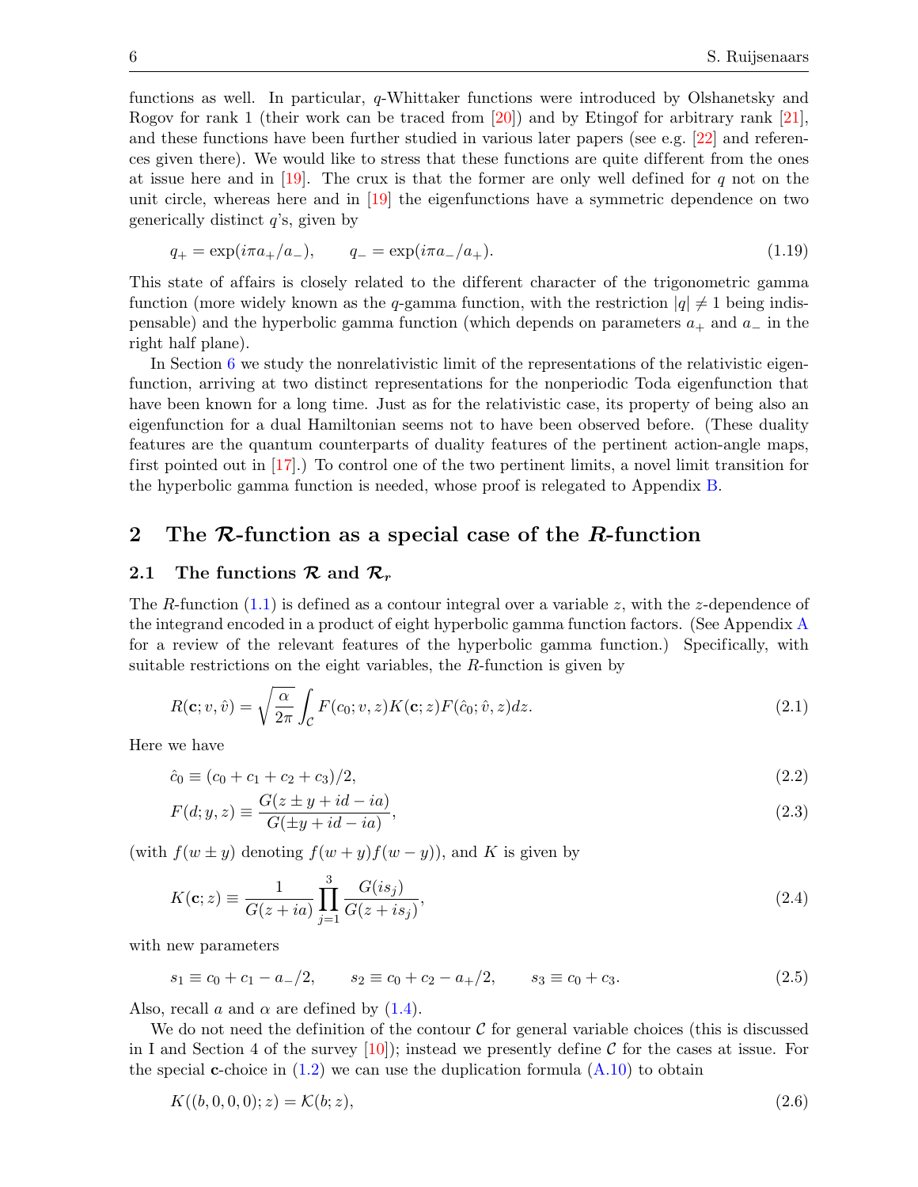functions as well. In particular, $q$-Whittaker functions were introduced by Olshanetsky and Rogov for rank 1 (their work can be traced from [20]) and by Etingof for arbitrary rank [21], and these functions have been further studied in various later papers (see e.g. [22] and references given there). We would like to stress that these functions are quite different from the ones at issue here and in [19]. The crux is that the former are only well defined for $q$ not on the unit circle, whereas here and in [19] the eigenfunctions have a symmetric dependence on two generically distinct $q$'s, given by

$$q_+ = \exp(i\pi a_+/a_-), \qquad q_- = \exp(i\pi a_-/a_+). \tag{1.19}$$

This state of affairs is closely related to the different character of the trigonometric gamma function (more widely known as the $q$-gamma function, with the restriction $|q| \neq 1$ being indispensable) and the hyperbolic gamma function (which depends on parameters $a_+$ and $a_-$ in the right half plane).

In Section 6 we study the nonrelativistic limit of the representations of the relativistic eigenfunction, arriving at two distinct representations for the nonperiodic Toda eigenfunction that have been known for a long time. Just as for the relativistic case, its property of being also an eigenfunction for a dual Hamiltonian seems not to have been observed before. (These duality features are the quantum counterparts of duality features of the pertinent action-angle maps, first pointed out in [17].) To control one of the two pertinent limits, a novel limit transition for the hyperbolic gamma function is needed, whose proof is relegated to Appendix B.

## 2 The $\mathcal{R}$-function as a special case of the $R$-function

### 2.1 The functions $\mathcal{R}$ and $\mathcal{R}_r$

The $R$-function (1.1) is defined as a contour integral over a variable $z$, with the $z$-dependence of the integrand encoded in a product of eight hyperbolic gamma function factors. (See Appendix A for a review of the relevant features of the hyperbolic gamma function.) Specifically, with suitable restrictions on the eight variables, the $R$-function is given by

$$R(\mathbf{c}; v, \hat{v}) = \sqrt{\frac{\alpha}{2\pi}} \int_{\mathcal{C}} F(c_0; v, z) K(\mathbf{c}; z) F(\hat{c}_0; \hat{v}, z) dz. \tag{2.1}$$

Here we have

$$\hat{c}_0 \equiv (c_0 + c_1 + c_2 + c_3)/2, \tag{2.2}$$

$$F(d; y, z) \equiv \frac{G(z \pm y + id - ia)}{G(\pm y + id - ia)}, \tag{2.3}$$

(with $f(w \pm y)$ denoting $f(w+y)f(w-y)$), and $K$ is given by

$$K(\mathbf{c}; z) \equiv \frac{1}{G(z + ia)} \prod_{j=1}^{3} \frac{G(is_j)}{G(z + is_j)}, \tag{2.4}$$

with new parameters

$$s_1 \equiv c_0 + c_1 - a_-/2, \qquad s_2 \equiv c_0 + c_2 - a_+/2, \qquad s_3 \equiv c_0 + c_3. \tag{2.5}$$

Also, recall $a$ and $\alpha$ are defined by (1.4).

We do not need the definition of the contour $\mathcal{C}$ for general variable choices (this is discussed in I and Section 4 of the survey [10]); instead we presently define $\mathcal{C}$ for the cases at issue. For the special $\mathbf{c}$-choice in (1.2) we can use the duplication formula (A.10) to obtain

$$K((b, 0, 0, 0); z) = \mathcal{K}(b; z), \tag{2.6}$$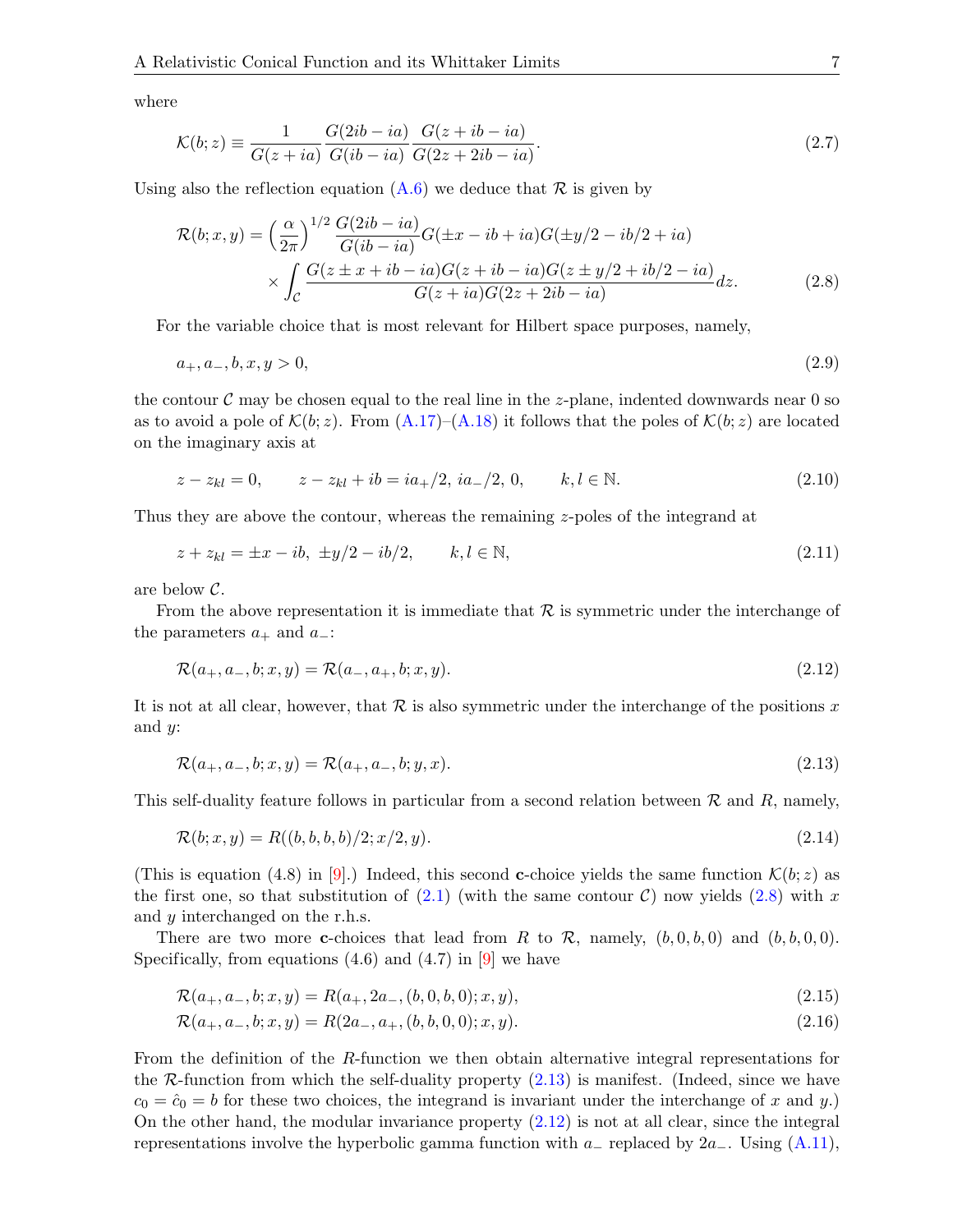where

$$\mathcal{K}(b;z) \equiv \frac{1}{G(z+ia)} \frac{G(2ib-ia)}{G(ib-ia)} \frac{G(z+ib-ia)}{G(2z+2ib-ia)}. \tag{2.7}$$

Using also the reflection equation (A.6) we deduce that $\mathcal{R}$ is given by

$$\begin{aligned}
\mathcal{R}(b;x,y) = \Big(\frac{\alpha}{2\pi}\Big)^{1/2} \frac{G(2ib-ia)}{G(ib-ia)} G(\pm x - ib + ia) G(\pm y/2 - ib/2 + ia) \\
\times \int_{\mathcal{C}} \frac{G(z \pm x + ib - ia) G(z + ib - ia) G(z \pm y/2 + ib/2 - ia)}{G(z+ia) G(2z+2ib-ia)} dz.
\end{aligned} \tag{2.8}$$

For the variable choice that is most relevant for Hilbert space purposes, namely,

$$a_+, a_-, b, x, y > 0, \tag{2.9}$$

the contour $\mathcal{C}$ may be chosen equal to the real line in the $z$-plane, indented downwards near 0 so as to avoid a pole of $\mathcal{K}(b;z)$. From (A.17)–(A.18) it follows that the poles of $\mathcal{K}(b;z)$ are located on the imaginary axis at

$$z - z_{kl} = 0, \qquad z - z_{kl} + ib = ia_+/2,\ ia_-/2,\ 0, \qquad k,l \in \mathbb{N}. \tag{2.10}$$

Thus they are above the contour, whereas the remaining $z$-poles of the integrand at

$$z + z_{kl} = \pm x - ib,\ \pm y/2 - ib/2, \qquad k,l \in \mathbb{N}, \tag{2.11}$$

are below $\mathcal{C}$.

From the above representation it is immediate that $\mathcal{R}$ is symmetric under the interchange of the parameters $a_+$ and $a_-$:

$$\mathcal{R}(a_+, a_-, b; x, y) = \mathcal{R}(a_-, a_+, b; x, y). \tag{2.12}$$

It is not at all clear, however, that $\mathcal{R}$ is also symmetric under the interchange of the positions $x$ and $y$:

$$\mathcal{R}(a_+, a_-, b; x, y) = \mathcal{R}(a_+, a_-, b; y, x). \tag{2.13}$$

This self-duality feature follows in particular from a second relation between $\mathcal{R}$ and $R$, namely,

$$\mathcal{R}(b;x,y) = R((b,b,b,b)/2; x/2, y). \tag{2.14}$$

(This is equation (4.8) in [9].) Indeed, this second **c**-choice yields the same function $\mathcal{K}(b;z)$ as the first one, so that substitution of (2.1) (with the same contour $\mathcal{C}$) now yields (2.8) with $x$ and $y$ interchanged on the r.h.s.

There are two more **c**-choices that lead from $R$ to $\mathcal{R}$, namely, $(b,0,b,0)$ and $(b,b,0,0)$. Specifically, from equations (4.6) and (4.7) in [9] we have

$$\mathcal{R}(a_+, a_-, b; x, y) = R(a_+, 2a_-, (b,0,b,0); x, y), \tag{2.15}$$

$$\mathcal{R}(a_+, a_-, b; x, y) = R(2a_-, a_+, (b,b,0,0); x, y). \tag{2.16}$$

From the definition of the $R$-function we then obtain alternative integral representations for the $\mathcal{R}$-function from which the self-duality property (2.13) is manifest. (Indeed, since we have $c_0 = \hat{c}_0 = b$ for these two choices, the integrand is invariant under the interchange of $x$ and $y$.) On the other hand, the modular invariance property (2.12) is not at all clear, since the integral representations involve the hyperbolic gamma function with $a_-$ replaced by $2a_-$. Using (A.11),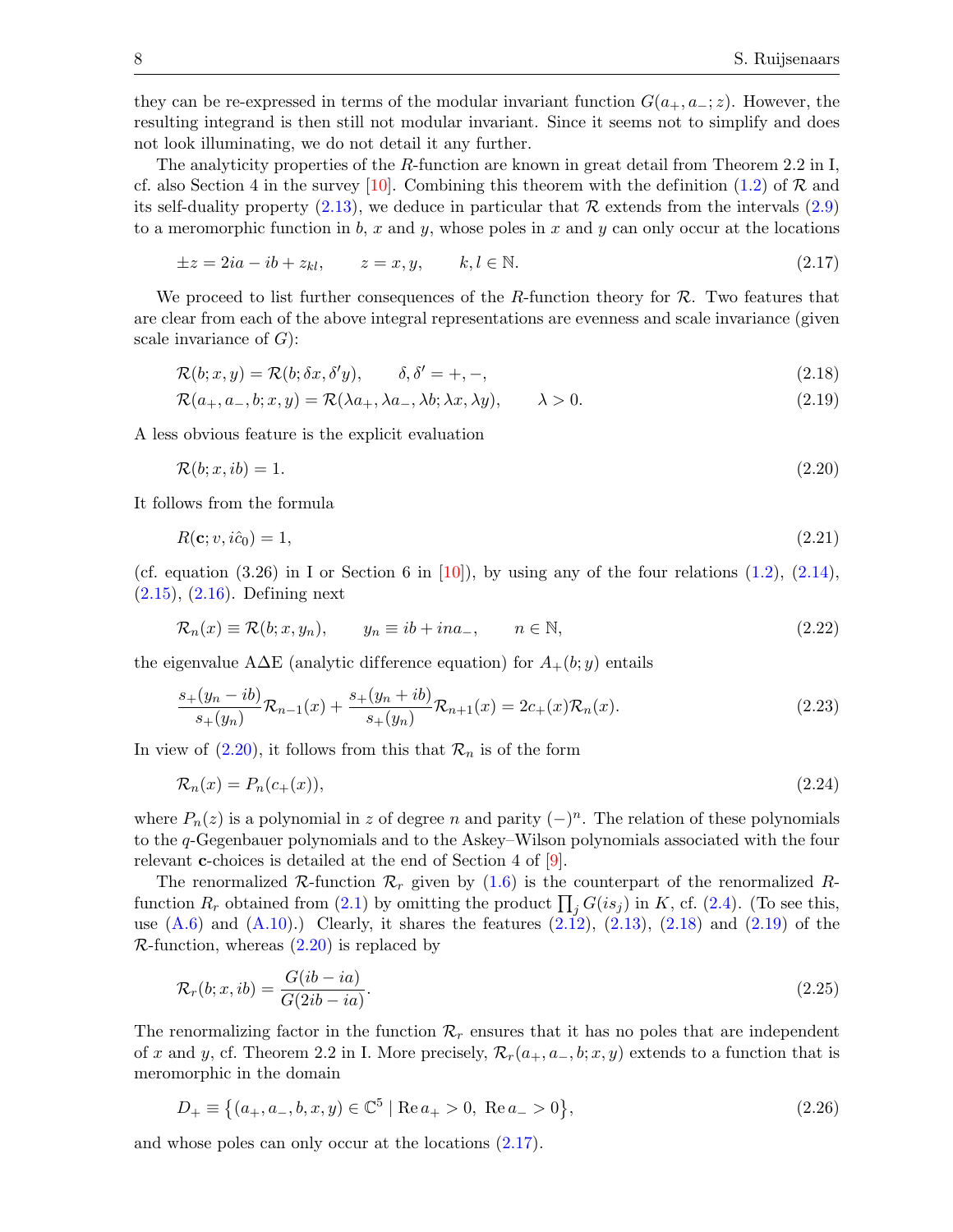they can be re-expressed in terms of the modular invariant function $G(a_+, a_-; z)$. However, the resulting integrand is then still not modular invariant. Since it seems not to simplify and does not look illuminating, we do not detail it any further.

The analyticity properties of the $R$-function are known in great detail from Theorem 2.2 in I, cf. also Section 4 in the survey [10]. Combining this theorem with the definition (1.2) of $\mathcal{R}$ and its self-duality property (2.13), we deduce in particular that $\mathcal{R}$ extends from the intervals (2.9) to a meromorphic function in $b$, $x$ and $y$, whose poles in $x$ and $y$ can only occur at the locations

$$\pm z = 2ia - ib + z_{kl}, \qquad z = x, y, \qquad k, l \in \mathbb{N}. \tag{2.17}$$

We proceed to list further consequences of the $R$-function theory for $\mathcal{R}$. Two features that are clear from each of the above integral representations are evenness and scale invariance (given scale invariance of $G$):

$$\mathcal{R}(b; x, y) = \mathcal{R}(b; \delta x, \delta' y), \qquad \delta, \delta' = +, -, \tag{2.18}$$

$$\mathcal{R}(a_+, a_-, b; x, y) = \mathcal{R}(\lambda a_+, \lambda a_-, \lambda b; \lambda x, \lambda y), \qquad \lambda > 0. \tag{2.19}$$

A less obvious feature is the explicit evaluation

$$\mathcal{R}(b; x, ib) = 1. \tag{2.20}$$

It follows from the formula

$$R(\mathbf{c}; v, i\hat{c}_0) = 1, \tag{2.21}$$

(cf. equation (3.26) in I or Section 6 in [10]), by using any of the four relations (1.2), (2.14), (2.15), (2.16). Defining next

$$\mathcal{R}_n(x) \equiv \mathcal{R}(b; x, y_n), \qquad y_n \equiv ib + ina_-, \qquad n \in \mathbb{N}, \tag{2.22}$$

the eigenvalue A$\Delta$E (analytic difference equation) for $A_+(b; y)$ entails

$$\frac{s_+(y_n - ib)}{s_+(y_n)}\mathcal{R}_{n-1}(x) + \frac{s_+(y_n + ib)}{s_+(y_n)}\mathcal{R}_{n+1}(x) = 2c_+(x)\mathcal{R}_n(x). \tag{2.23}$$

In view of (2.20), it follows from this that $\mathcal{R}_n$ is of the form

$$\mathcal{R}_n(x) = P_n(c_+(x)), \tag{2.24}$$

where $P_n(z)$ is a polynomial in $z$ of degree $n$ and parity $(-)^n$. The relation of these polynomials to the $q$-Gegenbauer polynomials and to the Askey–Wilson polynomials associated with the four relevant $\mathbf{c}$-choices is detailed at the end of Section 4 of [9].

The renormalized $\mathcal{R}$-function $\mathcal{R}_r$ given by (1.6) is the counterpart of the renormalized $R$-function $R_r$ obtained from (2.1) by omitting the product $\prod_j G(is_j)$ in $K$, cf. (2.4). (To see this, use (A.6) and (A.10).) Clearly, it shares the features (2.12), (2.13), (2.18) and (2.19) of the $\mathcal{R}$-function, whereas (2.20) is replaced by

$$\mathcal{R}_r(b; x, ib) = \frac{G(ib - ia)}{G(2ib - ia)}. \tag{2.25}$$

The renormalizing factor in the function $\mathcal{R}_r$ ensures that it has no poles that are independent of $x$ and $y$, cf. Theorem 2.2 in I. More precisely, $\mathcal{R}_r(a_+, a_-, b; x, y)$ extends to a function that is meromorphic in the domain

$$D_+ \equiv \{(a_+, a_-, b, x, y) \in \mathbb{C}^5 \mid \operatorname{Re} a_+ > 0, \ \operatorname{Re} a_- > 0\}, \tag{2.26}$$

and whose poles can only occur at the locations (2.17).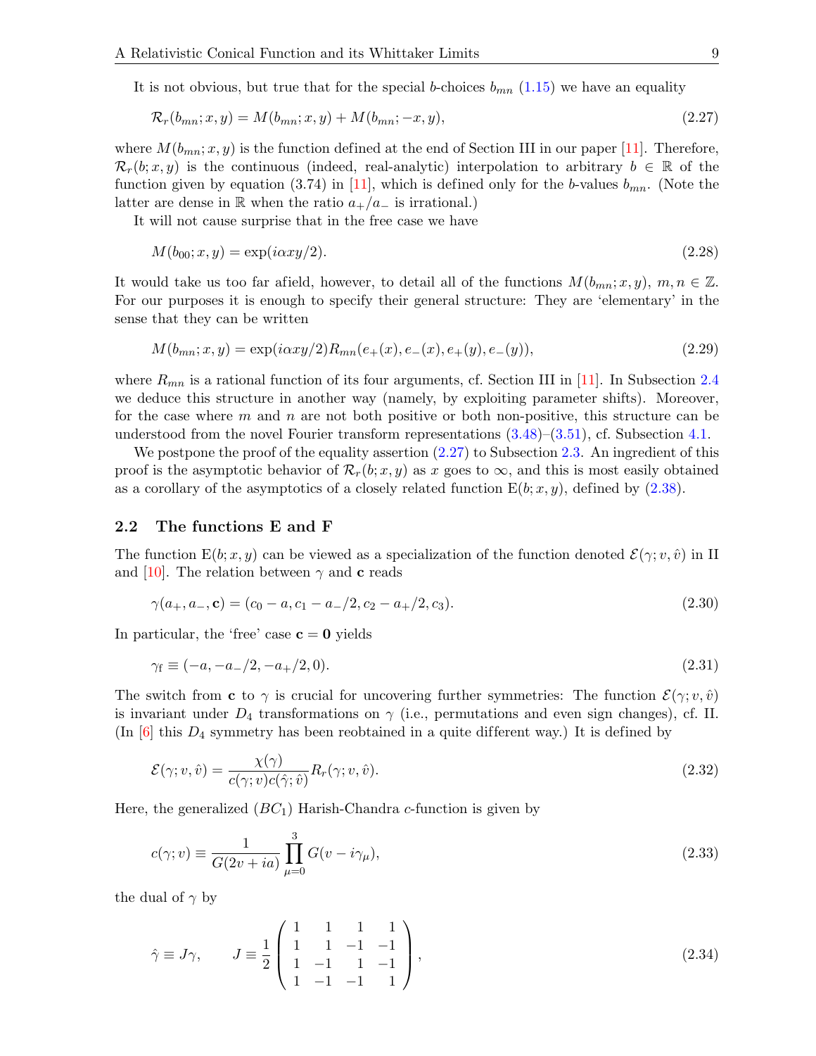It is not obvious, but true that for the special $b$-choices $b_{mn}$ (1.15) we have an equality

$$\mathcal{R}_r(b_{mn}; x, y) = M(b_{mn}; x, y) + M(b_{mn}; -x, y), \tag{2.27}$$

where $M(b_{mn}; x, y)$ is the function defined at the end of Section III in our paper [11]. Therefore, $\mathcal{R}_r(b; x, y)$ is the continuous (indeed, real-analytic) interpolation to arbitrary $b \in \mathbb{R}$ of the function given by equation (3.74) in [11], which is defined only for the $b$-values $b_{mn}$. (Note the latter are dense in $\mathbb{R}$ when the ratio $a_+/a_-$ is irrational.)

It will not cause surprise that in the free case we have

$$M(b_{00}; x, y) = \exp(i\alpha xy/2). \tag{2.28}$$

It would take us too far afield, however, to detail all of the functions $M(b_{mn}; x, y)$, $m, n \in \mathbb{Z}$. For our purposes it is enough to specify their general structure: They are 'elementary' in the sense that they can be written

$$M(b_{mn}; x, y) = \exp(i\alpha xy/2) R_{mn}(e_+(x), e_-(x), e_+(y), e_-(y)), \tag{2.29}$$

where $R_{mn}$ is a rational function of its four arguments, cf. Section III in [11]. In Subsection 2.4 we deduce this structure in another way (namely, by exploiting parameter shifts). Moreover, for the case where $m$ and $n$ are not both positive or both non-positive, this structure can be understood from the novel Fourier transform representations (3.48)–(3.51), cf. Subsection 4.1.

We postpone the proof of the equality assertion (2.27) to Subsection 2.3. An ingredient of this proof is the asymptotic behavior of $\mathcal{R}_r(b; x, y)$ as $x$ goes to $\infty$, and this is most easily obtained as a corollary of the asymptotics of a closely related function $\mathrm{E}(b; x, y)$, defined by (2.38).

## 2.2 The functions E and F

The function $\mathrm{E}(b; x, y)$ can be viewed as a specialization of the function denoted $\mathcal{E}(\gamma; v, \hat{v})$ in II and [10]. The relation between $\gamma$ and $\mathbf{c}$ reads

$$\gamma(a_+, a_-, \mathbf{c}) = (c_0 - a, c_1 - a_-/2, c_2 - a_+/2, c_3). \tag{2.30}$$

In particular, the 'free' case $\mathbf{c} = \mathbf{0}$ yields

$$\gamma_{\mathrm{f}} \equiv (-a, -a_-/2, -a_+/2, 0). \tag{2.31}$$

The switch from $\mathbf{c}$ to $\gamma$ is crucial for uncovering further symmetries: The function $\mathcal{E}(\gamma; v, \hat{v})$ is invariant under $D_4$ transformations on $\gamma$ (i.e., permutations and even sign changes), cf. II. (In [6] this $D_4$ symmetry has been reobtained in a quite different way.) It is defined by

$$\mathcal{E}(\gamma; v, \hat{v}) = \frac{\chi(\gamma)}{c(\gamma; v) c(\hat{\gamma}; \hat{v})} R_r(\gamma; v, \hat{v}). \tag{2.32}$$

Here, the generalized ($BC_1$) Harish-Chandra $c$-function is given by

$$c(\gamma; v) \equiv \frac{1}{G(2v + ia)} \prod_{\mu=0}^{3} G(v - i\gamma_\mu), \tag{2.33}$$

the dual of $\gamma$ by

$$\hat{\gamma} \equiv J\gamma, \qquad J \equiv \frac{1}{2} \begin{pmatrix} 1 & 1 & 1 & 1 \\ 1 & 1 & -1 & -1 \\ 1 & -1 & 1 & -1 \\ 1 & -1 & -1 & 1 \end{pmatrix}, \tag{2.34}$$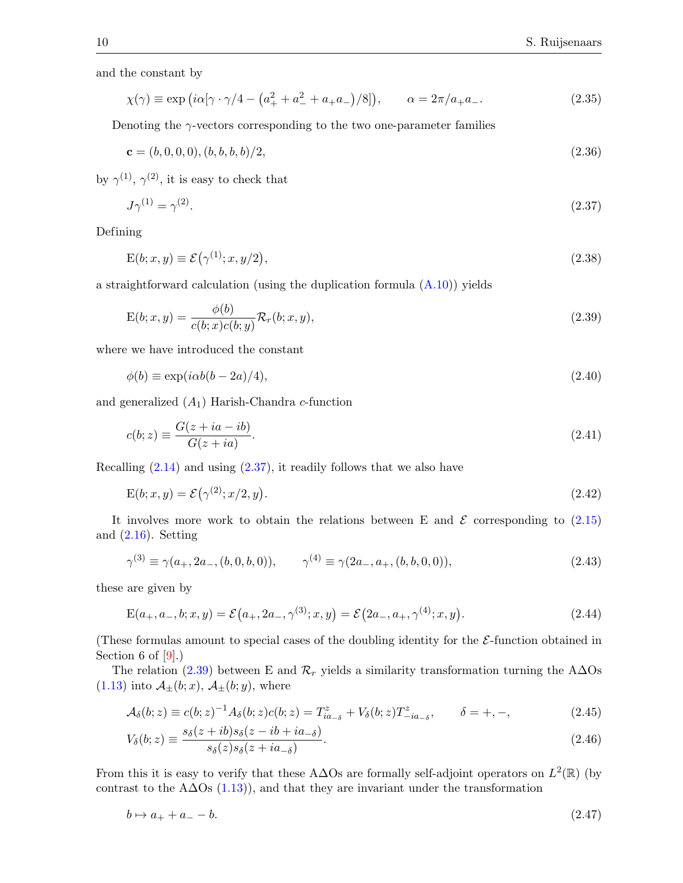and the constant by

$$\chi(\gamma) \equiv \exp\left(i\alpha[\gamma\cdot\gamma/4 - \left(a_+^2 + a_-^2 + a_+a_-\right)/8]\right), \qquad \alpha = 2\pi/a_+a_-. \tag{2.35}$$

Denoting the $\gamma$-vectors corresponding to the two one-parameter families

$$\mathbf{c} = (b,0,0,0),\, (b,b,b,b)/2, \tag{2.36}$$

by $\gamma^{(1)}$, $\gamma^{(2)}$, it is easy to check that

$$J\gamma^{(1)} = \gamma^{(2)}. \tag{2.37}$$

Defining

$$\mathrm{E}(b;x,y) \equiv \mathcal{E}\left(\gamma^{(1)};x,y/2\right), \tag{2.38}$$

a straightforward calculation (using the duplication formula (A.10)) yields

$$\mathrm{E}(b;x,y) = \frac{\phi(b)}{c(b;x)c(b;y)}\mathcal{R}_r(b;x,y), \tag{2.39}$$

where we have introduced the constant

$$\phi(b) \equiv \exp(i\alpha b(b-2a)/4), \tag{2.40}$$

and generalized $(A_1)$ Harish-Chandra $c$-function

$$c(b;z) \equiv \frac{G(z+ia-ib)}{G(z+ia)}. \tag{2.41}$$

Recalling (2.14) and using (2.37), it readily follows that we also have

$$\mathrm{E}(b;x,y) = \mathcal{E}\left(\gamma^{(2)};x/2,y\right). \tag{2.42}$$

It involves more work to obtain the relations between E and $\mathcal{E}$ corresponding to (2.15) and (2.16). Setting

$$\gamma^{(3)} \equiv \gamma(a_+, 2a_-, (b,0,b,0)), \qquad \gamma^{(4)} \equiv \gamma(2a_-, a_+, (b,b,0,0)), \tag{2.43}$$

these are given by

$$\mathrm{E}(a_+,a_-,b;x,y) = \mathcal{E}\left(a_+,2a_-,\gamma^{(3)};x,y\right) = \mathcal{E}\left(2a_-,a_+,\gamma^{(4)};x,y\right). \tag{2.44}$$

(These formulas amount to special cases of the doubling identity for the $\mathcal{E}$-function obtained in Section 6 of [9].)

The relation (2.39) between E and $\mathcal{R}_r$ yields a similarity transformation turning the A$\Delta$Os (1.13) into $\mathcal{A}_\pm(b;x)$, $\mathcal{A}_\pm(b;y)$, where

$$\mathcal{A}_\delta(b;z) \equiv c(b;z)^{-1}A_\delta(b;z)c(b;z) = T^z_{ia_{-\delta}} + V_\delta(b;z)T^z_{-ia_{-\delta}}, \qquad \delta = +,-, \tag{2.45}$$

$$V_\delta(b;z) \equiv \frac{s_\delta(z+ib)s_\delta(z-ib+ia_{-\delta})}{s_\delta(z)s_\delta(z+ia_{-\delta})}. \tag{2.46}$$

From this it is easy to verify that these A$\Delta$Os are formally self-adjoint operators on $L^2(\mathbb{R})$ (by contrast to the A$\Delta$Os (1.13)), and that they are invariant under the transformation

$$b \mapsto a_+ + a_- - b. \tag{2.47}$$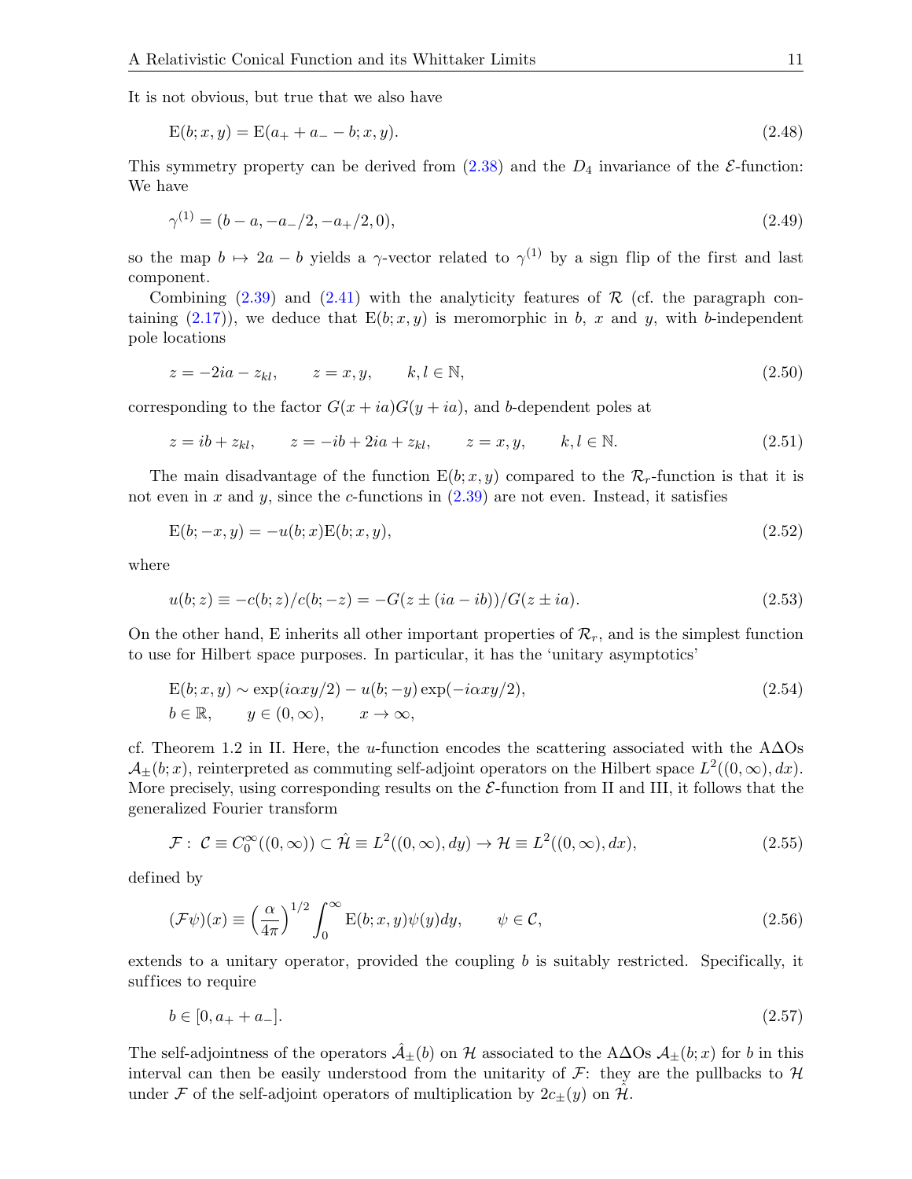It is not obvious, but true that we also have

$$\mathrm{E}(b;x,y) = \mathrm{E}(a_+ + a_- - b;x,y). \tag{2.48}$$

This symmetry property can be derived from (2.38) and the $D_4$ invariance of the $\mathcal{E}$-function: We have

$$\gamma^{(1)} = (b-a, -a_-/2, -a_+/2, 0), \tag{2.49}$$

so the map $b \mapsto 2a - b$ yields a $\gamma$-vector related to $\gamma^{(1)}$ by a sign flip of the first and last component.

Combining (2.39) and (2.41) with the analyticity features of $\mathcal{R}$ (cf. the paragraph containing (2.17)), we deduce that $\mathrm{E}(b;x,y)$ is meromorphic in $b$, $x$ and $y$, with $b$-independent pole locations

$$z = -2ia - z_{kl}, \qquad z = x, y, \qquad k, l \in \mathbb{N}, \tag{2.50}$$

corresponding to the factor $G(x+ia)G(y+ia)$, and $b$-dependent poles at

$$z = ib + z_{kl}, \qquad z = -ib + 2ia + z_{kl}, \qquad z = x, y, \qquad k, l \in \mathbb{N}. \tag{2.51}$$

The main disadvantage of the function $\mathrm{E}(b;x,y)$ compared to the $\mathcal{R}_r$-function is that it is not even in $x$ and $y$, since the $c$-functions in (2.39) are not even. Instead, it satisfies

$$\mathrm{E}(b;-x,y) = -u(b;x)\mathrm{E}(b;x,y), \tag{2.52}$$

where

$$u(b;z) \equiv -c(b;z)/c(b;-z) = -G(z \pm (ia - ib))/G(z \pm ia). \tag{2.53}$$

On the other hand, E inherits all other important properties of $\mathcal{R}_r$, and is the simplest function to use for Hilbert space purposes. In particular, it has the 'unitary asymptotics'

$$\begin{aligned} &\mathrm{E}(b;x,y) \sim \exp(i\alpha xy/2) - u(b;-y)\exp(-i\alpha xy/2), \\ &b \in \mathbb{R}, \qquad y \in (0,\infty), \qquad x \to \infty, \end{aligned} \tag{2.54}$$

cf. Theorem 1.2 in II. Here, the $u$-function encodes the scattering associated with the AΔOs $\mathcal{A}_\pm(b;x)$, reinterpreted as commuting self-adjoint operators on the Hilbert space $L^2((0,\infty), dx)$. More precisely, using corresponding results on the $\mathcal{E}$-function from II and III, it follows that the generalized Fourier transform

$$\mathcal{F}: \ \mathcal{C} \equiv C_0^\infty((0,\infty)) \subset \hat{\mathcal{H}} \equiv L^2((0,\infty), dy) \to \mathcal{H} \equiv L^2((0,\infty), dx), \tag{2.55}$$

defined by

$$(\mathcal{F}\psi)(x) \equiv \left(\frac{\alpha}{4\pi}\right)^{1/2} \int_0^\infty \mathrm{E}(b;x,y)\psi(y)dy, \qquad \psi \in \mathcal{C}, \tag{2.56}$$

extends to a unitary operator, provided the coupling $b$ is suitably restricted. Specifically, it suffices to require

$$b \in [0, a_+ + a_-]. \tag{2.57}$$

The self-adjointness of the operators $\hat{A}_\pm(b)$ on $\mathcal{H}$ associated to the AΔOs $\mathcal{A}_\pm(b;x)$ for $b$ in this interval can then be easily understood from the unitarity of $\mathcal{F}$: they are the pullbacks to $\mathcal{H}$ under $\mathcal{F}$ of the self-adjoint operators of multiplication by $2c_\pm(y)$ on $\hat{\mathcal{H}}$.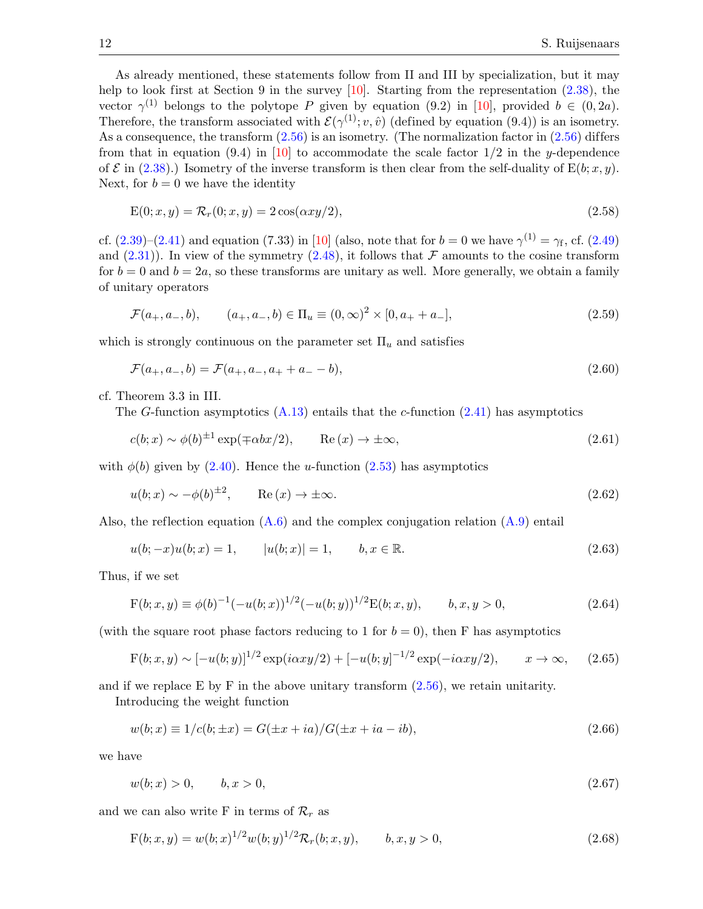As already mentioned, these statements follow from II and III by specialization, but it may help to look first at Section 9 in the survey [10]. Starting from the representation (2.38), the vector $\gamma^{(1)}$ belongs to the polytope $P$ given by equation (9.2) in [10], provided $b \in (0, 2a)$. Therefore, the transform associated with $\mathcal{E}(\gamma^{(1)}; v, \hat{v})$ (defined by equation (9.4)) is an isometry. As a consequence, the transform (2.56) is an isometry. (The normalization factor in (2.56) differs from that in equation (9.4) in [10] to accommodate the scale factor 1/2 in the $y$-dependence of $\mathcal{E}$ in (2.38).) Isometry of the inverse transform is then clear from the self-duality of $\mathrm{E}(b; x, y)$. Next, for $b = 0$ we have the identity

$$\mathrm{E}(0; x, y) = \mathcal{R}_r(0; x, y) = 2\cos(\alpha x y/2), \tag{2.58}$$

cf. (2.39)–(2.41) and equation (7.33) in [10] (also, note that for $b = 0$ we have $\gamma^{(1)} = \gamma_{\mathrm{f}}$, cf. (2.49) and (2.31)). In view of the symmetry (2.48), it follows that $\mathcal{F}$ amounts to the cosine transform for $b = 0$ and $b = 2a$, so these transforms are unitary as well. More generally, we obtain a family of unitary operators

$$\mathcal{F}(a_+, a_-, b), \qquad (a_+, a_-, b) \in \Pi_u \equiv (0, \infty)^2 \times [0, a_+ + a_-], \tag{2.59}$$

which is strongly continuous on the parameter set $\Pi_u$ and satisfies

$$\mathcal{F}(a_+, a_-, b) = \mathcal{F}(a_+, a_-, a_+ + a_- - b), \tag{2.60}$$

cf. Theorem 3.3 in III.

The $G$-function asymptotics (A.13) entails that the $c$-function (2.41) has asymptotics

$$c(b; x) \sim \phi(b)^{\pm 1} \exp(\mp \alpha b x/2), \qquad \mathrm{Re}\,(x) \to \pm\infty, \tag{2.61}$$

with $\phi(b)$ given by (2.40). Hence the $u$-function (2.53) has asymptotics

$$u(b; x) \sim -\phi(b)^{\pm 2}, \qquad \mathrm{Re}\,(x) \to \pm\infty. \tag{2.62}$$

Also, the reflection equation (A.6) and the complex conjugation relation (A.9) entail

$$u(b; -x) u(b; x) = 1, \qquad |u(b; x)| = 1, \qquad b, x \in \mathbb{R}. \tag{2.63}$$

Thus, if we set

$$\mathrm{F}(b; x, y) \equiv \phi(b)^{-1} (-u(b; x))^{1/2} (-u(b; y))^{1/2} \mathrm{E}(b; x, y), \qquad b, x, y > 0, \tag{2.64}$$

(with the square root phase factors reducing to 1 for $b = 0$), then F has asymptotics

$$\mathrm{F}(b; x, y) \sim [-u(b; y)]^{1/2} \exp(i\alpha x y/2) + [-u(b; y]^{-1/2} \exp(-i\alpha x y/2), \qquad x \to \infty, \tag{2.65}$$

and if we replace E by F in the above unitary transform (2.56), we retain unitarity.

Introducing the weight function

$$w(b; x) \equiv 1/c(b; \pm x) = G(\pm x + ia)/G(\pm x + ia - ib), \tag{2.66}$$

we have

$$w(b; x) > 0, \qquad b, x > 0, \tag{2.67}$$

and we can also write F in terms of $\mathcal{R}_r$ as

$$\mathrm{F}(b; x, y) = w(b; x)^{1/2} w(b; y)^{1/2} \mathcal{R}_r(b; x, y), \qquad b, x, y > 0, \tag{2.68}$$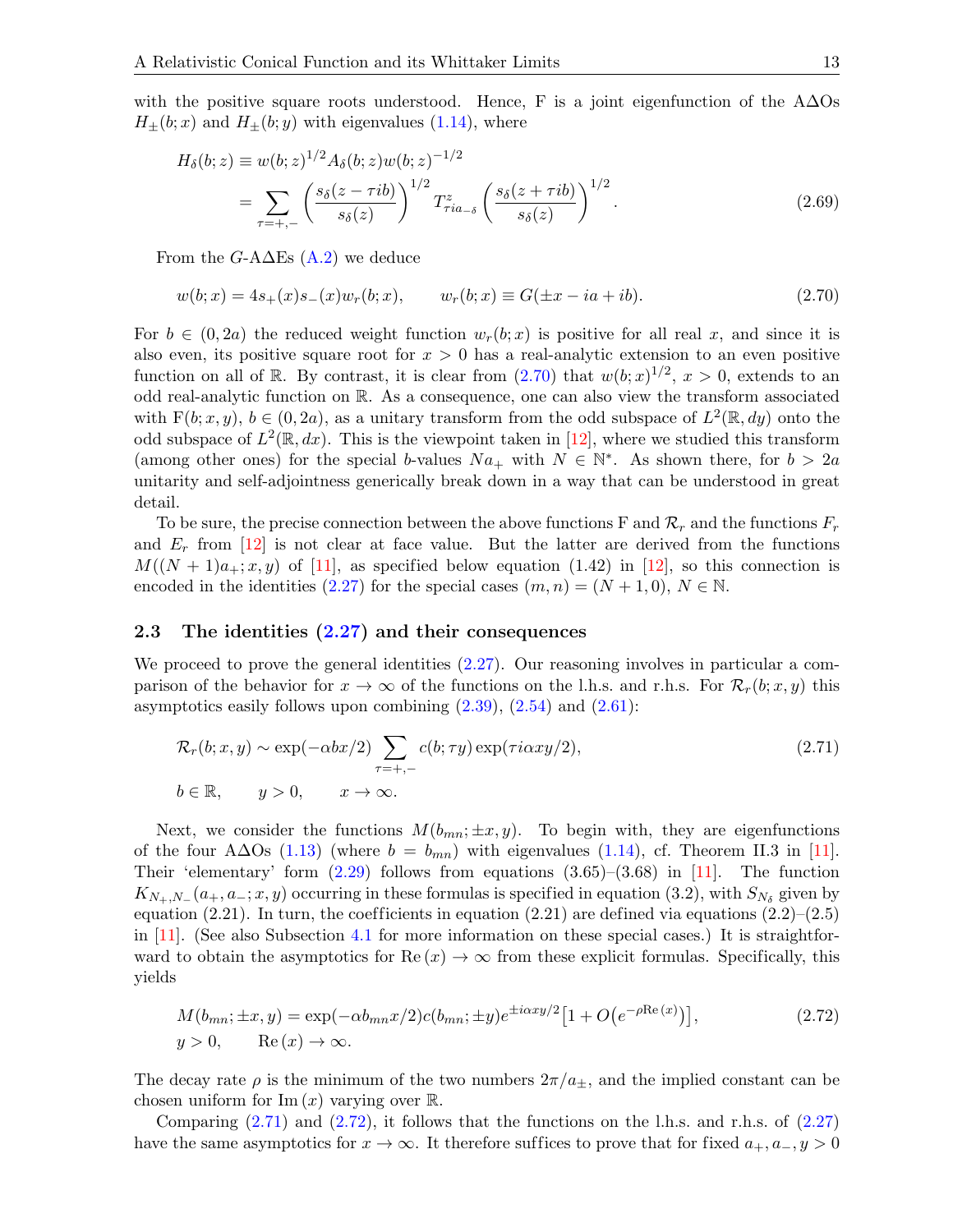with the positive square roots understood. Hence, F is a joint eigenfunction of the AΔOs $H_{\pm}(b;x)$ and $H_{\pm}(b;y)$ with eigenvalues (1.14), where

$$
\begin{aligned}
H_{\delta}(b;z) &\equiv w(b;z)^{1/2} A_{\delta}(b;z) w(b;z)^{-1/2} \\
&= \sum_{\tau=+,-} \left( \frac{s_{\delta}(z-\tau ib)}{s_{\delta}(z)} \right)^{1/2} T^{z}_{\tau ia_{-\delta}} \left( \frac{s_{\delta}(z+\tau ib)}{s_{\delta}(z)} \right)^{1/2}.
\end{aligned}
\tag{2.69}
$$

From the $G$-AΔEs (A.2) we deduce

$$
w(b;x) = 4s_{+}(x)s_{-}(x)w_{r}(b;x), \qquad w_{r}(b;x) \equiv G(\pm x - ia + ib). \tag{2.70}
$$

For $b \in (0,2a)$ the reduced weight function $w_r(b;x)$ is positive for all real $x$, and since it is also even, its positive square root for $x > 0$ has a real-analytic extension to an even positive function on all of $\mathbb{R}$. By contrast, it is clear from (2.70) that $w(b;x)^{1/2}$, $x > 0$, extends to an odd real-analytic function on $\mathbb{R}$. As a consequence, one can also view the transform associated with $\mathrm{F}(b;x,y)$, $b \in (0,2a)$, as a unitary transform from the odd subspace of $L^2(\mathbb{R},dy)$ onto the odd subspace of $L^2(\mathbb{R},dx)$. This is the viewpoint taken in [12], where we studied this transform (among other ones) for the special $b$-values $Na_+$ with $N \in \mathbb{N}^*$. As shown there, for $b > 2a$ unitarity and self-adjointness generically break down in a way that can be understood in great detail.

To be sure, the precise connection between the above functions F and $\mathcal{R}_r$ and the functions $F_r$ and $E_r$ from [12] is not clear at face value. But the latter are derived from the functions $M((N+1)a_+;x,y)$ of [11], as specified below equation (1.42) in [12], so this connection is encoded in the identities (2.27) for the special cases $(m,n) = (N+1,0)$, $N \in \mathbb{N}$.

## 2.3 The identities (2.27) and their consequences

We proceed to prove the general identities (2.27). Our reasoning involves in particular a comparison of the behavior for $x \to \infty$ of the functions on the l.h.s. and r.h.s. For $\mathcal{R}_r(b;x,y)$ this asymptotics easily follows upon combining (2.39), (2.54) and (2.61):

$$
\begin{aligned}
&\mathcal{R}_r(b;x,y) \sim \exp(-\alpha bx/2) \sum_{\tau=+,-} c(b;\tau y) \exp(\tau i\alpha xy/2), \\
&b \in \mathbb{R}, \qquad y > 0, \qquad x \to \infty.
\end{aligned}
\tag{2.71}
$$

Next, we consider the functions $M(b_{mn};\pm x,y)$. To begin with, they are eigenfunctions of the four AΔOs (1.13) (where $b = b_{mn}$) with eigenvalues (1.14), cf. Theorem II.3 in [11]. Their 'elementary' form (2.29) follows from equations (3.65)–(3.68) in [11]. The function $K_{N_+,N_-}(a_+,a_-;x,y)$ occurring in these formulas is specified in equation (3.2), with $S_{N_\delta}$ given by equation (2.21). In turn, the coefficients in equation (2.21) are defined via equations (2.2)–(2.5) in [11]. (See also Subsection 4.1 for more information on these special cases.) It is straightforward to obtain the asymptotics for $\mathrm{Re}\,(x) \to \infty$ from these explicit formulas. Specifically, this yields

$$
\begin{aligned}
&M(b_{mn};\pm x,y) = \exp(-\alpha b_{mn}x/2) c(b_{mn};\pm y) e^{\pm i\alpha xy/2} \big[1 + O\big(e^{-\rho \mathrm{Re}\,(x)}\big)\big], \\
&y > 0, \qquad \mathrm{Re}\,(x) \to \infty.
\end{aligned}
\tag{2.72}
$$

The decay rate $\rho$ is the minimum of the two numbers $2\pi/a_{\pm}$, and the implied constant can be chosen uniform for $\mathrm{Im}\,(x)$ varying over $\mathbb{R}$.

Comparing (2.71) and (2.72), it follows that the functions on the l.h.s. and r.h.s. of (2.27) have the same asymptotics for $x \to \infty$. It therefore suffices to prove that for fixed $a_+, a_-, y > 0$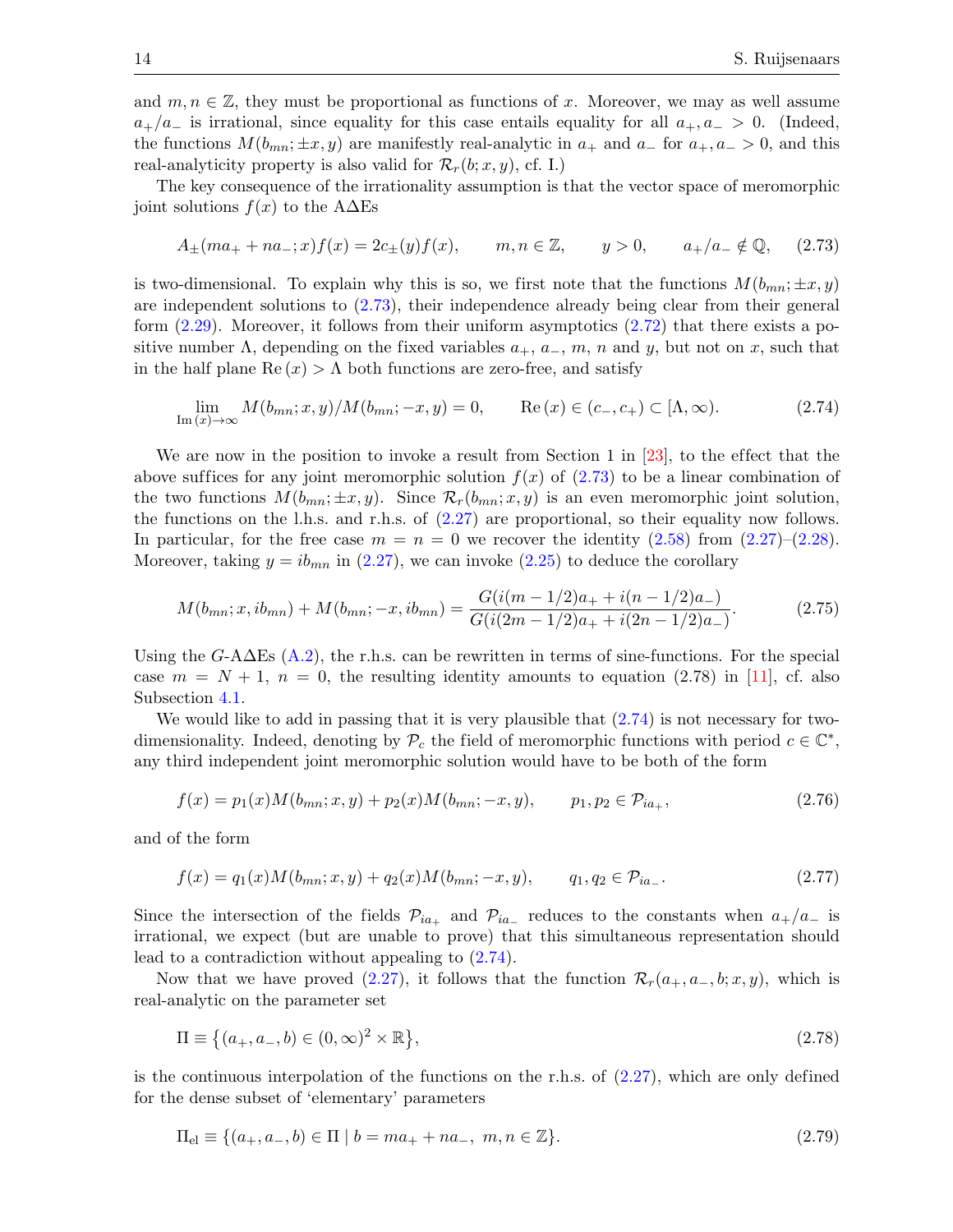and $m,n\in\mathbb{Z}$, they must be proportional as functions of $x$. Moreover, we may as well assume $a_+/a_-$ is irrational, since equality for this case entails equality for all $a_+,a_->0$. (Indeed, the functions $M(b_{mn};\pm x,y)$ are manifestly real-analytic in $a_+$ and $a_-$ for $a_+,a_->0$, and this real-analyticity property is also valid for $\mathcal{R}_r(b;x,y)$, cf. I.)

The key consequence of the irrationality assumption is that the vector space of meromorphic joint solutions $f(x)$ to the AΔEs

$$A_\pm(ma_++na_-;x)f(x)=2c_\pm(y)f(x),\qquad m,n\in\mathbb{Z},\qquad y>0,\qquad a_+/a_-\notin\mathbb{Q},\tag{2.73}$$

is two-dimensional. To explain why this is so, we first note that the functions $M(b_{mn};\pm x,y)$ are independent solutions to (2.73), their independence already being clear from their general form (2.29). Moreover, it follows from their uniform asymptotics (2.72) that there exists a positive number $\Lambda$, depending on the fixed variables $a_+$, $a_-$, $m$, $n$ and $y$, but not on $x$, such that in the half plane $\mathrm{Re}\,(x)>\Lambda$ both functions are zero-free, and satisfy

$$\lim_{\mathrm{Im}\,(x)\to\infty}M(b_{mn};x,y)/M(b_{mn};-x,y)=0,\qquad \mathrm{Re}\,(x)\in(c_-,c_+)\subset[\Lambda,\infty).\tag{2.74}$$

We are now in the position to invoke a result from Section 1 in [23], to the effect that the above suffices for any joint meromorphic solution $f(x)$ of (2.73) to be a linear combination of the two functions $M(b_{mn};\pm x,y)$. Since $\mathcal{R}_r(b_{mn};x,y)$ is an even meromorphic joint solution, the functions on the l.h.s. and r.h.s. of (2.27) are proportional, so their equality now follows. In particular, for the free case $m=n=0$ we recover the identity (2.58) from (2.27)–(2.28). Moreover, taking $y=ib_{mn}$ in (2.27), we can invoke (2.25) to deduce the corollary

$$M(b_{mn};x,ib_{mn})+M(b_{mn};-x,ib_{mn})=\frac{G(i(m-1/2)a_++i(n-1/2)a_-)}{G(i(2m-1/2)a_++i(2n-1/2)a_-)}.\tag{2.75}$$

Using the $G$-AΔEs (A.2), the r.h.s. can be rewritten in terms of sine-functions. For the special case $m=N+1$, $n=0$, the resulting identity amounts to equation (2.78) in [11], cf. also Subsection 4.1.

We would like to add in passing that it is very plausible that (2.74) is not necessary for two-dimensionality. Indeed, denoting by $\mathcal{P}_c$ the field of meromorphic functions with period $c\in\mathbb{C}^*$, any third independent joint meromorphic solution would have to be both of the form

$$f(x)=p_1(x)M(b_{mn};x,y)+p_2(x)M(b_{mn};-x,y),\qquad p_1,p_2\in\mathcal{P}_{ia_+},\tag{2.76}$$

and of the form

$$f(x)=q_1(x)M(b_{mn};x,y)+q_2(x)M(b_{mn};-x,y),\qquad q_1,q_2\in\mathcal{P}_{ia_-}.\tag{2.77}$$

Since the intersection of the fields $\mathcal{P}_{ia_+}$ and $\mathcal{P}_{ia_-}$ reduces to the constants when $a_+/a_-$ is irrational, we expect (but are unable to prove) that this simultaneous representation should lead to a contradiction without appealing to (2.74).

Now that we have proved (2.27), it follows that the function $\mathcal{R}_r(a_+,a_-,b;x,y)$, which is real-analytic on the parameter set

$$\Pi\equiv\big\{(a_+,a_-,b)\in(0,\infty)^2\times\mathbb{R}\big\},\tag{2.78}$$

is the continuous interpolation of the functions on the r.h.s. of (2.27), which are only defined for the dense subset of 'elementary' parameters

$$\Pi_{\mathrm{el}}\equiv\{(a_+,a_-,b)\in\Pi\mid b=ma_++na_-,\ m,n\in\mathbb{Z}\}.\tag{2.79}$$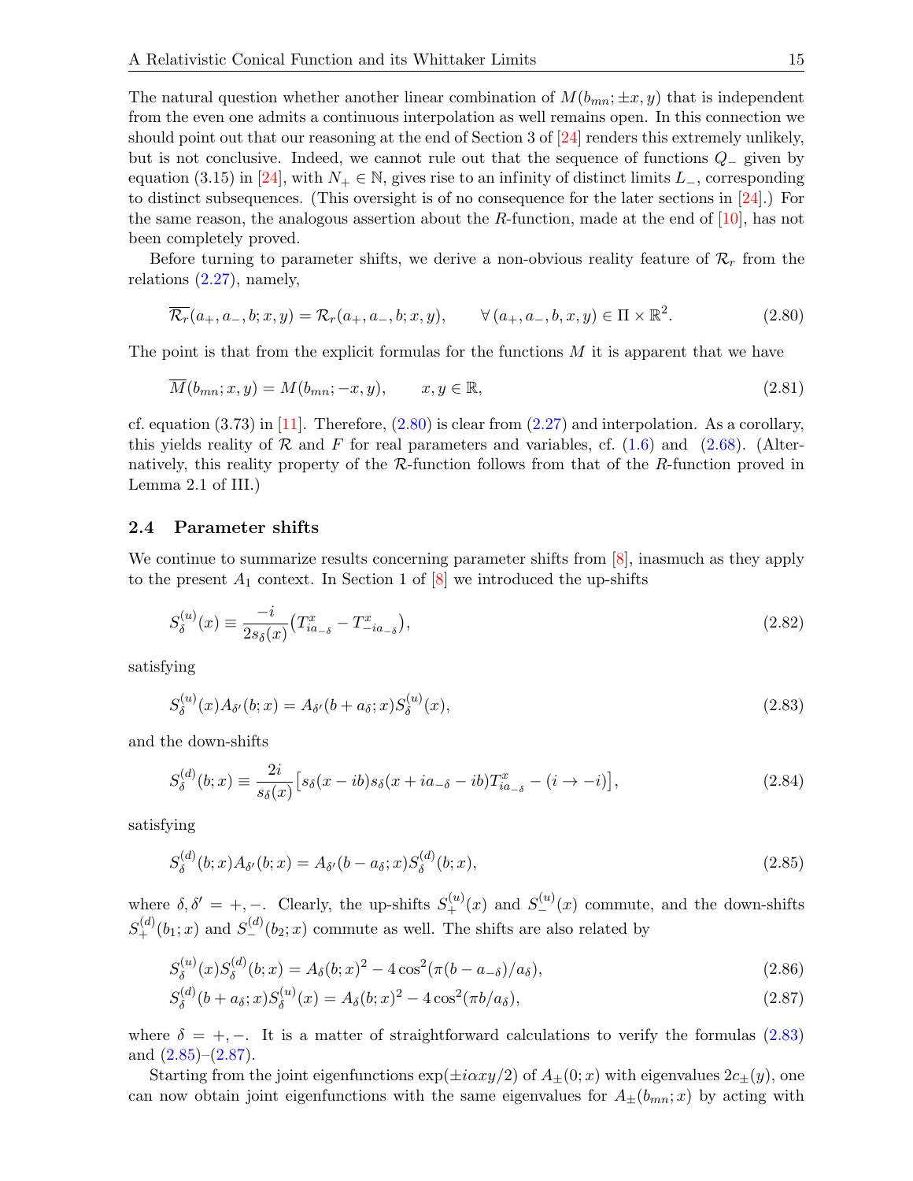The natural question whether another linear combination of $M(b_{mn}; \pm x, y)$ that is independent from the even one admits a continuous interpolation as well remains open. In this connection we should point out that our reasoning at the end of Section 3 of [24] renders this extremely unlikely, but is not conclusive. Indeed, we cannot rule out that the sequence of functions $Q_-$ given by equation (3.15) in [24], with $N_+ \in \mathbb{N}$, gives rise to an infinity of distinct limits $L_-$, corresponding to distinct subsequences. (This oversight is of no consequence for the later sections in [24].) For the same reason, the analogous assertion about the $R$-function, made at the end of [10], has not been completely proved.

Before turning to parameter shifts, we derive a non-obvious reality feature of $\mathcal{R}_r$ from the relations (2.27), namely,

$$\overline{\mathcal{R}_r}(a_+, a_-, b; x, y) = \mathcal{R}_r(a_+, a_-, b; x, y), \qquad \forall\, (a_+, a_-, b, x, y) \in \Pi \times \mathbb{R}^2. \tag{2.80}$$

The point is that from the explicit formulas for the functions $M$ it is apparent that we have

$$\overline{M}(b_{mn}; x, y) = M(b_{mn}; -x, y), \qquad x, y \in \mathbb{R}, \tag{2.81}$$

cf. equation (3.73) in [11]. Therefore, (2.80) is clear from (2.27) and interpolation. As a corollary, this yields reality of $\mathcal{R}$ and $F$ for real parameters and variables, cf. (1.6) and (2.68). (Alternatively, this reality property of the $\mathcal{R}$-function follows from that of the $R$-function proved in Lemma 2.1 of III.)

### 2.4 Parameter shifts

We continue to summarize results concerning parameter shifts from [8], inasmuch as they apply to the present $A_1$ context. In Section 1 of [8] we introduced the up-shifts

$$S_\delta^{(u)}(x) \equiv \frac{-i}{2s_\delta(x)}\big(T^x_{ia_{-\delta}} - T^x_{-ia_{-\delta}}\big), \tag{2.82}$$

satisfying

$$S_\delta^{(u)}(x) A_{\delta'}(b; x) = A_{\delta'}(b + a_\delta; x) S_\delta^{(u)}(x), \tag{2.83}$$

and the down-shifts

$$S_\delta^{(d)}(b; x) \equiv \frac{2i}{s_\delta(x)}\big[s_\delta(x - ib)s_\delta(x + ia_{-\delta} - ib)T^x_{ia_{-\delta}} - (i \to -i)\big], \tag{2.84}$$

satisfying

$$S_\delta^{(d)}(b; x) A_{\delta'}(b; x) = A_{\delta'}(b - a_\delta; x) S_\delta^{(d)}(b; x), \tag{2.85}$$

where $\delta, \delta' = +, -$. Clearly, the up-shifts $S_+^{(u)}(x)$ and $S_-^{(u)}(x)$ commute, and the down-shifts $S_+^{(d)}(b_1; x)$ and $S_-^{(d)}(b_2; x)$ commute as well. The shifts are also related by

$$S_\delta^{(u)}(x) S_\delta^{(d)}(b; x) = A_\delta(b; x)^2 - 4\cos^2(\pi(b - a_{-\delta})/a_\delta), \tag{2.86}$$

$$S_\delta^{(d)}(b + a_\delta; x) S_\delta^{(u)}(x) = A_\delta(b; x)^2 - 4\cos^2(\pi b/a_\delta), \tag{2.87}$$

where $\delta = +, -$. It is a matter of straightforward calculations to verify the formulas (2.83) and (2.85)–(2.87).

Starting from the joint eigenfunctions $\exp(\pm i\alpha xy/2)$ of $A_\pm(0; x)$ with eigenvalues $2c_\pm(y)$, one can now obtain joint eigenfunctions with the same eigenvalues for $A_\pm(b_{mn}; x)$ by acting with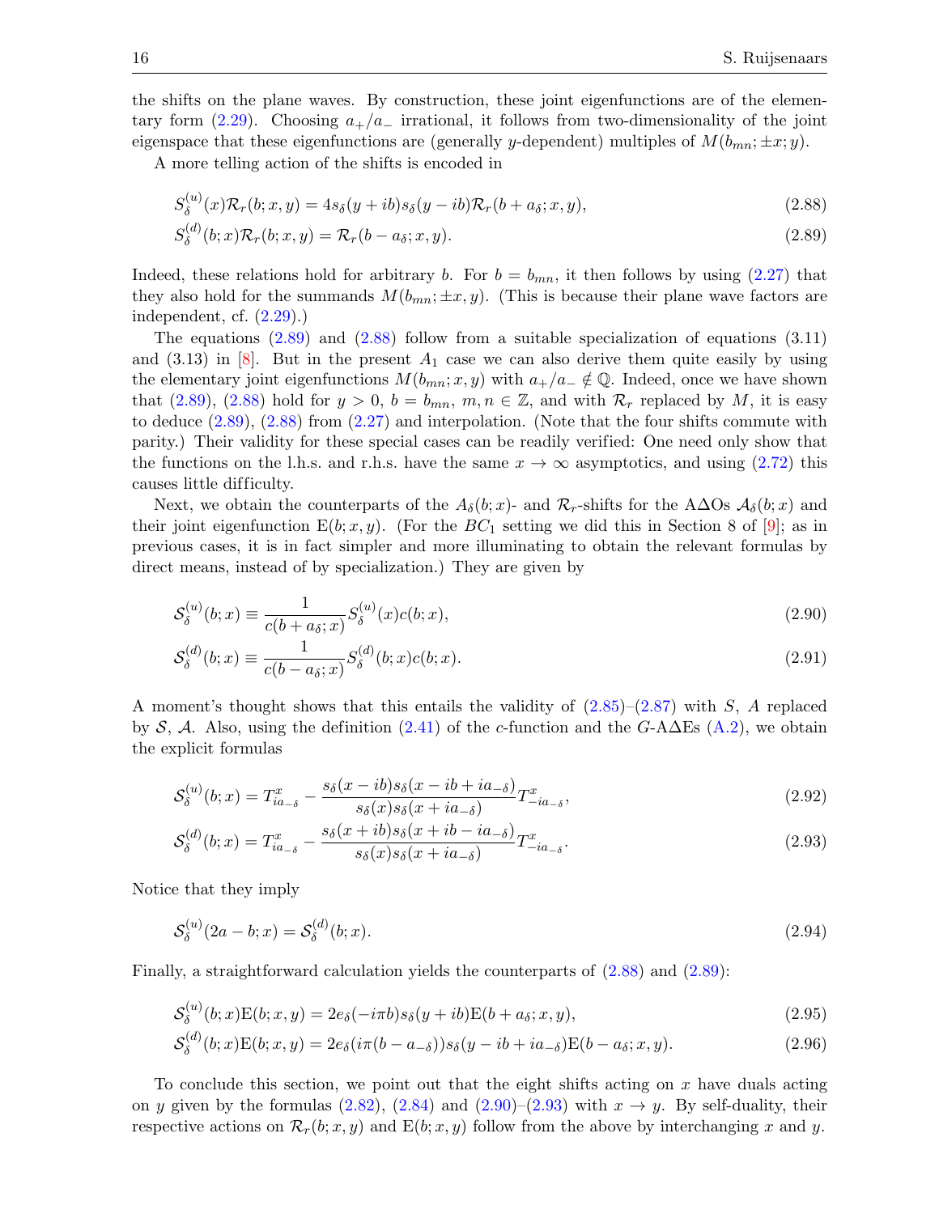the shifts on the plane waves. By construction, these joint eigenfunctions are of the elementary form (2.29). Choosing $a_+/a_-$ irrational, it follows from two-dimensionality of the joint eigenspace that these eigenfunctions are (generally $y$-dependent) multiples of $M(b_{mn};\pm x;y)$.

A more telling action of the shifts is encoded in

$$S_\delta^{(u)}(x)\mathcal{R}_r(b;x,y) = 4s_\delta(y+ib)s_\delta(y-ib)\mathcal{R}_r(b+a_\delta;x,y), \tag{2.88}$$

$$S_\delta^{(d)}(b;x)\mathcal{R}_r(b;x,y) = \mathcal{R}_r(b-a_\delta;x,y). \tag{2.89}$$

Indeed, these relations hold for arbitrary $b$. For $b=b_{mn}$, it then follows by using (2.27) that they also hold for the summands $M(b_{mn};\pm x,y)$. (This is because their plane wave factors are independent, cf. (2.29).)

The equations (2.89) and (2.88) follow from a suitable specialization of equations (3.11) and (3.13) in [8]. But in the present $A_1$ case we can also derive them quite easily by using the elementary joint eigenfunctions $M(b_{mn};x,y)$ with $a_+/a_-\notin\mathbb{Q}$. Indeed, once we have shown that (2.89), (2.88) hold for $y>0$, $b=b_{mn}$, $m,n\in\mathbb{Z}$, and with $\mathcal{R}_r$ replaced by $M$, it is easy to deduce (2.89), (2.88) from (2.27) and interpolation. (Note that the four shifts commute with parity.) Their validity for these special cases can be readily verified: One need only show that the functions on the l.h.s. and r.h.s. have the same $x\to\infty$ asymptotics, and using (2.72) this causes little difficulty.

Next, we obtain the counterparts of the $A_\delta(b;x)$- and $\mathcal{R}_r$-shifts for the A$\Delta$Os $\mathcal{A}_\delta(b;x)$ and their joint eigenfunction $\mathrm{E}(b;x,y)$. (For the $BC_1$ setting we did this in Section 8 of [9]; as in previous cases, it is in fact simpler and more illuminating to obtain the relevant formulas by direct means, instead of by specialization.) They are given by

$$\mathcal{S}_\delta^{(u)}(b;x) \equiv \frac{1}{c(b+a_\delta;x)}S_\delta^{(u)}(x)c(b;x), \tag{2.90}$$

$$\mathcal{S}_\delta^{(d)}(b;x) \equiv \frac{1}{c(b-a_\delta;x)}S_\delta^{(d)}(b;x)c(b;x). \tag{2.91}$$

A moment's thought shows that this entails the validity of (2.85)–(2.87) with $S$, $A$ replaced by $\mathcal{S}$, $\mathcal{A}$. Also, using the definition (2.41) of the $c$-function and the $G$-A$\Delta$Es (A.2), we obtain the explicit formulas

$$\mathcal{S}_\delta^{(u)}(b;x) = T^x_{ia_{-\delta}} - \frac{s_\delta(x-ib)s_\delta(x-ib+ia_{-\delta})}{s_\delta(x)s_\delta(x+ia_{-\delta})}T^x_{-ia_{-\delta}}, \tag{2.92}$$

$$\mathcal{S}_\delta^{(d)}(b;x) = T^x_{ia_{-\delta}} - \frac{s_\delta(x+ib)s_\delta(x+ib-ia_{-\delta})}{s_\delta(x)s_\delta(x+ia_{-\delta})}T^x_{-ia_{-\delta}}. \tag{2.93}$$

Notice that they imply

$$\mathcal{S}_\delta^{(u)}(2a-b;x) = \mathcal{S}_\delta^{(d)}(b;x). \tag{2.94}$$

Finally, a straightforward calculation yields the counterparts of (2.88) and (2.89):

$$\mathcal{S}_\delta^{(u)}(b;x)\mathrm{E}(b;x,y) = 2e_\delta(-i\pi b)s_\delta(y+ib)\mathrm{E}(b+a_\delta;x,y), \tag{2.95}$$

$$\mathcal{S}_\delta^{(d)}(b;x)\mathrm{E}(b;x,y) = 2e_\delta(i\pi(b-a_{-\delta}))s_\delta(y-ib+ia_{-\delta})\mathrm{E}(b-a_\delta;x,y). \tag{2.96}$$

To conclude this section, we point out that the eight shifts acting on $x$ have duals acting on $y$ given by the formulas (2.82), (2.84) and (2.90)–(2.93) with $x\to y$. By self-duality, their respective actions on $\mathcal{R}_r(b;x,y)$ and $\mathrm{E}(b;x,y)$ follow from the above by interchanging $x$ and $y$.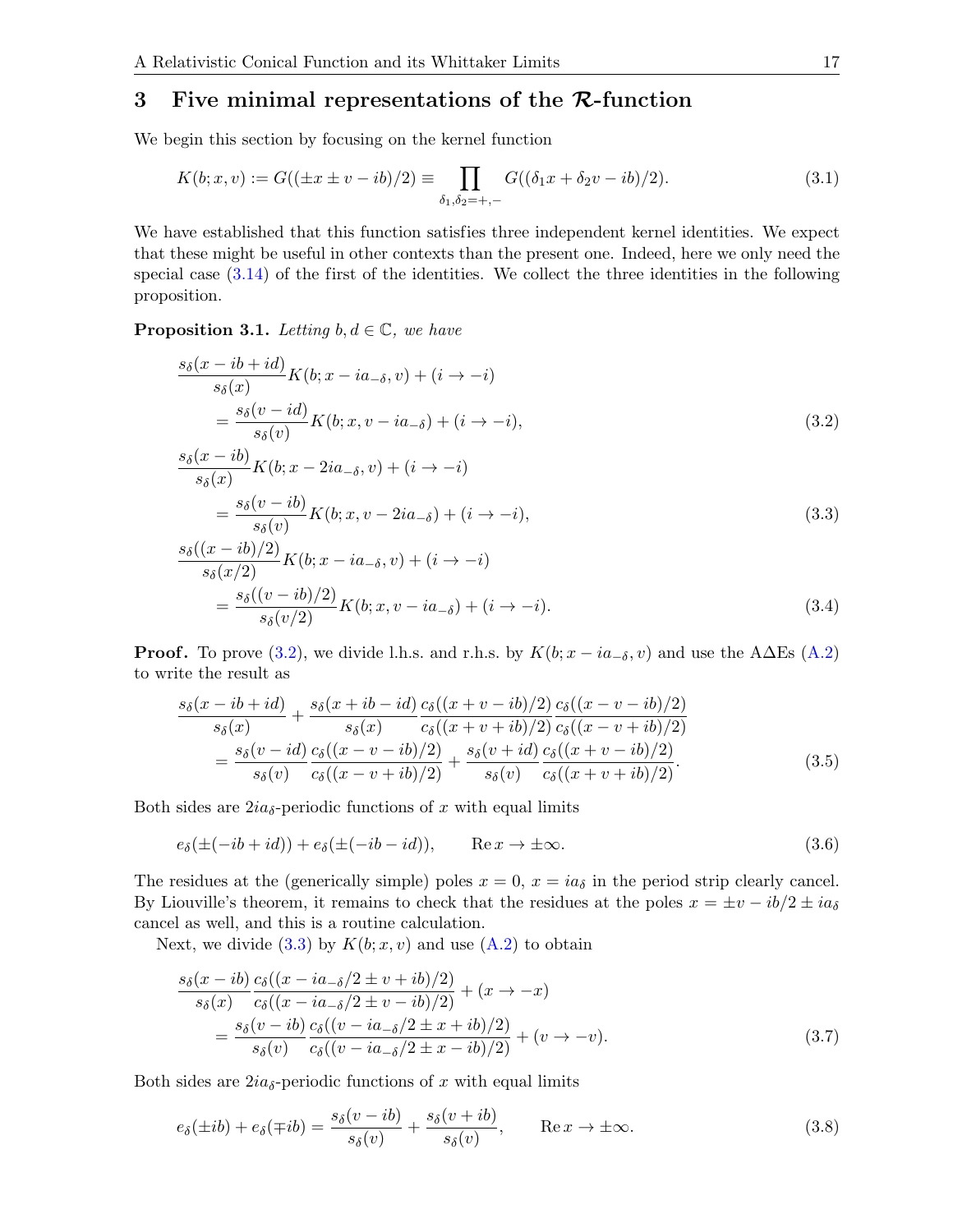## 3 Five minimal representations of the $\mathcal{R}$-function

We begin this section by focusing on the kernel function

$$K(b;x,v) := G((\pm x \pm v - ib)/2) \equiv \prod_{\delta_1,\delta_2=+,-} G((\delta_1 x + \delta_2 v - ib)/2). \tag{3.1}$$

We have established that this function satisfies three independent kernel identities. We expect that these might be useful in other contexts than the present one. Indeed, here we only need the special case (3.14) of the first of the identities. We collect the three identities in the following proposition.

**Proposition 3.1.** *Letting $b, d \in \mathbb{C}$, we have*

$$\begin{aligned}
&\frac{s_\delta(x - ib + id)}{s_\delta(x)} K(b; x - ia_{-\delta}, v) + (i \to -i) \\
&\qquad = \frac{s_\delta(v - id)}{s_\delta(v)} K(b; x, v - ia_{-\delta}) + (i \to -i),
\end{aligned} \tag{3.2}$$

$$\begin{aligned}
&\frac{s_\delta(x - ib)}{s_\delta(x)} K(b; x - 2ia_{-\delta}, v) + (i \to -i) \\
&\qquad = \frac{s_\delta(v - ib)}{s_\delta(v)} K(b; x, v - 2ia_{-\delta}) + (i \to -i),
\end{aligned} \tag{3.3}$$

$$\begin{aligned}
&\frac{s_\delta((x - ib)/2)}{s_\delta(x/2)} K(b; x - ia_{-\delta}, v) + (i \to -i) \\
&\qquad = \frac{s_\delta((v - ib)/2)}{s_\delta(v/2)} K(b; x, v - ia_{-\delta}) + (i \to -i).
\end{aligned} \tag{3.4}$$

**Proof.** To prove (3.2), we divide l.h.s. and r.h.s. by $K(b; x - ia_{-\delta}, v)$ and use the A$\Delta$Es (A.2) to write the result as

$$\begin{aligned}
&\frac{s_\delta(x - ib + id)}{s_\delta(x)} + \frac{s_\delta(x + ib - id)}{s_\delta(x)} \frac{c_\delta((x + v - ib)/2)}{c_\delta((x + v + ib)/2)} \frac{c_\delta((x - v - ib)/2)}{c_\delta((x - v + ib)/2)} \\
&\qquad = \frac{s_\delta(v - id)}{s_\delta(v)} \frac{c_\delta((x - v - ib)/2)}{c_\delta((x - v + ib)/2)} + \frac{s_\delta(v + id)}{s_\delta(v)} \frac{c_\delta((x + v - ib)/2)}{c_\delta((x + v + ib)/2)}.
\end{aligned} \tag{3.5}$$

Both sides are $2ia_\delta$-periodic functions of $x$ with equal limits

$$e_\delta(\pm(-ib + id)) + e_\delta(\pm(-ib - id)), \qquad \operatorname{Re} x \to \pm\infty. \tag{3.6}$$

The residues at the (generically simple) poles $x = 0$, $x = ia_\delta$ in the period strip clearly cancel. By Liouville's theorem, it remains to check that the residues at the poles $x = \pm v - ib/2 \pm ia_\delta$ cancel as well, and this is a routine calculation.

Next, we divide (3.3) by $K(b; x, v)$ and use (A.2) to obtain

$$\begin{aligned}
&\frac{s_\delta(x - ib)}{s_\delta(x)} \frac{c_\delta((x - ia_{-\delta}/2 \pm v + ib)/2)}{c_\delta((x - ia_{-\delta}/2 \pm v - ib)/2)} + (x \to -x) \\
&\qquad = \frac{s_\delta(v - ib)}{s_\delta(v)} \frac{c_\delta((v - ia_{-\delta}/2 \pm x + ib)/2)}{c_\delta((v - ia_{-\delta}/2 \pm x - ib)/2)} + (v \to -v).
\end{aligned} \tag{3.7}$$

Both sides are $2ia_\delta$-periodic functions of $x$ with equal limits

$$e_\delta(\pm ib) + e_\delta(\mp ib) = \frac{s_\delta(v - ib)}{s_\delta(v)} + \frac{s_\delta(v + ib)}{s_\delta(v)}, \qquad \operatorname{Re} x \to \pm\infty. \tag{3.8}$$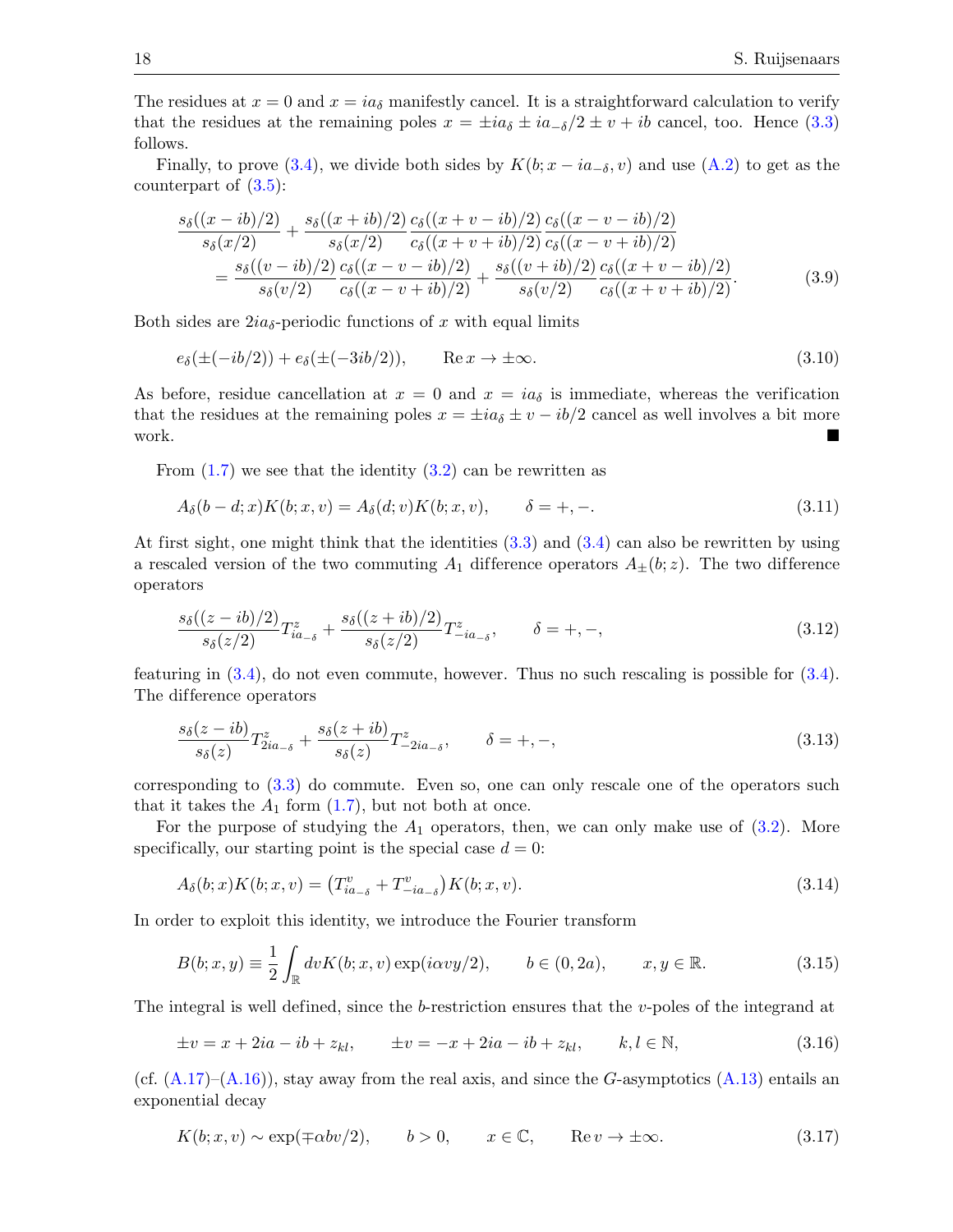The residues at $x = 0$ and $x = ia_\delta$ manifestly cancel. It is a straightforward calculation to verify that the residues at the remaining poles $x = \pm ia_\delta \pm ia_{-\delta}/2 \pm v + ib$ cancel, too. Hence (3.3) follows.

Finally, to prove (3.4), we divide both sides by $K(b; x - ia_{-\delta}, v)$ and use (A.2) to get as the counterpart of (3.5):

$$
\begin{aligned}
&\frac{s_\delta((x-ib)/2)}{s_\delta(x/2)} + \frac{s_\delta((x+ib)/2)}{s_\delta(x/2)} \frac{c_\delta((x+v-ib)/2)}{c_\delta((x+v+ib)/2)} \frac{c_\delta((x-v-ib)/2)}{c_\delta((x-v+ib)/2)} \\
&\qquad = \frac{s_\delta((v-ib)/2)}{s_\delta(v/2)} \frac{c_\delta((x-v-ib)/2)}{c_\delta((x-v+ib)/2)} + \frac{s_\delta((v+ib)/2)}{s_\delta(v/2)} \frac{c_\delta((x+v-ib)/2)}{c_\delta((x+v+ib)/2)}.
\end{aligned} \tag{3.9}
$$

Both sides are $2ia_\delta$-periodic functions of $x$ with equal limits

$$
e_\delta(\pm(-ib/2)) + e_\delta(\pm(-3ib/2)), \qquad \operatorname{Re} x \to \pm\infty. \tag{3.10}
$$

As before, residue cancellation at $x = 0$ and $x = ia_\delta$ is immediate, whereas the verification that the residues at the remaining poles $x = \pm ia_\delta \pm v - ib/2$ cancel as well involves a bit more work. ∎

From (1.7) we see that the identity (3.2) can be rewritten as

$$
A_\delta(b - d; x) K(b; x, v) = A_\delta(d; v) K(b; x, v), \qquad \delta = +, -. \tag{3.11}
$$

At first sight, one might think that the identities (3.3) and (3.4) can also be rewritten by using a rescaled version of the two commuting $A_1$ difference operators $A_\pm(b; z)$. The two difference operators

$$
\frac{s_\delta((z-ib)/2)}{s_\delta(z/2)} T^z_{ia_{-\delta}} + \frac{s_\delta((z+ib)/2)}{s_\delta(z/2)} T^z_{-ia_{-\delta}}, \qquad \delta = +, -, \tag{3.12}
$$

featuring in (3.4), do not even commute, however. Thus no such rescaling is possible for (3.4). The difference operators

$$
\frac{s_\delta(z - ib)}{s_\delta(z)} T^z_{2ia_{-\delta}} + \frac{s_\delta(z + ib)}{s_\delta(z)} T^z_{-2ia_{-\delta}}, \qquad \delta = +, -, \tag{3.13}
$$

corresponding to (3.3) do commute. Even so, one can only rescale one of the operators such that it takes the $A_1$ form (1.7), but not both at once.

For the purpose of studying the $A_1$ operators, then, we can only make use of (3.2). More specifically, our starting point is the special case $d = 0$:

$$
A_\delta(b; x) K(b; x, v) = \left(T^v_{ia_{-\delta}} + T^v_{-ia_{-\delta}}\right) K(b; x, v). \tag{3.14}
$$

In order to exploit this identity, we introduce the Fourier transform

$$
B(b; x, y) \equiv \frac{1}{2} \int_{\mathbb{R}} dv K(b; x, v) \exp(i\alpha v y/2), \qquad b \in (0, 2a), \qquad x, y \in \mathbb{R}. \tag{3.15}
$$

The integral is well defined, since the $b$-restriction ensures that the $v$-poles of the integrand at

$$
\pm v = x + 2ia - ib + z_{kl}, \qquad \pm v = -x + 2ia - ib + z_{kl}, \qquad k, l \in \mathbb{N}, \tag{3.16}
$$

(cf. (A.17)–(A.16)), stay away from the real axis, and since the $G$-asymptotics (A.13) entails an exponential decay

$$
K(b; x, v) \sim \exp(\mp\alpha b v/2), \qquad b > 0, \qquad x \in \mathbb{C}, \qquad \operatorname{Re} v \to \pm\infty. \tag{3.17}
$$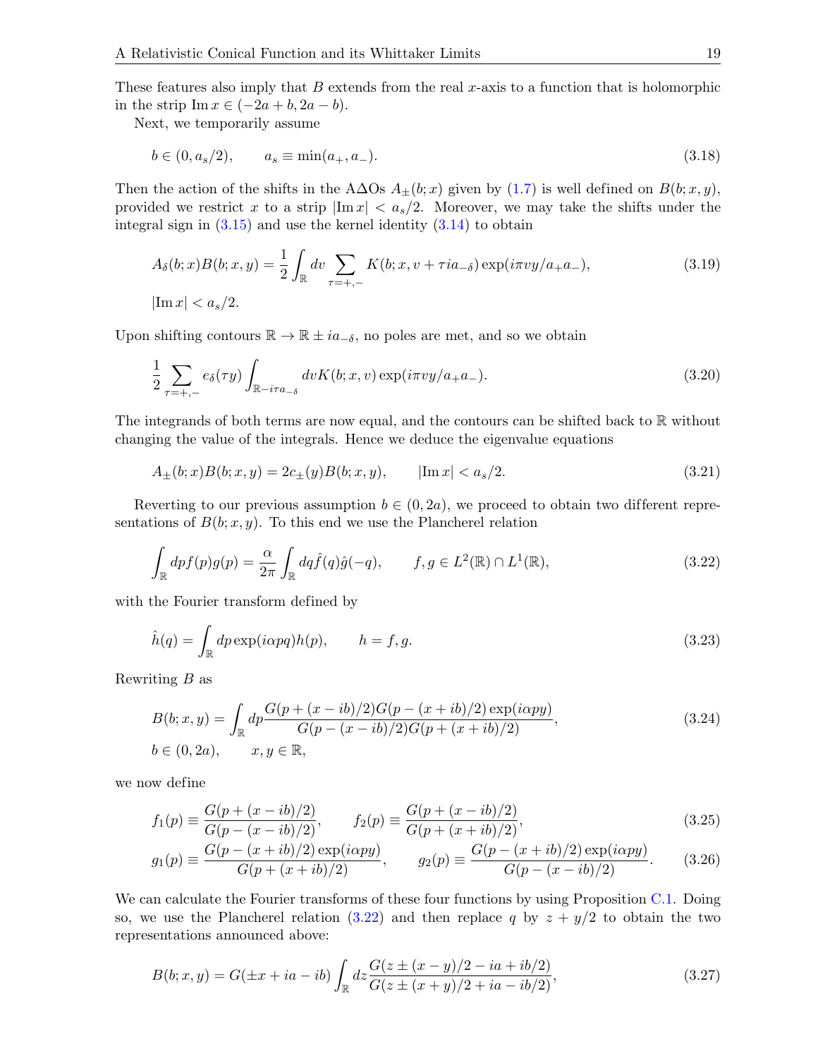These features also imply that $B$ extends from the real $x$-axis to a function that is holomorphic in the strip $\mathrm{Im}\, x \in (-2a + b, 2a - b)$.

Next, we temporarily assume

$$b \in (0, a_s/2), \qquad a_s \equiv \min(a_+, a_-). \tag{3.18}$$

Then the action of the shifts in the A∆Os $A_\pm(b; x)$ given by (1.7) is well defined on $B(b; x, y)$, provided we restrict $x$ to a strip $|\mathrm{Im}\, x| < a_s/2$. Moreover, we may take the shifts under the integral sign in (3.15) and use the kernel identity (3.14) to obtain

$$A_\delta(b; x)B(b; x, y) = \frac{1}{2}\int_{\mathbb{R}} dv \sum_{\tau=+,-} K(b; x, v + \tau i a_{-\delta}) \exp(i\pi v y/a_+a_-), \tag{3.19}$$

$$|\mathrm{Im}\, x| < a_s/2.$$

Upon shifting contours $\mathbb{R} \to \mathbb{R} \pm i a_{-\delta}$, no poles are met, and so we obtain

$$\frac{1}{2}\sum_{\tau=+,-} e_\delta(\tau y) \int_{\mathbb{R} - i\tau a_{-\delta}} dv K(b; x, v) \exp(i\pi v y/a_+a_-). \tag{3.20}$$

The integrands of both terms are now equal, and the contours can be shifted back to $\mathbb{R}$ without changing the value of the integrals. Hence we deduce the eigenvalue equations

$$A_\pm(b; x)B(b; x, y) = 2c_\pm(y)B(b; x, y), \qquad |\mathrm{Im}\, x| < a_s/2. \tag{3.21}$$

Reverting to our previous assumption $b \in (0, 2a)$, we proceed to obtain two different representations of $B(b; x, y)$. To this end we use the Plancherel relation

$$\int_{\mathbb{R}} dp f(p)g(p) = \frac{\alpha}{2\pi}\int_{\mathbb{R}} dq \hat{f}(q)\hat{g}(-q), \qquad f, g \in L^2(\mathbb{R}) \cap L^1(\mathbb{R}), \tag{3.22}$$

with the Fourier transform defined by

$$\hat{h}(q) = \int_{\mathbb{R}} dp \exp(i\alpha p q) h(p), \qquad h = f, g. \tag{3.23}$$

Rewriting $B$ as

$$B(b; x, y) = \int_{\mathbb{R}} dp \frac{G(p + (x - ib)/2)G(p - (x + ib)/2)\exp(i\alpha p y)}{G(p - (x - ib)/2)G(p + (x + ib)/2)}, \tag{3.24}$$

$$b \in (0, 2a), \qquad x, y \in \mathbb{R},$$

we now define

$$f_1(p) \equiv \frac{G(p + (x - ib)/2)}{G(p - (x - ib)/2)}, \qquad f_2(p) \equiv \frac{G(p + (x - ib)/2)}{G(p + (x + ib)/2)}, \tag{3.25}$$

$$g_1(p) \equiv \frac{G(p - (x + ib)/2)\exp(i\alpha p y)}{G(p + (x + ib)/2)}, \qquad g_2(p) \equiv \frac{G(p - (x + ib)/2)\exp(i\alpha p y)}{G(p - (x - ib)/2)}. \tag{3.26}$$

We can calculate the Fourier transforms of these four functions by using Proposition C.1. Doing so, we use the Plancherel relation (3.22) and then replace $q$ by $z + y/2$ to obtain the two representations announced above:

$$B(b; x, y) = G(\pm x + ia - ib)\int_{\mathbb{R}} dz \frac{G(z \pm (x - y)/2 - ia + ib/2)}{G(z \pm (x + y)/2 + ia - ib/2)}, \tag{3.27}$$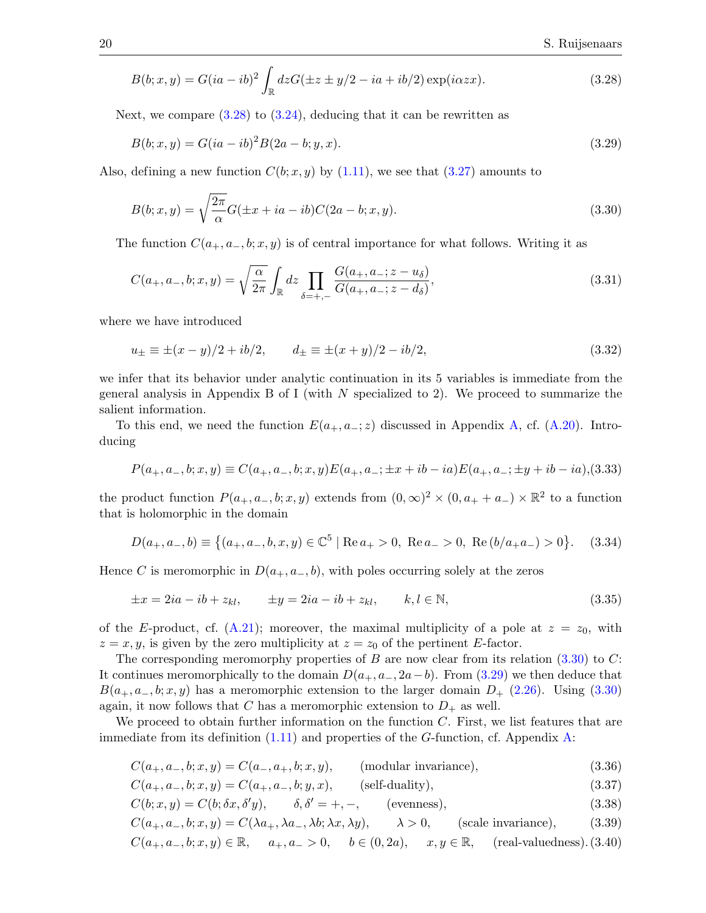$$B(b;x,y) = G(ia-ib)^2 \int_{\mathbb{R}} dz G(\pm z \pm y/2 - ia + ib/2) \exp(i\alpha zx). \tag{3.28}$$

Next, we compare (3.28) to (3.24), deducing that it can be rewritten as

$$B(b;x,y) = G(ia-ib)^2 B(2a-b;y,x). \tag{3.29}$$

Also, defining a new function $C(b;x,y)$ by (1.11), we see that (3.27) amounts to

$$B(b;x,y) = \sqrt{\frac{2\pi}{\alpha}} G(\pm x + ia - ib) C(2a-b;x,y). \tag{3.30}$$

The function $C(a_+,a_-,b;x,y)$ is of central importance for what follows. Writing it as

$$C(a_+,a_-,b;x,y) = \sqrt{\frac{\alpha}{2\pi}} \int_{\mathbb{R}} dz \prod_{\delta=+,-} \frac{G(a_+,a_-;z-u_\delta)}{G(a_+,a_-;z-d_\delta)}, \tag{3.31}$$

where we have introduced

$$u_\pm \equiv \pm(x-y)/2 + ib/2, \qquad d_\pm \equiv \pm(x+y)/2 - ib/2, \tag{3.32}$$

we infer that its behavior under analytic continuation in its 5 variables is immediate from the general analysis in Appendix B of I (with $N$ specialized to 2). We proceed to summarize the salient information.

To this end, we need the function $E(a_+,a_-;z)$ discussed in Appendix A, cf. (A.20). Introducing

$$P(a_+,a_-,b;x,y) \equiv C(a_+,a_-,b;x,y) E(a_+,a_-;\pm x + ib - ia) E(a_+,a_-;\pm y + ib - ia), \tag{3.33}$$

the product function $P(a_+,a_-,b;x,y)$ extends from $(0,\infty)^2 \times (0, a_+ + a_-) \times \mathbb{R}^2$ to a function that is holomorphic in the domain

$$D(a_+,a_-,b) \equiv \big\{(a_+,a_-,b,x,y) \in \mathbb{C}^5 \mid \operatorname{Re} a_+ > 0,\ \operatorname{Re} a_- > 0,\ \operatorname{Re}(b/a_+a_-) > 0\big\}. \tag{3.34}$$

Hence $C$ is meromorphic in $D(a_+,a_-,b)$, with poles occurring solely at the zeros

$$\pm x = 2ia - ib + z_{kl}, \qquad \pm y = 2ia - ib + z_{kl}, \qquad k,l \in \mathbb{N}, \tag{3.35}$$

of the $E$-product, cf. (A.21); moreover, the maximal multiplicity of a pole at $z = z_0$, with $z = x, y$, is given by the zero multiplicity at $z = z_0$ of the pertinent $E$-factor.

The corresponding meromorphy properties of $B$ are now clear from its relation (3.30) to $C$: It continues meromorphically to the domain $D(a_+,a_-,2a-b)$. From (3.29) we then deduce that $B(a_+,a_-,b;x,y)$ has a meromorphic extension to the larger domain $D_+$ (2.26). Using (3.30) again, it now follows that $C$ has a meromorphic extension to $D_+$ as well.

We proceed to obtain further information on the function $C$. First, we list features that are immediate from its definition (1.11) and properties of the $G$-function, cf. Appendix A:

$$C(a_+,a_-,b;x,y) = C(a_-,a_+,b;x,y), \qquad \text{(modular invariance)}, \tag{3.36}$$

$$C(a_+,a_-,b;x,y) = C(a_+,a_-,b;y,x), \qquad \text{(self-duality)}, \tag{3.37}$$

$$C(b;x,y) = C(b;\delta x, \delta' y), \qquad \delta,\delta' = +,-, \qquad \text{(evenness)}, \tag{3.38}$$

$$C(a_+,a_-,b;x,y) = C(\lambda a_+, \lambda a_-, \lambda b; \lambda x, \lambda y), \qquad \lambda > 0, \qquad \text{(scale invariance)}, \tag{3.39}$$

$$C(a_+,a_-,b;x,y) \in \mathbb{R}, \quad a_+,a_- > 0, \quad b \in (0,2a), \quad x,y \in \mathbb{R}, \quad \text{(real-valuedness)}. \tag{3.40}$$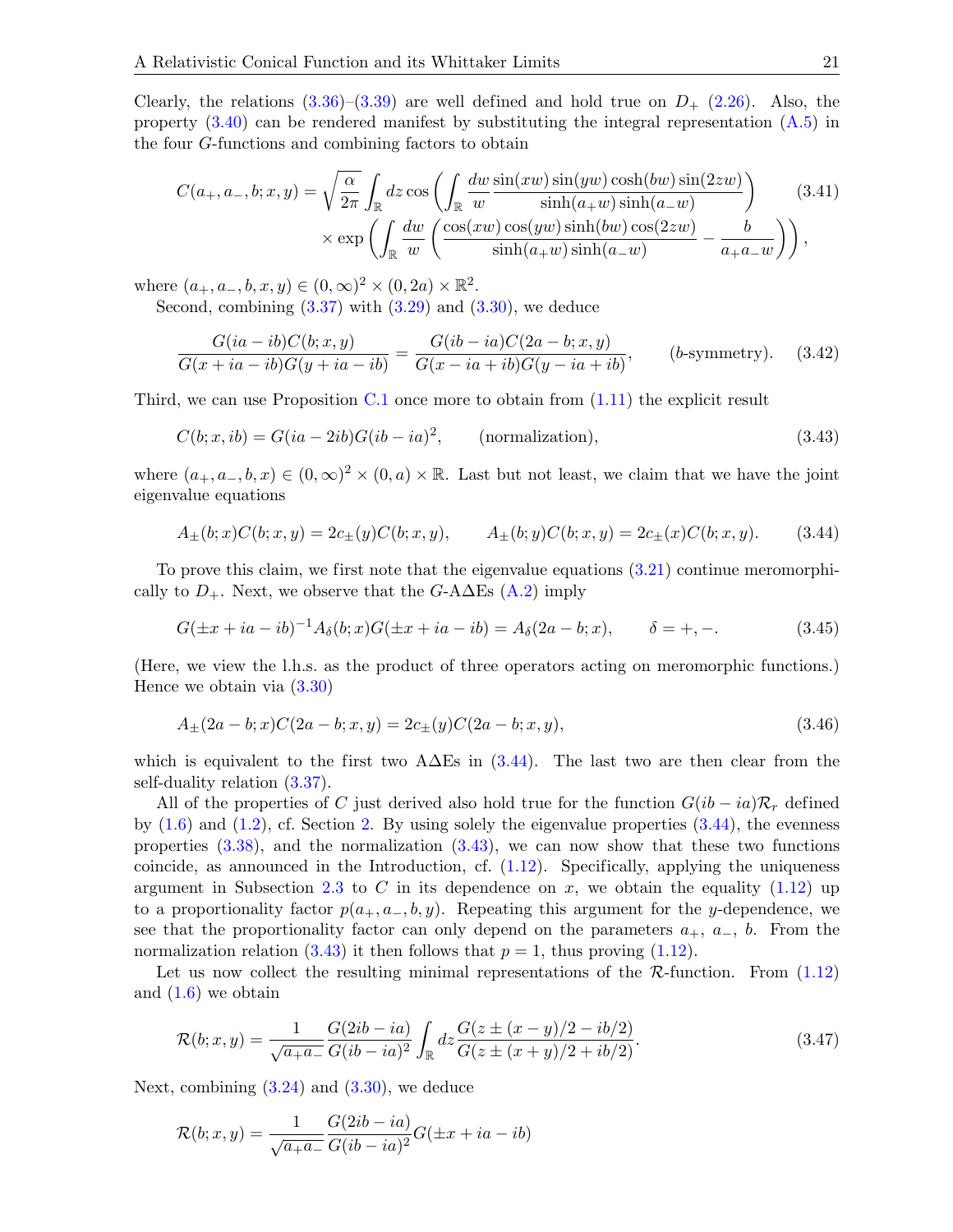Clearly, the relations (3.36)–(3.39) are well defined and hold true on $D_+$ (2.26). Also, the property (3.40) can be rendered manifest by substituting the integral representation (A.5) in the four $G$-functions and combining factors to obtain

$$
\begin{aligned}
C(a_+, a_-, b; x, y) = \sqrt{\frac{\alpha}{2\pi}} \int_{\mathbb{R}} dz \cos\left( \int_{\mathbb{R}} \frac{dw}{w} \frac{\sin(xw)\sin(yw)\cosh(bw)\sin(2zw)}{\sinh(a_+w)\sinh(a_-w)} \right) \\
\times \exp\left( \int_{\mathbb{R}} \frac{dw}{w} \left( \frac{\cos(xw)\cos(yw)\sinh(bw)\cos(2zw)}{\sinh(a_+w)\sinh(a_-w)} - \frac{b}{a_+a_-w} \right) \right),
\end{aligned}
\tag{3.41}
$$

where $(a_+, a_-, b, x, y) \in (0,\infty)^2 \times (0, 2a) \times \mathbb{R}^2$.

Second, combining (3.37) with (3.29) and (3.30), we deduce

$$
\frac{G(ia - ib)C(b; x, y)}{G(x + ia - ib)G(y + ia - ib)} = \frac{G(ib - ia)C(2a - b; x, y)}{G(x - ia + ib)G(y - ia + ib)}, \qquad (b\text{-symmetry}). \tag{3.42}
$$

Third, we can use Proposition C.1 once more to obtain from (1.11) the explicit result

$$
C(b; x, ib) = G(ia - 2ib)G(ib - ia)^2, \qquad (\text{normalization}), \tag{3.43}
$$

where $(a_+, a_-, b, x) \in (0,\infty)^2 \times (0, a) \times \mathbb{R}$. Last but not least, we claim that we have the joint eigenvalue equations

$$
A_\pm(b; x)C(b; x, y) = 2c_\pm(y)C(b; x, y), \qquad A_\pm(b; y)C(b; x, y) = 2c_\pm(x)C(b; x, y). \tag{3.44}
$$

To prove this claim, we first note that the eigenvalue equations (3.21) continue meromorphically to $D_+$. Next, we observe that the $G$-AΔEs (A.2) imply

$$
G(\pm x + ia - ib)^{-1} A_\delta(b; x) G(\pm x + ia - ib) = A_\delta(2a - b; x), \qquad \delta = +, -. \tag{3.45}
$$

(Here, we view the l.h.s. as the product of three operators acting on meromorphic functions.) Hence we obtain via (3.30)

$$
A_\pm(2a - b; x)C(2a - b; x, y) = 2c_\pm(y)C(2a - b; x, y), \tag{3.46}
$$

which is equivalent to the first two AΔEs in (3.44). The last two are then clear from the self-duality relation (3.37).

All of the properties of $C$ just derived also hold true for the function $G(ib - ia)\mathcal{R}_r$ defined by (1.6) and (1.2), cf. Section 2. By using solely the eigenvalue properties (3.44), the evenness properties (3.38), and the normalization (3.43), we can now show that these two functions coincide, as announced in the Introduction, cf. (1.12). Specifically, applying the uniqueness argument in Subsection 2.3 to $C$ in its dependence on $x$, we obtain the equality (1.12) up to a proportionality factor $p(a_+, a_-, b, y)$. Repeating this argument for the $y$-dependence, we see that the proportionality factor can only depend on the parameters $a_+$, $a_-$, $b$. From the normalization relation (3.43) it then follows that $p = 1$, thus proving (1.12).

Let us now collect the resulting minimal representations of the $\mathcal{R}$-function. From (1.12) and (1.6) we obtain

$$
\mathcal{R}(b; x, y) = \frac{1}{\sqrt{a_+a_-}} \frac{G(2ib - ia)}{G(ib - ia)^2} \int_{\mathbb{R}} dz \frac{G(z \pm (x - y)/2 - ib/2)}{G(z \pm (x + y)/2 + ib/2)}. \tag{3.47}
$$

Next, combining (3.24) and (3.30), we deduce

$$
\mathcal{R}(b; x, y) = \frac{1}{\sqrt{a_+a_-}} \frac{G(2ib - ia)}{G(ib - ia)^2} G(\pm x + ia - ib)
$$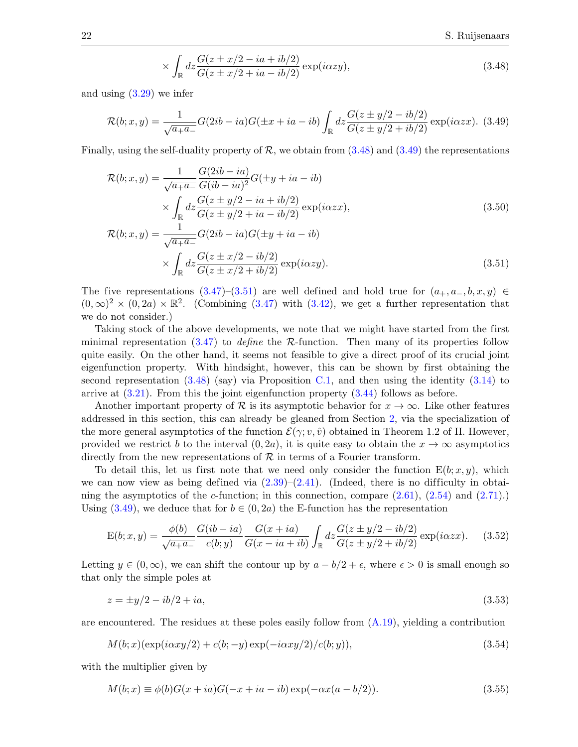$$\times \int_{\mathbb{R}} dz \frac{G(z \pm x/2 - ia + ib/2)}{G(z \pm x/2 + ia - ib/2)} \exp(i\alpha z y), \tag{3.48}$$

and using (3.29) we infer

$$\mathcal{R}(b; x, y) = \frac{1}{\sqrt{a_+ a_-}} G(2ib - ia) G(\pm x + ia - ib) \int_{\mathbb{R}} dz \frac{G(z \pm y/2 - ib/2)}{G(z \pm y/2 + ib/2)} \exp(i\alpha z x). \tag{3.49}$$

Finally, using the self-duality property of $\mathcal{R}$, we obtain from (3.48) and (3.49) the representations

$$\begin{aligned} \mathcal{R}(b; x, y) &= \frac{1}{\sqrt{a_+ a_-}} \frac{G(2ib - ia)}{G(ib - ia)^2} G(\pm y + ia - ib) \\ &\quad \times \int_{\mathbb{R}} dz \frac{G(z \pm y/2 - ia + ib/2)}{G(z \pm y/2 + ia - ib/2)} \exp(i\alpha z x), \end{aligned} \tag{3.50}$$

$$\begin{aligned} \mathcal{R}(b; x, y) &= \frac{1}{\sqrt{a_+ a_-}} G(2ib - ia) G(\pm y + ia - ib) \\ &\quad \times \int_{\mathbb{R}} dz \frac{G(z \pm x/2 - ib/2)}{G(z \pm x/2 + ib/2)} \exp(i\alpha z y). \end{aligned} \tag{3.51}$$

The five representations (3.47)–(3.51) are well defined and hold true for $(a_+, a_-, b, x, y) \in (0, \infty)^2 \times (0, 2a) \times \mathbb{R}^2$. (Combining (3.47) with (3.42), we get a further representation that we do not consider.)

Taking stock of the above developments, we note that we might have started from the first minimal representation (3.47) to *define* the $\mathcal{R}$-function. Then many of its properties follow quite easily. On the other hand, it seems not feasible to give a direct proof of its crucial joint eigenfunction property. With hindsight, however, this can be shown by first obtaining the second representation (3.48) (say) via Proposition C.1, and then using the identity (3.14) to arrive at (3.21). From this the joint eigenfunction property (3.44) follows as before.

Another important property of $\mathcal{R}$ is its asymptotic behavior for $x \to \infty$. Like other features addressed in this section, this can already be gleaned from Section 2, via the specialization of the more general asymptotics of the function $\mathcal{E}(\gamma; v, \hat{v})$ obtained in Theorem 1.2 of II. However, provided we restrict $b$ to the interval $(0, 2a)$, it is quite easy to obtain the $x \to \infty$ asymptotics directly from the new representations of $\mathcal{R}$ in terms of a Fourier transform.

To detail this, let us first note that we need only consider the function $\mathrm{E}(b; x, y)$, which we can now view as being defined via (2.39)–(2.41). (Indeed, there is no difficulty in obtaining the asymptotics of the $c$-function; in this connection, compare (2.61), (2.54) and (2.71).) Using (3.49), we deduce that for $b \in (0, 2a)$ the E-function has the representation

$$\mathrm{E}(b; x, y) = \frac{\phi(b)}{\sqrt{a_+ a_-}} \frac{G(ib - ia)}{c(b; y)} \frac{G(x + ia)}{G(x - ia + ib)} \int_{\mathbb{R}} dz \frac{G(z \pm y/2 - ib/2)}{G(z \pm y/2 + ib/2)} \exp(i\alpha z x). \tag{3.52}$$

Letting $y \in (0, \infty)$, we can shift the contour up by $a - b/2 + \epsilon$, where $\epsilon > 0$ is small enough so that only the simple poles at

$$z = \pm y/2 - ib/2 + ia, \tag{3.53}$$

are encountered. The residues at these poles easily follow from (A.19), yielding a contribution

$$M(b; x)(\exp(i\alpha x y/2) + c(b; -y) \exp(-i\alpha x y/2)/c(b; y)), \tag{3.54}$$

with the multiplier given by

$$M(b; x) \equiv \phi(b) G(x + ia) G(-x + ia - ib) \exp(-\alpha x(a - b/2)). \tag{3.55}$$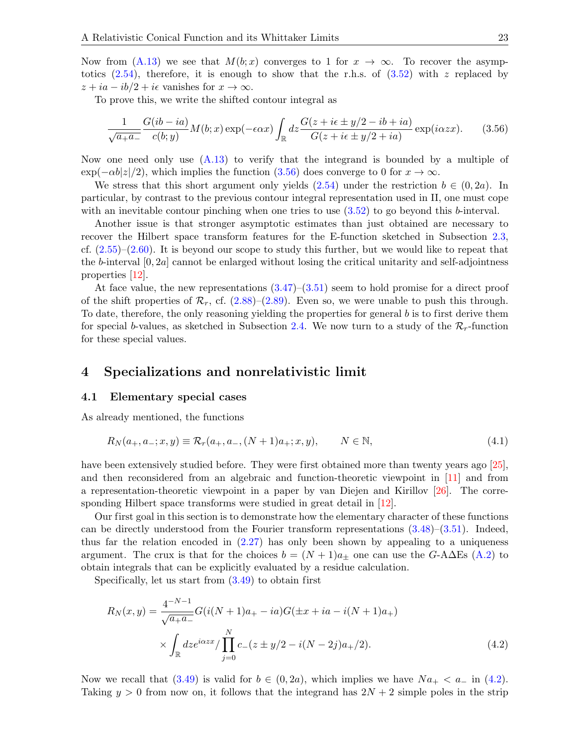Now from (A.13) we see that $M(b;x)$ converges to 1 for $x \to \infty$. To recover the asymptotics (2.54), therefore, it is enough to show that the r.h.s. of (3.52) with $z$ replaced by $z + ia - ib/2 + i\epsilon$ vanishes for $x \to \infty$.

To prove this, we write the shifted contour integral as

$$\frac{1}{\sqrt{a_+ a_-}} \frac{G(ib - ia)}{c(b;y)} M(b;x) \exp(-\epsilon\alpha x) \int_{\mathbb{R}} dz \frac{G(z + i\epsilon \pm y/2 - ib + ia)}{G(z + i\epsilon \pm y/2 + ia)} \exp(i\alpha z x). \tag{3.56}$$

Now one need only use (A.13) to verify that the integrand is bounded by a multiple of $\exp(-\alpha b|z|/2)$, which implies the function (3.56) does converge to 0 for $x \to \infty$.

We stress that this short argument only yields (2.54) under the restriction $b \in (0, 2a)$. In particular, by contrast to the previous contour integral representation used in II, one must cope with an inevitable contour pinching when one tries to use (3.52) to go beyond this $b$-interval.

Another issue is that stronger asymptotic estimates than just obtained are necessary to recover the Hilbert space transform features for the E-function sketched in Subsection 2.3, cf. (2.55)–(2.60). It is beyond our scope to study this further, but we would like to repeat that the $b$-interval $[0, 2a]$ cannot be enlarged without losing the critical unitarity and self-adjointness properties [12].

At face value, the new representations (3.47)–(3.51) seem to hold promise for a direct proof of the shift properties of $\mathcal{R}_r$, cf. (2.88)–(2.89). Even so, we were unable to push this through. To date, therefore, the only reasoning yielding the properties for general $b$ is to first derive them for special $b$-values, as sketched in Subsection 2.4. We now turn to a study of the $\mathcal{R}_r$-function for these special values.

# 4 Specializations and nonrelativistic limit

## 4.1 Elementary special cases

As already mentioned, the functions

$$R_N(a_+, a_-; x, y) \equiv \mathcal{R}_r(a_+, a_-, (N+1)a_+; x, y), \qquad N \in \mathbb{N}, \tag{4.1}$$

have been extensively studied before. They were first obtained more than twenty years ago [25], and then reconsidered from an algebraic and function-theoretic viewpoint in [11] and from a representation-theoretic viewpoint in a paper by van Diejen and Kirillov [26]. The corresponding Hilbert space transforms were studied in great detail in [12].

Our first goal in this section is to demonstrate how the elementary character of these functions can be directly understood from the Fourier transform representations (3.48)–(3.51). Indeed, thus far the relation encoded in (2.27) has only been shown by appealing to a uniqueness argument. The crux is that for the choices $b = (N+1)a_\pm$ one can use the $G$-A$\Delta$Es (A.2) to obtain integrals that can be explicitly evaluated by a residue calculation.

Specifically, let us start from (3.49) to obtain first

$$\begin{aligned} R_N(x,y) = \frac{4^{-N-1}}{\sqrt{a_+ a_-}} & G(i(N+1)a_+ - ia) G(\pm x + ia - i(N+1)a_+) \\ & \times \int_{\mathbb{R}} dz e^{i\alpha z x} \Big/ \prod_{j=0}^{N} c_-(z \pm y/2 - i(N-2j)a_+/2). \end{aligned} \tag{4.2}$$

Now we recall that (3.49) is valid for $b \in (0, 2a)$, which implies we have $Na_+ < a_-$ in (4.2). Taking $y > 0$ from now on, it follows that the integrand has $2N + 2$ simple poles in the strip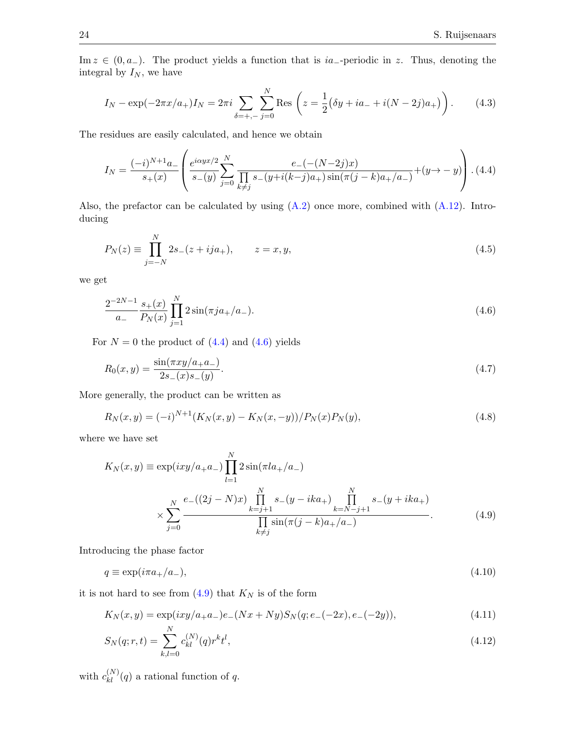$\operatorname{Im} z \in (0, a_-)$. The product yields a function that is $ia_-$-periodic in $z$. Thus, denoting the integral by $I_N$, we have

$$I_N - \exp(-2\pi x/a_+) I_N = 2\pi i \sum_{\delta=+,-} \sum_{j=0}^{N} \operatorname{Res}\left(z = \frac{1}{2}\big(\delta y + ia_- + i(N-2j)a_+\big)\right). \tag{4.3}$$

The residues are easily calculated, and hence we obtain

$$I_N = \frac{(-i)^{N+1} a_-}{s_+(x)} \left( \frac{e^{i\alpha y x/2}}{s_-(y)} \sum_{j=0}^{N} \frac{e_-(-(N-2j)x)}{\prod_{k\neq j} s_-(y + i(k-j)a_+) \sin(\pi(j-k)a_+/a_-)} + (y \to -y) \right). \tag{4.4}$$

Also, the prefactor can be calculated by using (A.2) once more, combined with (A.12). Introducing

$$P_N(z) \equiv \prod_{j=-N}^{N} 2 s_-(z + ija_+), \qquad z = x, y, \tag{4.5}$$

we get

$$\frac{2^{-2N-1}}{a_-} \frac{s_+(x)}{P_N(x)} \prod_{j=1}^{N} 2\sin(\pi j a_+/a_-). \tag{4.6}$$

For $N = 0$ the product of (4.4) and (4.6) yields

$$R_0(x, y) = \frac{\sin(\pi x y/a_+ a_-)}{2 s_-(x) s_-(y)}. \tag{4.7}$$

More generally, the product can be written as

$$R_N(x, y) = (-i)^{N+1} (K_N(x, y) - K_N(x, -y))/P_N(x) P_N(y), \tag{4.8}$$

where we have set

$$K_N(x, y) \equiv \exp(ixy/a_+ a_-) \prod_{l=1}^{N} 2\sin(\pi l a_+/a_-)$$
$$\times \sum_{j=0}^{N} \frac{e_-((2j-N)x) \prod_{k=j+1}^{N} s_-(y - ika_+) \prod_{k=N-j+1}^{N} s_-(y + ika_+)}{\prod_{k\neq j} \sin(\pi(j-k)a_+/a_-)}. \tag{4.9}$$

Introducing the phase factor

$$q \equiv \exp(i\pi a_+/a_-), \tag{4.10}$$

it is not hard to see from (4.9) that $K_N$ is of the form

$$K_N(x, y) = \exp(ixy/a_+ a_-) e_-(Nx + Ny) S_N(q; e_-(-2x), e_-(-2y)), \tag{4.11}$$

$$S_N(q; r, t) = \sum_{k,l=0}^{N} c_{kl}^{(N)}(q) r^k t^l, \tag{4.12}$$

with $c_{kl}^{(N)}(q)$ a rational function of $q$.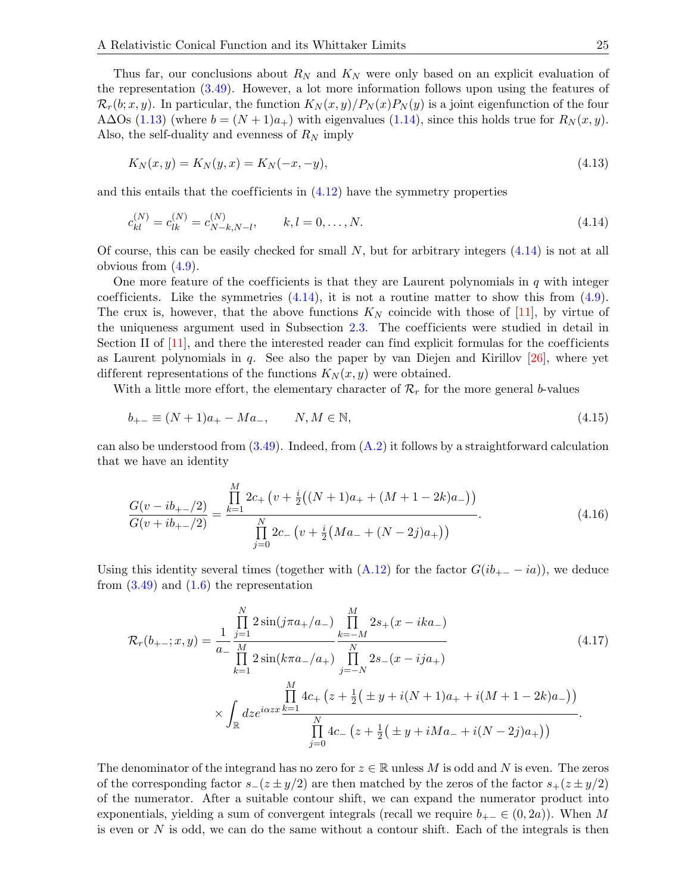Thus far, our conclusions about $R_N$ and $K_N$ were only based on an explicit evaluation of the representation (3.49). However, a lot more information follows upon using the features of $\mathcal{R}_r(b;x,y)$. In particular, the function $K_N(x,y)/P_N(x)P_N(y)$ is a joint eigenfunction of the four A$\Delta$Os (1.13) (where $b=(N+1)a_+$) with eigenvalues (1.14), since this holds true for $R_N(x,y)$. Also, the self-duality and evenness of $R_N$ imply

$$K_N(x,y)=K_N(y,x)=K_N(-x,-y), \tag{4.13}$$

and this entails that the coefficients in (4.12) have the symmetry properties

$$c_{kl}^{(N)}=c_{lk}^{(N)}=c_{N-k,N-l}^{(N)}, \qquad k,l=0,\dots,N. \tag{4.14}$$

Of course, this can be easily checked for small $N$, but for arbitrary integers (4.14) is not at all obvious from (4.9).

One more feature of the coefficients is that they are Laurent polynomials in $q$ with integer coefficients. Like the symmetries (4.14), it is not a routine matter to show this from (4.9). The crux is, however, that the above functions $K_N$ coincide with those of [11], by virtue of the uniqueness argument used in Subsection 2.3. The coefficients were studied in detail in Section II of [11], and there the interested reader can find explicit formulas for the coefficients as Laurent polynomials in $q$. See also the paper by van Diejen and Kirillov [26], where yet different representations of the functions $K_N(x,y)$ were obtained.

With a little more effort, the elementary character of $\mathcal{R}_r$ for the more general $b$-values

$$b_{+-}\equiv (N+1)a_+-Ma_-, \qquad N,M\in\mathbb{N}, \tag{4.15}$$

can also be understood from (3.49). Indeed, from (A.2) it follows by a straightforward calculation that we have an identity

$$\frac{G(v-ib_{+-}/2)}{G(v+ib_{+-}/2)}=\frac{\prod_{k=1}^{M}2c_+\left(v+\frac{i}{2}\big((N+1)a_++(M+1-2k)a_-\big)\right)}{\prod_{j=0}^{N}2c_-\left(v+\frac{i}{2}\big(Ma_-+(N-2j)a_+\big)\right)}. \tag{4.16}$$

Using this identity several times (together with (A.12) for the factor $G(ib_{+-}-ia)$), we deduce from (3.49) and (1.6) the representation

$$\begin{aligned}\mathcal{R}_r(b_{+-};x,y)&=\frac{1}{a_-}\frac{\prod_{j=1}^{N}2\sin(j\pi a_+/a_-)}{\prod_{k=1}^{M}2\sin(k\pi a_-/a_+)}\frac{\prod_{k=-M}^{M}2s_+(x-ika_-)}{\prod_{j=-N}^{N}2s_-(x-ija_+)}\\ &\quad\times\int_{\mathbb{R}}dze^{i\alpha zx}\frac{\prod_{k=1}^{M}4c_+\left(z+\frac{1}{2}\big(\pm y+i(N+1)a_++i(M+1-2k)a_-\big)\right)}{\prod_{j=0}^{N}4c_-\left(z+\frac{1}{2}\big(\pm y+iMa_-+i(N-2j)a_+\big)\right)}.\end{aligned} \tag{4.17}$$

The denominator of the integrand has no zero for $z\in\mathbb{R}$ unless $M$ is odd and $N$ is even. The zeros of the corresponding factor $s_-(z\pm y/2)$ are then matched by the zeros of the factor $s_+(z\pm y/2)$ of the numerator. After a suitable contour shift, we can expand the numerator product into exponentials, yielding a sum of convergent integrals (recall we require $b_{+-}\in(0,2a)$). When $M$ is even or $N$ is odd, we can do the same without a contour shift. Each of the integrals is then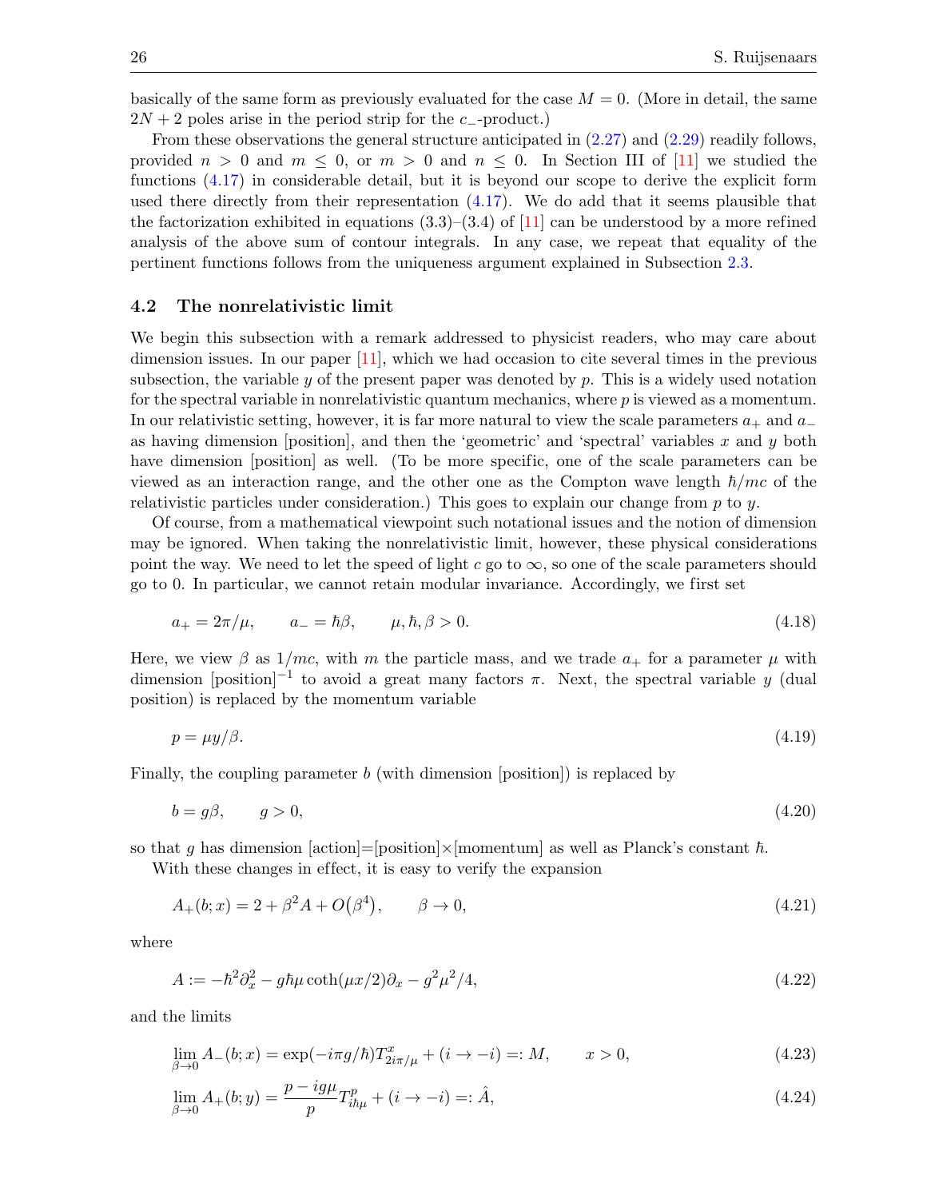basically of the same form as previously evaluated for the case $M = 0$. (More in detail, the same $2N + 2$ poles arise in the period strip for the $c_-$-product.)

From these observations the general structure anticipated in (2.27) and (2.29) readily follows, provided $n > 0$ and $m \le 0$, or $m > 0$ and $n \le 0$. In Section III of [11] we studied the functions (4.17) in considerable detail, but it is beyond our scope to derive the explicit form used there directly from their representation (4.17). We do add that it seems plausible that the factorization exhibited in equations (3.3)–(3.4) of [11] can be understood by a more refined analysis of the above sum of contour integrals. In any case, we repeat that equality of the pertinent functions follows from the uniqueness argument explained in Subsection 2.3.

### 4.2 The nonrelativistic limit

We begin this subsection with a remark addressed to physicist readers, who may care about dimension issues. In our paper [11], which we had occasion to cite several times in the previous subsection, the variable $y$ of the present paper was denoted by $p$. This is a widely used notation for the spectral variable in nonrelativistic quantum mechanics, where $p$ is viewed as a momentum. In our relativistic setting, however, it is far more natural to view the scale parameters $a_+$ and $a_-$ as having dimension [position], and then the 'geometric' and 'spectral' variables $x$ and $y$ both have dimension [position] as well. (To be more specific, one of the scale parameters can be viewed as an interaction range, and the other one as the Compton wave length $\hbar/mc$ of the relativistic particles under consideration.) This goes to explain our change from $p$ to $y$.

Of course, from a mathematical viewpoint such notational issues and the notion of dimension may be ignored. When taking the nonrelativistic limit, however, these physical considerations point the way. We need to let the speed of light $c$ go to $\infty$, so one of the scale parameters should go to 0. In particular, we cannot retain modular invariance. Accordingly, we first set

$$a_+ = 2\pi/\mu, \qquad a_- = \hbar\beta, \qquad \mu, \hbar, \beta > 0. \tag{4.18}$$

Here, we view $\beta$ as $1/mc$, with $m$ the particle mass, and we trade $a_+$ for a parameter $\mu$ with dimension $[\text{position}]^{-1}$ to avoid a great many factors $\pi$. Next, the spectral variable $y$ (dual position) is replaced by the momentum variable

$$p = \mu y/\beta. \tag{4.19}$$

Finally, the coupling parameter $b$ (with dimension [position]) is replaced by

$$b = g\beta, \qquad g > 0, \tag{4.20}$$

so that $g$ has dimension [action]=[position]×[momentum] as well as Planck's constant $\hbar$.

With these changes in effect, it is easy to verify the expansion

$$A_+(b; x) = 2 + \beta^2 A + O\big(\beta^4\big), \qquad \beta \to 0, \tag{4.21}$$

where

$$A := -\hbar^2\partial_x^2 - g\hbar\mu\coth(\mu x/2)\partial_x - g^2\mu^2/4, \tag{4.22}$$

and the limits

$$\lim_{\beta\to 0} A_-(b; x) = \exp(-i\pi g/\hbar)T^x_{2i\pi/\mu} + (i \to -i) =: M, \qquad x > 0, \tag{4.23}$$

$$\lim_{\beta\to 0} A_+(b; y) = \frac{p - ig\mu}{p}T^p_{i\hbar\mu} + (i \to -i) =: \hat{A}, \tag{4.24}$$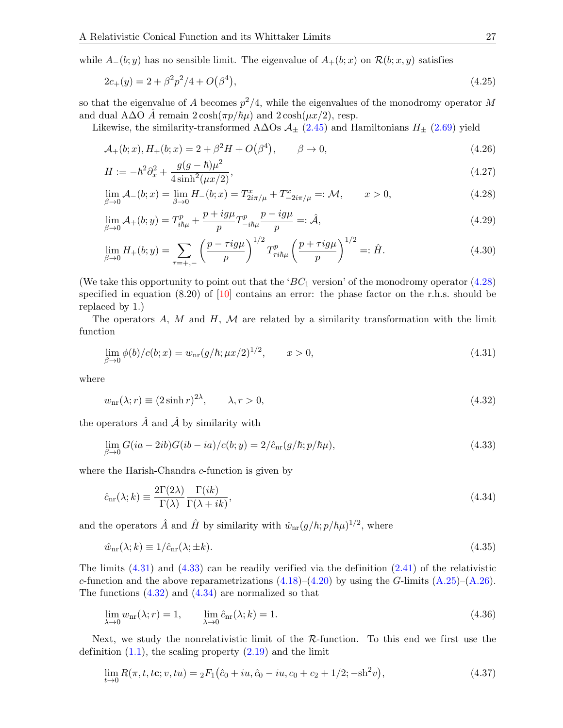while $A_-(b;y)$ has no sensible limit. The eigenvalue of $A_+(b;x)$ on $\mathcal{R}(b;x,y)$ satisfies

$$2c_+(y) = 2 + \beta^2 p^2/4 + O\big(\beta^4\big), \tag{4.25}$$

so that the eigenvalue of $A$ becomes $p^2/4$, while the eigenvalues of the monodromy operator $M$ and dual AΔO $\hat{A}$ remain $2\cosh(\pi p/\hbar\mu)$ and $2\cosh(\mu x/2)$, resp.

Likewise, the similarity-transformed AΔOs $\mathcal{A}_\pm$ (2.45) and Hamiltonians $H_\pm$ (2.69) yield

$$\mathcal{A}_+(b;x), H_+(b;x) = 2 + \beta^2 H + O\big(\beta^4\big), \qquad \beta \to 0, \tag{4.26}$$

$$H := -\hbar^2\partial_x^2 + \frac{g(g-\hbar)\mu^2}{4\sinh^2(\mu x/2)}, \tag{4.27}$$

$$\lim_{\beta\to 0}\mathcal{A}_-(b;x) = \lim_{\beta\to 0} H_-(b;x) = T^x_{2i\pi/\mu} + T^x_{-2i\pi/\mu} =: \mathcal{M}, \qquad x>0, \tag{4.28}$$

$$\lim_{\beta\to 0}\mathcal{A}_+(b;y) = T^p_{i\hbar\mu} + \frac{p+ig\mu}{p}T^p_{-i\hbar\mu}\frac{p-ig\mu}{p} =: \hat{\mathcal{A}}, \tag{4.29}$$

$$\lim_{\beta\to 0} H_+(b;y) = \sum_{\tau=+,-}\left(\frac{p-\tau i g\mu}{p}\right)^{1/2} T^p_{\tau i\hbar\mu}\left(\frac{p+\tau i g\mu}{p}\right)^{1/2} =: \hat{H}. \tag{4.30}$$

(We take this opportunity to point out that the '$BC_1$ version' of the monodromy operator (4.28) specified in equation (8.20) of [10] contains an error: the phase factor on the r.h.s. should be replaced by 1.)

The operators $A$, $M$ and $H$, $\mathcal{M}$ are related by a similarity transformation with the limit function

$$\lim_{\beta\to 0}\phi(b)/c(b;x) = w_{\rm nr}(g/\hbar;\mu x/2)^{1/2}, \qquad x>0, \tag{4.31}$$

where

$$w_{\rm nr}(\lambda;r) \equiv (2\sinh r)^{2\lambda}, \qquad \lambda, r>0, \tag{4.32}$$

the operators $\hat{A}$ and $\hat{\mathcal{A}}$ by similarity with

$$\lim_{\beta\to 0} G(ia-2ib)G(ib-ia)/c(b;y) = 2/\hat{c}_{\rm nr}(g/\hbar;p/\hbar\mu), \tag{4.33}$$

where the Harish-Chandra $c$-function is given by

$$\hat{c}_{\rm nr}(\lambda;k) \equiv \frac{2\Gamma(2\lambda)}{\Gamma(\lambda)}\frac{\Gamma(ik)}{\Gamma(\lambda+ik)}, \tag{4.34}$$

and the operators $\hat{A}$ and $\hat{H}$ by similarity with $\hat{w}_{\rm nr}(g/\hbar;p/\hbar\mu)^{1/2}$, where

$$\hat{w}_{\rm nr}(\lambda;k) \equiv 1/\hat{c}_{\rm nr}(\lambda;\pm k). \tag{4.35}$$

The limits (4.31) and (4.33) can be readily verified via the definition (2.41) of the relativistic $c$-function and the above reparametrizations (4.18)–(4.20) by using the $G$-limits (A.25)–(A.26). The functions (4.32) and (4.34) are normalized so that

$$\lim_{\lambda\to 0} w_{\rm nr}(\lambda;r) = 1, \qquad \lim_{\lambda\to 0}\hat{c}_{\rm nr}(\lambda;k) = 1. \tag{4.36}$$

Next, we study the nonrelativistic limit of the $\mathcal{R}$-function. To this end we first use the definition (1.1), the scaling property (2.19) and the limit

$$\lim_{t\to 0} R(\pi,t,t\mathbf{c};v,tu) = {}_2F_1\big(\hat{c}_0+iu, \hat{c}_0-iu, c_0+c_2+1/2; -\mathrm{sh}^2 v\big), \tag{4.37}$$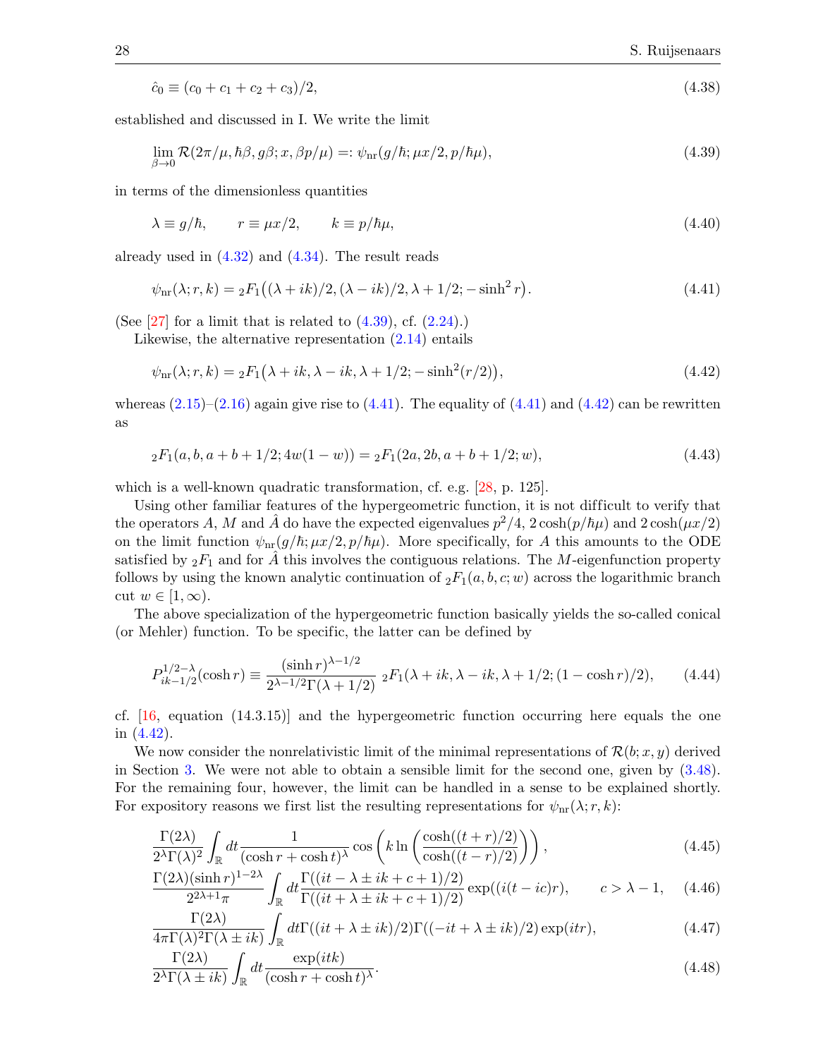$$\hat{c}_0 \equiv (c_0 + c_1 + c_2 + c_3)/2, \tag{4.38}$$

established and discussed in I. We write the limit

$$\lim_{\beta\to 0} \mathcal{R}(2\pi/\mu, \hbar\beta, g\beta; x, \beta p/\mu) =: \psi_{\rm nr}(g/\hbar; \mu x/2, p/\hbar\mu), \tag{4.39}$$

in terms of the dimensionless quantities

$$\lambda \equiv g/\hbar, \qquad r \equiv \mu x/2, \qquad k \equiv p/\hbar\mu, \tag{4.40}$$

already used in (4.32) and (4.34). The result reads

$$\psi_{\rm nr}(\lambda; r, k) = {}_2F_1\big((\lambda + ik)/2, (\lambda - ik)/2, \lambda + 1/2; -\sinh^2 r\big). \tag{4.41}$$

(See [27] for a limit that is related to (4.39), cf. (2.24).)

Likewise, the alternative representation (2.14) entails

$$\psi_{\rm nr}(\lambda; r, k) = {}_2F_1\big(\lambda + ik, \lambda - ik, \lambda + 1/2; -\sinh^2(r/2)\big), \tag{4.42}$$

whereas (2.15)–(2.16) again give rise to (4.41). The equality of (4.41) and (4.42) can be rewritten as

$$ {}_2F_1(a, b, a + b + 1/2; 4w(1 - w)) = {}_2F_1(2a, 2b, a + b + 1/2; w), \tag{4.43}$$

which is a well-known quadratic transformation, cf. e.g. [28, p. 125].

Using other familiar features of the hypergeometric function, it is not difficult to verify that the operators $A$, $M$ and $\hat{A}$ do have the expected eigenvalues $p^2/4$, $2\cosh(p/\hbar\mu)$ and $2\cosh(\mu x/2)$ on the limit function $\psi_{\rm nr}(g/\hbar; \mu x/2, p/\hbar\mu)$. More specifically, for $A$ this amounts to the ODE satisfied by ${}_2F_1$ and for $\hat{A}$ this involves the contiguous relations. The $M$-eigenfunction property follows by using the known analytic continuation of ${}_2F_1(a, b, c; w)$ across the logarithmic branch cut $w \in [1, \infty)$.

The above specialization of the hypergeometric function basically yields the so-called conical (or Mehler) function. To be specific, the latter can be defined by

$$P^{1/2-\lambda}_{ik-1/2}(\cosh r) \equiv \frac{(\sinh r)^{\lambda - 1/2}}{2^{\lambda - 1/2}\Gamma(\lambda + 1/2)}\ {}_2F_1(\lambda + ik, \lambda - ik, \lambda + 1/2; (1 - \cosh r)/2), \tag{4.44}$$

cf. [16, equation (14.3.15)] and the hypergeometric function occurring here equals the one in (4.42).

We now consider the nonrelativistic limit of the minimal representations of $\mathcal{R}(b; x, y)$ derived in Section 3. We were not able to obtain a sensible limit for the second one, given by (3.48). For the remaining four, however, the limit can be handled in a sense to be explained shortly. For expository reasons we first list the resulting representations for $\psi_{\rm nr}(\lambda; r, k)$:

$$\frac{\Gamma(2\lambda)}{2^\lambda \Gamma(\lambda)^2} \int_{\mathbb{R}} dt \frac{1}{(\cosh r + \cosh t)^\lambda} \cos\left(k \ln\left(\frac{\cosh((t + r)/2)}{\cosh((t - r)/2)}\right)\right), \tag{4.45}$$

$$\frac{\Gamma(2\lambda)(\sinh r)^{1-2\lambda}}{2^{2\lambda+1}\pi} \int_{\mathbb{R}} dt \frac{\Gamma((it - \lambda \pm ik + c + 1)/2)}{\Gamma((it + \lambda \pm ik + c + 1)/2)} \exp((i(t - ic)r), \qquad c > \lambda - 1, \tag{4.46}$$

$$\frac{\Gamma(2\lambda)}{4\pi\Gamma(\lambda)^2\Gamma(\lambda \pm ik)} \int_{\mathbb{R}} dt \Gamma((it + \lambda \pm ik)/2)\Gamma((-it + \lambda \pm ik)/2) \exp(itr), \tag{4.47}$$

$$\frac{\Gamma(2\lambda)}{2^\lambda \Gamma(\lambda \pm ik)} \int_{\mathbb{R}} dt \frac{\exp(itk)}{(\cosh r + \cosh t)^\lambda}. \tag{4.48}$$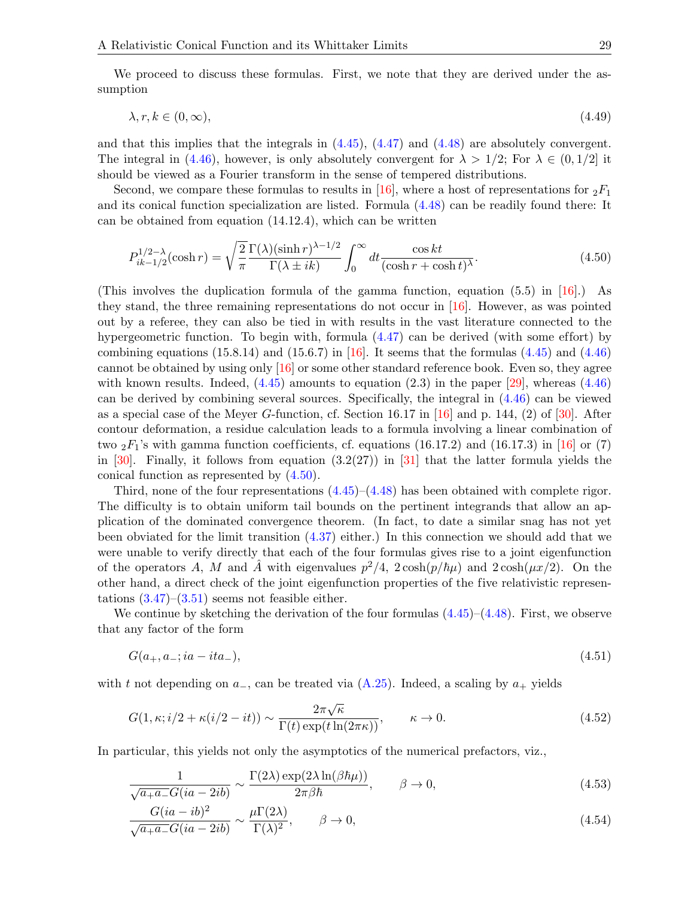We proceed to discuss these formulas. First, we note that they are derived under the assumption

$$\lambda, r, k \in (0, \infty), \tag{4.49}$$

and that this implies that the integrals in (4.45), (4.47) and (4.48) are absolutely convergent. The integral in (4.46), however, is only absolutely convergent for $\lambda > 1/2$; For $\lambda \in (0, 1/2]$ it should be viewed as a Fourier transform in the sense of tempered distributions.

Second, we compare these formulas to results in [16], where a host of representations for ${}_2F_1$ and its conical function specialization are listed. Formula (4.48) can be readily found there: It can be obtained from equation (14.12.4), which can be written

$$P^{1/2-\lambda}_{ik-1/2}(\cosh r) = \sqrt{\frac{2}{\pi}} \frac{\Gamma(\lambda)(\sinh r)^{\lambda-1/2}}{\Gamma(\lambda \pm ik)} \int_0^\infty dt \frac{\cos kt}{(\cosh r + \cosh t)^\lambda}. \tag{4.50}$$

(This involves the duplication formula of the gamma function, equation (5.5) in [16].) As they stand, the three remaining representations do not occur in [16]. However, as was pointed out by a referee, they can also be tied in with results in the vast literature connected to the hypergeometric function. To begin with, formula (4.47) can be derived (with some effort) by combining equations (15.8.14) and (15.6.7) in [16]. It seems that the formulas (4.45) and (4.46) cannot be obtained by using only [16] or some other standard reference book. Even so, they agree with known results. Indeed, (4.45) amounts to equation (2.3) in the paper [29], whereas (4.46) can be derived by combining several sources. Specifically, the integral in (4.46) can be viewed as a special case of the Meyer $G$-function, cf. Section 16.17 in [16] and p. 144, (2) of [30]. After contour deformation, a residue calculation leads to a formula involving a linear combination of two ${}_2F_1$'s with gamma function coefficients, cf. equations (16.17.2) and (16.17.3) in [16] or (7) in [30]. Finally, it follows from equation (3.2(27)) in [31] that the latter formula yields the conical function as represented by (4.50).

Third, none of the four representations (4.45)–(4.48) has been obtained with complete rigor. The difficulty is to obtain uniform tail bounds on the pertinent integrands that allow an application of the dominated convergence theorem. (In fact, to date a similar snag has not yet been obviated for the limit transition (4.37) either.) In this connection we should add that we were unable to verify directly that each of the four formulas gives rise to a joint eigenfunction of the operators $A$, $M$ and $\hat{A}$ with eigenvalues $p^2/4$, $2\cosh(p/\hbar\mu)$ and $2\cosh(\mu x/2)$. On the other hand, a direct check of the joint eigenfunction properties of the five relativistic representations (3.47)–(3.51) seems not feasible either.

We continue by sketching the derivation of the four formulas (4.45)–(4.48). First, we observe that any factor of the form

$$G(a_+, a_-; ia - ita_-), \tag{4.51}$$

with $t$ not depending on $a_-$, can be treated via (A.25). Indeed, a scaling by $a_+$ yields

$$G(1, \kappa; i/2 + \kappa(i/2 - it)) \sim \frac{2\pi\sqrt{\kappa}}{\Gamma(t)\exp(t\ln(2\pi\kappa))}, \qquad \kappa \to 0. \tag{4.52}$$

In particular, this yields not only the asymptotics of the numerical prefactors, viz.,

$$\frac{1}{\sqrt{a_+a_-}G(ia - 2ib)} \sim \frac{\Gamma(2\lambda)\exp(2\lambda\ln(\beta\hbar\mu))}{2\pi\beta\hbar}, \qquad \beta \to 0, \tag{4.53}$$

$$\frac{G(ia - ib)^2}{\sqrt{a_+a_-}G(ia - 2ib)} \sim \frac{\mu\Gamma(2\lambda)}{\Gamma(\lambda)^2}, \qquad \beta \to 0, \tag{4.54}$$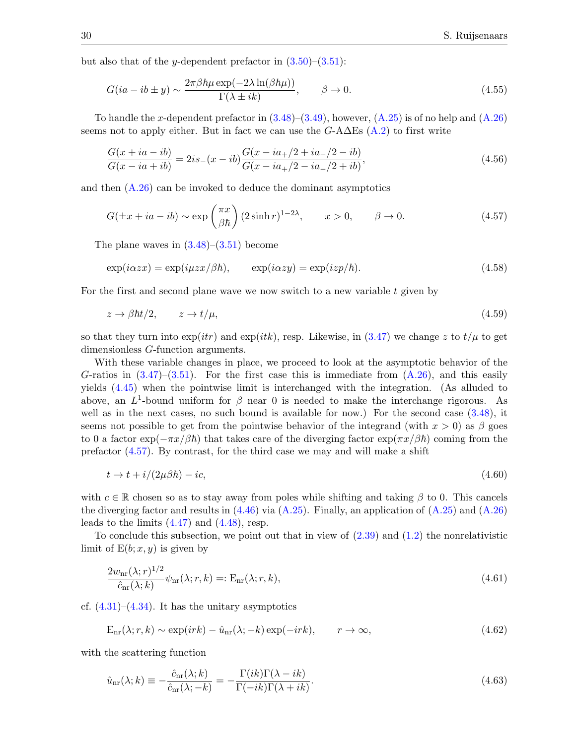but also that of the $y$-dependent prefactor in (3.50)–(3.51):

$$G(ia - ib \pm y) \sim \frac{2\pi\beta\hbar\mu \exp(-2\lambda \ln(\beta\hbar\mu))}{\Gamma(\lambda \pm ik)}, \qquad \beta \to 0. \tag{4.55}$$

To handle the $x$-dependent prefactor in (3.48)–(3.49), however, (A.25) is of no help and (A.26) seems not to apply either. But in fact we can use the $G$-AΔEs (A.2) to first write

$$\frac{G(x + ia - ib)}{G(x - ia + ib)} = 2is_-(x - ib)\frac{G(x - ia_+/2 + ia_-/2 - ib)}{G(x - ia_+/2 - ia_-/2 + ib)}, \tag{4.56}$$

and then (A.26) can be invoked to deduce the dominant asymptotics

$$G(\pm x + ia - ib) \sim \exp\left(\frac{\pi x}{\beta\hbar}\right)(2\sinh r)^{1-2\lambda}, \qquad x > 0, \qquad \beta \to 0. \tag{4.57}$$

The plane waves in (3.48)–(3.51) become

$$\exp(i\alpha zx) = \exp(i\mu zx/\beta\hbar), \qquad \exp(i\alpha zy) = \exp(izp/\hbar). \tag{4.58}$$

For the first and second plane wave we now switch to a new variable $t$ given by

$$z \to \beta\hbar t/2, \qquad z \to t/\mu, \tag{4.59}$$

so that they turn into $\exp(itr)$ and $\exp(itk)$, resp. Likewise, in (3.47) we change $z$ to $t/\mu$ to get dimensionless $G$-function arguments.

With these variable changes in place, we proceed to look at the asymptotic behavior of the $G$-ratios in (3.47)–(3.51). For the first case this is immediate from (A.26), and this easily yields (4.45) when the pointwise limit is interchanged with the integration. (As alluded to above, an $L^1$-bound uniform for $\beta$ near 0 is needed to make the interchange rigorous. As well as in the next cases, no such bound is available for now.) For the second case (3.48), it seems not possible to get from the pointwise behavior of the integrand (with $x > 0$) as $\beta$ goes to 0 a factor $\exp(-\pi x/\beta\hbar)$ that takes care of the diverging factor $\exp(\pi x/\beta\hbar)$ coming from the prefactor (4.57). By contrast, for the third case we may and will make a shift

$$t \to t + i/(2\mu\beta\hbar) - ic, \tag{4.60}$$

with $c \in \mathbb{R}$ chosen so as to stay away from poles while shifting and taking $\beta$ to 0. This cancels the diverging factor and results in (4.46) via (A.25). Finally, an application of (A.25) and (A.26) leads to the limits (4.47) and (4.48), resp.

To conclude this subsection, we point out that in view of (2.39) and (1.2) the nonrelativistic limit of $\mathrm{E}(b; x, y)$ is given by

$$\frac{2w_{\mathrm{nr}}(\lambda; r)^{1/2}}{\hat{c}_{\mathrm{nr}}(\lambda; k)}\psi_{\mathrm{nr}}(\lambda; r, k) =: \mathrm{E}_{\mathrm{nr}}(\lambda; r, k), \tag{4.61}$$

cf. (4.31)–(4.34). It has the unitary asymptotics

$$\mathrm{E}_{\mathrm{nr}}(\lambda; r, k) \sim \exp(irk) - \hat{u}_{\mathrm{nr}}(\lambda; -k)\exp(-irk), \qquad r \to \infty, \tag{4.62}$$

with the scattering function

$$\hat{u}_{\mathrm{nr}}(\lambda; k) \equiv -\frac{\hat{c}_{\mathrm{nr}}(\lambda; k)}{\hat{c}_{\mathrm{nr}}(\lambda; -k)} = -\frac{\Gamma(ik)\Gamma(\lambda - ik)}{\Gamma(-ik)\Gamma(\lambda + ik)}. \tag{4.63}$$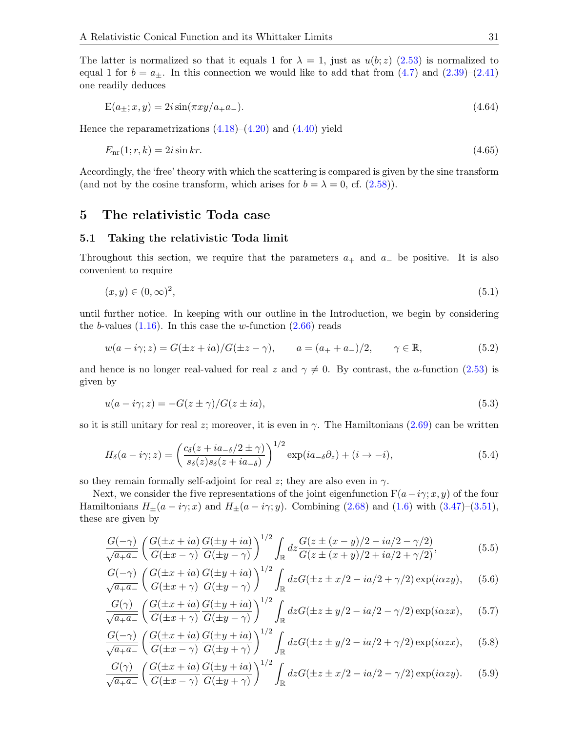The latter is normalized so that it equals 1 for $\lambda = 1$, just as $u(b;z)$ (2.53) is normalized to equal 1 for $b = a_\pm$. In this connection we would like to add that from (4.7) and (2.39)–(2.41) one readily deduces

$$\mathrm{E}(a_\pm; x, y) = 2i \sin(\pi x y / a_+ a_-). \tag{4.64}$$

Hence the reparametrizations (4.18)–(4.20) and (4.40) yield

$$E_{\mathrm{nr}}(1; r, k) = 2i \sin kr. \tag{4.65}$$

Accordingly, the 'free' theory with which the scattering is compared is given by the sine transform (and not by the cosine transform, which arises for $b = \lambda = 0$, cf. (2.58)).

# 5 The relativistic Toda case

## 5.1 Taking the relativistic Toda limit

Throughout this section, we require that the parameters $a_+$ and $a_-$ be positive. It is also convenient to require

$$(x, y) \in (0, \infty)^2, \tag{5.1}$$

until further notice. In keeping with our outline in the Introduction, we begin by considering the $b$-values (1.16). In this case the $w$-function (2.66) reads

$$w(a - i\gamma; z) = G(\pm z + ia)/G(\pm z - \gamma), \qquad a = (a_+ + a_-)/2, \qquad \gamma \in \mathbb{R}, \tag{5.2}$$

and hence is no longer real-valued for real $z$ and $\gamma \neq 0$. By contrast, the $u$-function (2.53) is given by

$$u(a - i\gamma; z) = -G(z \pm \gamma)/G(z \pm ia), \tag{5.3}$$

so it is still unitary for real $z$; moreover, it is even in $\gamma$. The Hamiltonians (2.69) can be written

$$H_\delta(a - i\gamma; z) = \left( \frac{c_\delta(z + ia_{-\delta}/2 \pm \gamma)}{s_\delta(z) s_\delta(z + ia_{-\delta})} \right)^{1/2} \exp(ia_{-\delta}\partial_z) + (i \to -i), \tag{5.4}$$

so they remain formally self-adjoint for real $z$; they are also even in $\gamma$.

Next, we consider the five representations of the joint eigenfunction $\mathrm{F}(a - i\gamma; x, y)$ of the four Hamiltonians $H_\pm(a - i\gamma; x)$ and $H_\pm(a - i\gamma; y)$. Combining (2.68) and (1.6) with (3.47)–(3.51), these are given by

$$\frac{G(-\gamma)}{\sqrt{a_+ a_-}} \left( \frac{G(\pm x + ia)}{G(\pm x - \gamma)} \frac{G(\pm y + ia)}{G(\pm y - \gamma)} \right)^{1/2} \int_{\mathbb{R}} dz \frac{G(z \pm (x - y)/2 - ia/2 - \gamma/2)}{G(z \pm (x + y)/2 + ia/2 + \gamma/2)}, \tag{5.5}$$

$$\frac{G(-\gamma)}{\sqrt{a_+ a_-}} \left( \frac{G(\pm x + ia)}{G(\pm x + \gamma)} \frac{G(\pm y + ia)}{G(\pm y - \gamma)} \right)^{1/2} \int_{\mathbb{R}} dz G(\pm z \pm x/2 - ia/2 + \gamma/2) \exp(i\alpha z y), \tag{5.6}$$

$$\frac{G(\gamma)}{\sqrt{a_+ a_-}} \left( \frac{G(\pm x + ia)}{G(\pm x + \gamma)} \frac{G(\pm y + ia)}{G(\pm y - \gamma)} \right)^{1/2} \int_{\mathbb{R}} dz G(\pm z \pm y/2 - ia/2 - \gamma/2) \exp(i\alpha z x), \tag{5.7}$$

$$\frac{G(-\gamma)}{\sqrt{a_+ a_-}} \left( \frac{G(\pm x + ia)}{G(\pm x - \gamma)} \frac{G(\pm y + ia)}{G(\pm y + \gamma)} \right)^{1/2} \int_{\mathbb{R}} dz G(\pm z \pm y/2 - ia/2 + \gamma/2) \exp(i\alpha z x), \tag{5.8}$$

$$\frac{G(\gamma)}{\sqrt{a_+ a_-}} \left( \frac{G(\pm x + ia)}{G(\pm x - \gamma)} \frac{G(\pm y + ia)}{G(\pm y + \gamma)} \right)^{1/2} \int_{\mathbb{R}} dz G(\pm z \pm x/2 - ia/2 - \gamma/2) \exp(i\alpha z y). \tag{5.9}$$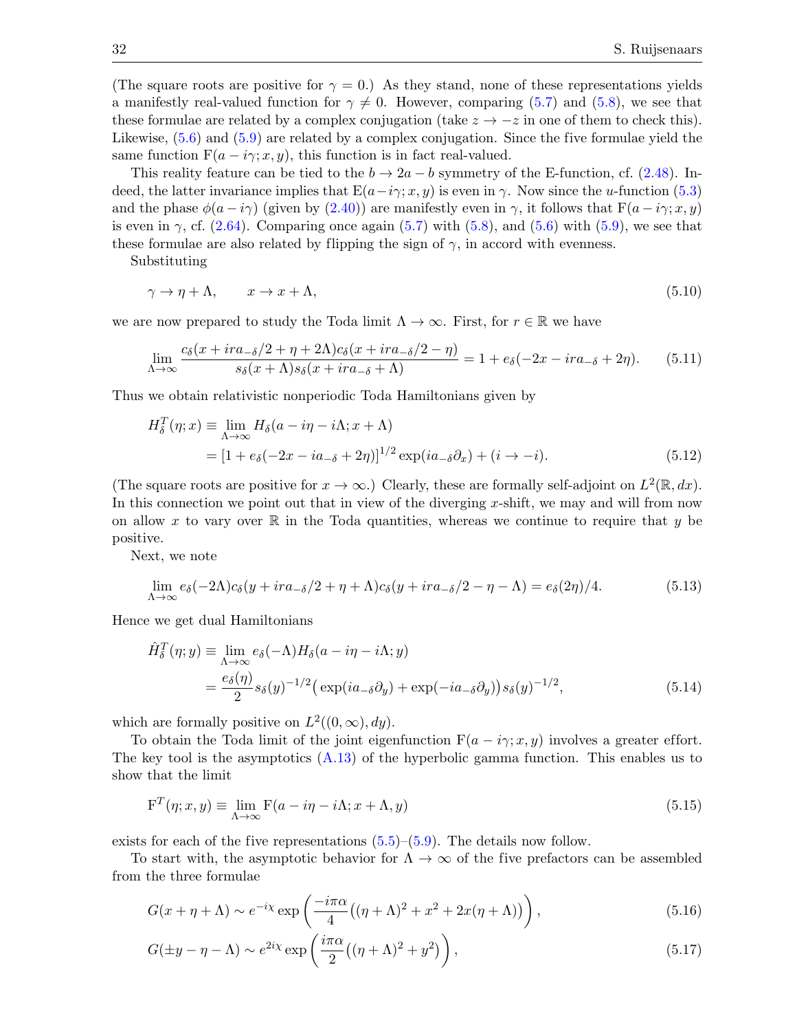(The square roots are positive for $\gamma = 0$.) As they stand, none of these representations yields a manifestly real-valued function for $\gamma \neq 0$. However, comparing (5.7) and (5.8), we see that these formulae are related by a complex conjugation (take $z \to -z$ in one of them to check this). Likewise, (5.6) and (5.9) are related by a complex conjugation. Since the five formulae yield the same function $\mathrm{F}(a - i\gamma; x, y)$, this function is in fact real-valued.

This reality feature can be tied to the $b \to 2a - b$ symmetry of the E-function, cf. (2.48). Indeed, the latter invariance implies that $\mathrm{E}(a - i\gamma; x, y)$ is even in $\gamma$. Now since the $u$-function (5.3) and the phase $\phi(a - i\gamma)$ (given by (2.40)) are manifestly even in $\gamma$, it follows that $\mathrm{F}(a - i\gamma; x, y)$ is even in $\gamma$, cf. (2.64). Comparing once again (5.7) with (5.8), and (5.6) with (5.9), we see that these formulae are also related by flipping the sign of $\gamma$, in accord with evenness.

Substituting

$$\gamma \to \eta + \Lambda, \qquad x \to x + \Lambda, \tag{5.10}$$

we are now prepared to study the Toda limit $\Lambda \to \infty$. First, for $r \in \mathbb{R}$ we have

$$\lim_{\Lambda \to \infty} \frac{c_\delta(x + ira_{-\delta}/2 + \eta + 2\Lambda) c_\delta(x + ira_{-\delta}/2 - \eta)}{s_\delta(x + \Lambda) s_\delta(x + ira_{-\delta} + \Lambda)} = 1 + e_\delta(-2x - ira_{-\delta} + 2\eta). \tag{5.11}$$

Thus we obtain relativistic nonperiodic Toda Hamiltonians given by

$$\begin{aligned} H_\delta^T(\eta; x) &\equiv \lim_{\Lambda \to \infty} H_\delta(a - i\eta - i\Lambda; x + \Lambda) \\ &= [1 + e_\delta(-2x - ia_{-\delta} + 2\eta)]^{1/2} \exp(ia_{-\delta}\partial_x) + (i \to -i). \end{aligned} \tag{5.12}$$

(The square roots are positive for $x \to \infty$.) Clearly, these are formally self-adjoint on $L^2(\mathbb{R}, dx)$. In this connection we point out that in view of the diverging $x$-shift, we may and will from now on allow $x$ to vary over $\mathbb{R}$ in the Toda quantities, whereas we continue to require that $y$ be positive.

Next, we note

$$\lim_{\Lambda \to \infty} e_\delta(-2\Lambda) c_\delta(y + ira_{-\delta}/2 + \eta + \Lambda) c_\delta(y + ira_{-\delta}/2 - \eta - \Lambda) = e_\delta(2\eta)/4. \tag{5.13}$$

Hence we get dual Hamiltonians

$$\begin{aligned} \hat{H}_\delta^T(\eta; y) &\equiv \lim_{\Lambda \to \infty} e_\delta(-\Lambda) H_\delta(a - i\eta - i\Lambda; y) \\ &= \frac{e_\delta(\eta)}{2} s_\delta(y)^{-1/2} \big( \exp(ia_{-\delta}\partial_y) + \exp(-ia_{-\delta}\partial_y) \big) s_\delta(y)^{-1/2}, \end{aligned} \tag{5.14}$$

which are formally positive on $L^2((0, \infty), dy)$.

To obtain the Toda limit of the joint eigenfunction $\mathrm{F}(a - i\gamma; x, y)$ involves a greater effort. The key tool is the asymptotics (A.13) of the hyperbolic gamma function. This enables us to show that the limit

$$\mathrm{F}^T(\eta; x, y) \equiv \lim_{\Lambda \to \infty} \mathrm{F}(a - i\eta - i\Lambda; x + \Lambda, y) \tag{5.15}$$

exists for each of the five representations (5.5)–(5.9). The details now follow.

To start with, the asymptotic behavior for $\Lambda \to \infty$ of the five prefactors can be assembled from the three formulae

$$G(x + \eta + \Lambda) \sim e^{-i\chi} \exp\left( \frac{-i\pi\alpha}{4} \big( (\eta + \Lambda)^2 + x^2 + 2x(\eta + \Lambda) \big) \right), \tag{5.16}$$

$$G(\pm y - \eta - \Lambda) \sim e^{2i\chi} \exp\left( \frac{i\pi\alpha}{2} \big( (\eta + \Lambda)^2 + y^2 \big) \right), \tag{5.17}$$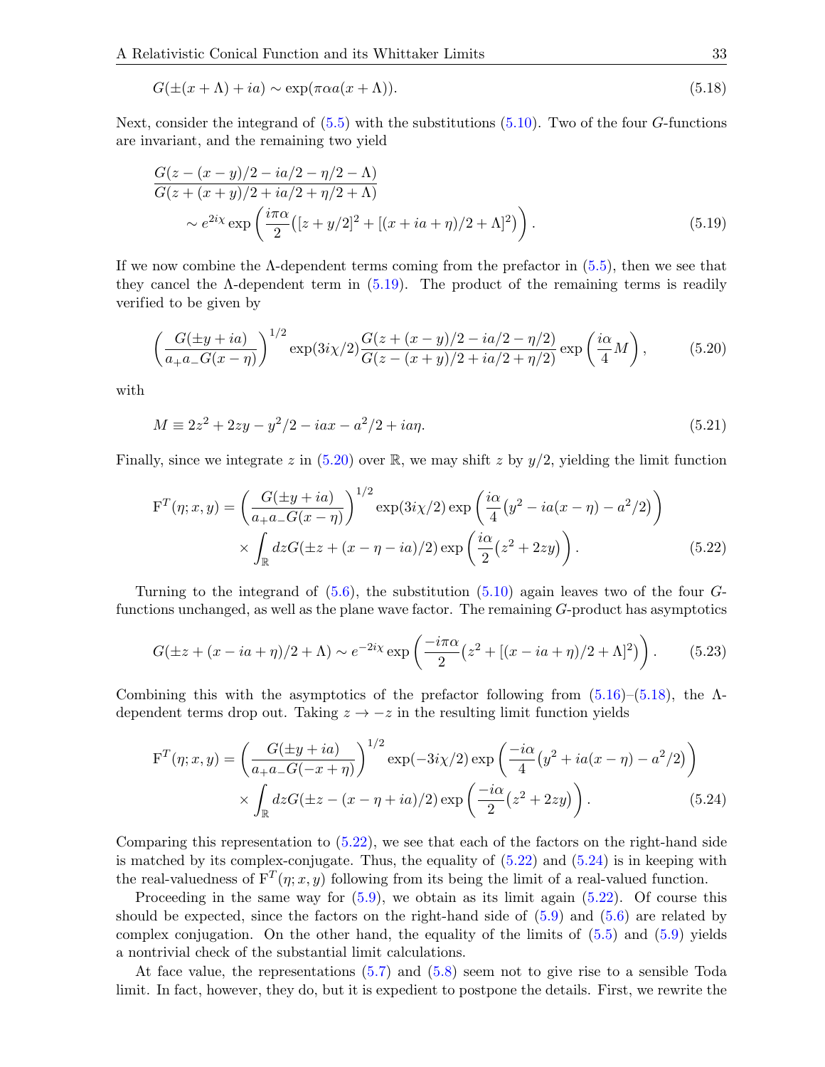$$G(\pm(x+\Lambda)+ia) \sim \exp(\pi\alpha a(x+\Lambda)). \tag{5.18}$$

Next, consider the integrand of (5.5) with the substitutions (5.10). Two of the four $G$-functions are invariant, and the remaining two yield

$$\frac{G(z-(x-y)/2-ia/2-\eta/2-\Lambda)}{G(z+(x+y)/2+ia/2+\eta/2+\Lambda)} \\ \sim e^{2i\chi}\exp\left(\frac{i\pi\alpha}{2}\big([z+y/2]^2+[(x+ia+\eta)/2+\Lambda]^2\big)\right). \tag{5.19}$$

If we now combine the $\Lambda$-dependent terms coming from the prefactor in (5.5), then we see that they cancel the $\Lambda$-dependent term in (5.19). The product of the remaining terms is readily verified to be given by

$$\left(\frac{G(\pm y+ia)}{a_+a_-G(x-\eta)}\right)^{1/2}\exp(3i\chi/2)\frac{G(z+(x-y)/2-ia/2-\eta/2)}{G(z-(x+y)/2+ia/2+\eta/2)}\exp\left(\frac{i\alpha}{4}M\right), \tag{5.20}$$

with

$$M \equiv 2z^2+2zy-y^2/2-iax-a^2/2+ia\eta. \tag{5.21}$$

Finally, since we integrate $z$ in (5.20) over $\mathbb{R}$, we may shift $z$ by $y/2$, yielding the limit function

$$\mathrm{F}^T(\eta;x,y) = \left(\frac{G(\pm y+ia)}{a_+a_-G(x-\eta)}\right)^{1/2}\exp(3i\chi/2)\exp\left(\frac{i\alpha}{4}\big(y^2-ia(x-\eta)-a^2/2\big)\right) \\ \times\int_{\mathbb{R}}dzG(\pm z+(x-\eta-ia)/2)\exp\left(\frac{i\alpha}{2}\big(z^2+2zy\big)\right). \tag{5.22}$$

Turning to the integrand of (5.6), the substitution (5.10) again leaves two of the four $G$-functions unchanged, as well as the plane wave factor. The remaining $G$-product has asymptotics

$$G(\pm z+(x-ia+\eta)/2+\Lambda) \sim e^{-2i\chi}\exp\left(\frac{-i\pi\alpha}{2}\big(z^2+[(x-ia+\eta)/2+\Lambda]^2\big)\right). \tag{5.23}$$

Combining this with the asymptotics of the prefactor following from (5.16)–(5.18), the $\Lambda$-dependent terms drop out. Taking $z\to -z$ in the resulting limit function yields

$$\mathrm{F}^T(\eta;x,y) = \left(\frac{G(\pm y+ia)}{a_+a_-G(-x+\eta)}\right)^{1/2}\exp(-3i\chi/2)\exp\left(\frac{-i\alpha}{4}\big(y^2+ia(x-\eta)-a^2/2\big)\right) \\ \times\int_{\mathbb{R}}dzG(\pm z-(x-\eta+ia)/2)\exp\left(\frac{-i\alpha}{2}\big(z^2+2zy\big)\right). \tag{5.24}$$

Comparing this representation to (5.22), we see that each of the factors on the right-hand side is matched by its complex-conjugate. Thus, the equality of (5.22) and (5.24) is in keeping with the real-valuedness of $\mathrm{F}^T(\eta;x,y)$ following from its being the limit of a real-valued function.

Proceeding in the same way for (5.9), we obtain as its limit again (5.22). Of course this should be expected, since the factors on the right-hand side of (5.9) and (5.6) are related by complex conjugation. On the other hand, the equality of the limits of (5.5) and (5.9) yields a nontrivial check of the substantial limit calculations.

At face value, the representations (5.7) and (5.8) seem not to give rise to a sensible Toda limit. In fact, however, they do, but it is expedient to postpone the details. First, we rewrite the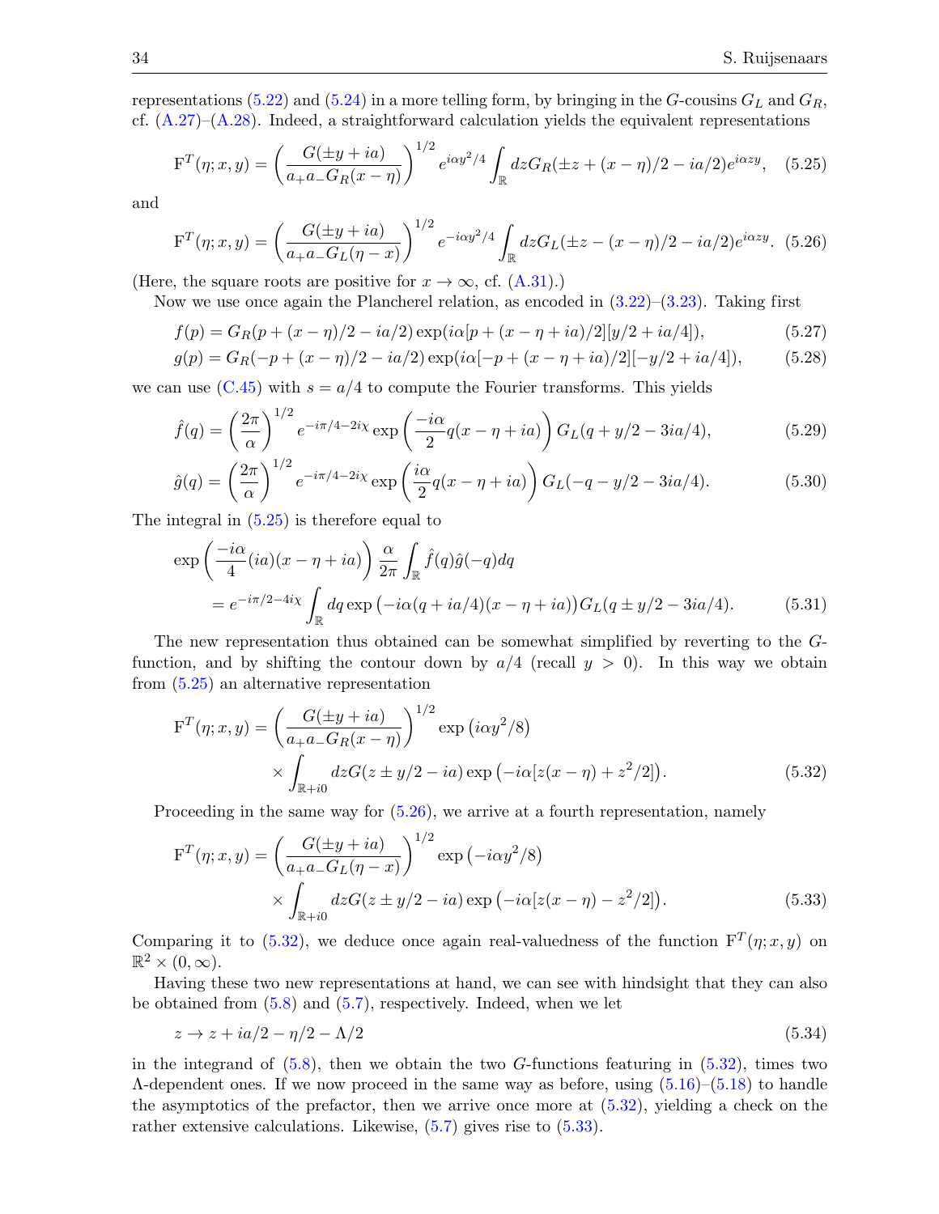representations (5.22) and (5.24) in a more telling form, by bringing in the $G$-cousins $G_L$ and $G_R$, cf. (A.27)–(A.28). Indeed, a straightforward calculation yields the equivalent representations

$$\mathrm{F}^T(\eta; x, y) = \left( \frac{G(\pm y + ia)}{a_+ a_- G_R(x-\eta)} \right)^{1/2} e^{i\alpha y^2/4} \int_{\mathbb{R}} dz G_R(\pm z + (x-\eta)/2 - ia/2) e^{i\alpha z y}, \quad (5.25)$$

and

$$\mathrm{F}^T(\eta; x, y) = \left( \frac{G(\pm y + ia)}{a_+ a_- G_L(\eta - x)} \right)^{1/2} e^{-i\alpha y^2/4} \int_{\mathbb{R}} dz G_L(\pm z - (x-\eta)/2 - ia/2) e^{i\alpha z y}. \quad (5.26)$$

(Here, the square roots are positive for $x \to \infty$, cf. (A.31).)

Now we use once again the Plancherel relation, as encoded in (3.22)–(3.23). Taking first

$$f(p) = G_R(p + (x-\eta)/2 - ia/2) \exp(i\alpha[p + (x - \eta + ia)/2][y/2 + ia/4]), \quad (5.27)$$

$$g(p) = G_R(-p + (x-\eta)/2 - ia/2) \exp(i\alpha[-p + (x - \eta + ia)/2][-y/2 + ia/4]), \quad (5.28)$$

we can use (C.45) with $s = a/4$ to compute the Fourier transforms. This yields

$$\hat{f}(q) = \left( \frac{2\pi}{\alpha} \right)^{1/2} e^{-i\pi/4 - 2i\chi} \exp\left( \frac{-i\alpha}{2} q(x - \eta + ia) \right) G_L(q + y/2 - 3ia/4), \quad (5.29)$$

$$\hat{g}(q) = \left( \frac{2\pi}{\alpha} \right)^{1/2} e^{-i\pi/4 - 2i\chi} \exp\left( \frac{i\alpha}{2} q(x - \eta + ia) \right) G_L(-q - y/2 - 3ia/4). \quad (5.30)$$

The integral in (5.25) is therefore equal to

$$\begin{aligned} &\exp\left( \frac{-i\alpha}{4} (ia)(x - \eta + ia) \right) \frac{\alpha}{2\pi} \int_{\mathbb{R}} \hat{f}(q) \hat{g}(-q) dq \\ &\quad = e^{-i\pi/2 - 4i\chi} \int_{\mathbb{R}} dq \exp\big(-i\alpha(q + ia/4)(x - \eta + ia)\big) G_L(q \pm y/2 - 3ia/4). \end{aligned} \quad (5.31)$$

The new representation thus obtained can be somewhat simplified by reverting to the $G$-function, and by shifting the contour down by $a/4$ (recall $y > 0$). In this way we obtain from (5.25) an alternative representation

$$\begin{aligned} \mathrm{F}^T(\eta; x, y) = {}& \left( \frac{G(\pm y + ia)}{a_+ a_- G_R(x-\eta)} \right)^{1/2} \exp\left(i\alpha y^2/8\right) \\ & \times \int_{\mathbb{R}+i0} dz G(z \pm y/2 - ia) \exp\big(-i\alpha[z(x-\eta) + z^2/2]\big). \end{aligned} \quad (5.32)$$

Proceeding in the same way for (5.26), we arrive at a fourth representation, namely

$$\begin{aligned} \mathrm{F}^T(\eta; x, y) = {}& \left( \frac{G(\pm y + ia)}{a_+ a_- G_L(\eta - x)} \right)^{1/2} \exp\left(-i\alpha y^2/8\right) \\ & \times \int_{\mathbb{R}+i0} dz G(z \pm y/2 - ia) \exp\big(-i\alpha[z(x-\eta) - z^2/2]\big). \end{aligned} \quad (5.33)$$

Comparing it to (5.32), we deduce once again real-valuedness of the function $\mathrm{F}^T(\eta; x, y)$ on $\mathbb{R}^2 \times (0, \infty)$.

Having these two new representations at hand, we can see with hindsight that they can also be obtained from (5.8) and (5.7), respectively. Indeed, when we let

$$z \to z + ia/2 - \eta/2 - \Lambda/2 \quad (5.34)$$

in the integrand of (5.8), then we obtain the two $G$-functions featuring in (5.32), times two $\Lambda$-dependent ones. If we now proceed in the same way as before, using (5.16)–(5.18) to handle the asymptotics of the prefactor, then we arrive once more at (5.32), yielding a check on the rather extensive calculations. Likewise, (5.7) gives rise to (5.33).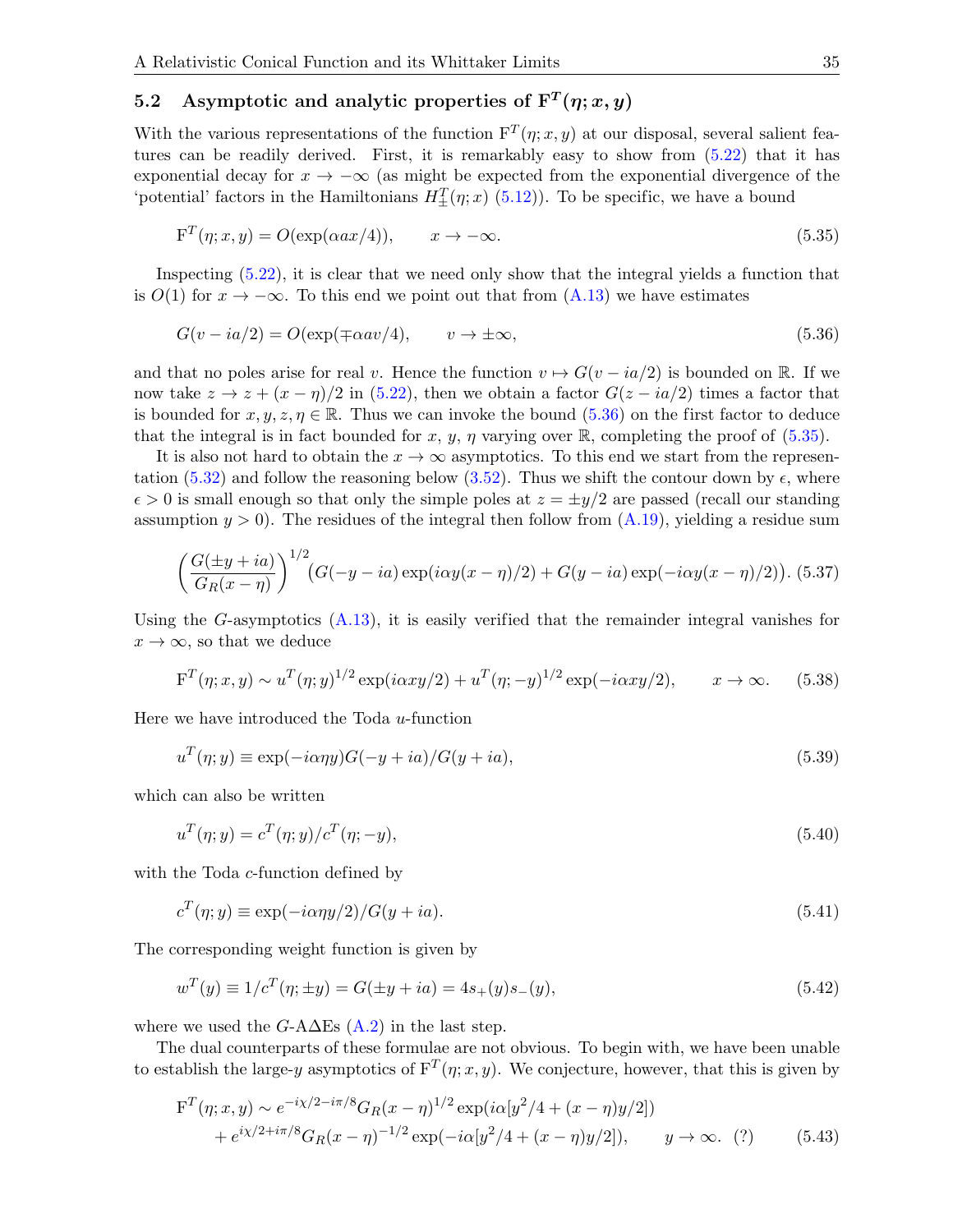## 5.2 Asymptotic and analytic properties of $\mathrm{F}^T(\eta; x, y)$

With the various representations of the function $\mathrm{F}^T(\eta; x, y)$ at our disposal, several salient features can be readily derived. First, it is remarkably easy to show from (5.22) that it has exponential decay for $x \to -\infty$ (as might be expected from the exponential divergence of the 'potential' factors in the Hamiltonians $H^T_\pm(\eta; x)$ (5.12)). To be specific, we have a bound

$$\mathrm{F}^T(\eta; x, y) = O(\exp(\alpha a x/4)), \qquad x \to -\infty. \tag{5.35}$$

Inspecting (5.22), it is clear that we need only show that the integral yields a function that is $O(1)$ for $x \to -\infty$. To this end we point out that from (A.13) we have estimates

$$G(v - ia/2) = O(\exp(\mp \alpha a v/4)), \qquad v \to \pm\infty, \tag{5.36}$$

and that no poles arise for real $v$. Hence the function $v \mapsto G(v - ia/2)$ is bounded on $\mathbb{R}$. If we now take $z \to z + (x - \eta)/2$ in (5.22), then we obtain a factor $G(z - ia/2)$ times a factor that is bounded for $x, y, z, \eta \in \mathbb{R}$. Thus we can invoke the bound (5.36) on the first factor to deduce that the integral is in fact bounded for $x$, $y$, $\eta$ varying over $\mathbb{R}$, completing the proof of (5.35).

It is also not hard to obtain the $x \to \infty$ asymptotics. To this end we start from the representation (5.32) and follow the reasoning below (3.52). Thus we shift the contour down by $\epsilon$, where $\epsilon > 0$ is small enough so that only the simple poles at $z = \pm y/2$ are passed (recall our standing assumption $y > 0$). The residues of the integral then follow from (A.19), yielding a residue sum

$$\left(\frac{G(\pm y + ia)}{G_R(x - \eta)}\right)^{1/2} \big(G(-y - ia)\exp(i\alpha y(x - \eta)/2) + G(y - ia)\exp(-i\alpha y(x - \eta)/2)\big). \tag{5.37}$$

Using the $G$-asymptotics (A.13), it is easily verified that the remainder integral vanishes for $x \to \infty$, so that we deduce

$$\mathrm{F}^T(\eta; x, y) \sim u^T(\eta; y)^{1/2}\exp(i\alpha x y/2) + u^T(\eta; -y)^{1/2}\exp(-i\alpha x y/2), \qquad x \to \infty. \tag{5.38}$$

Here we have introduced the Toda $u$-function

$$u^T(\eta; y) \equiv \exp(-i\alpha\eta y) G(-y + ia)/G(y + ia), \tag{5.39}$$

which can also be written

$$u^T(\eta; y) = c^T(\eta; y)/c^T(\eta; -y), \tag{5.40}$$

with the Toda $c$-function defined by

$$c^T(\eta; y) \equiv \exp(-i\alpha\eta y/2)/G(y + ia). \tag{5.41}$$

The corresponding weight function is given by

$$w^T(y) \equiv 1/c^T(\eta; \pm y) = G(\pm y + ia) = 4 s_+(y) s_-(y), \tag{5.42}$$

where we used the $G$-A$\Delta$Es (A.2) in the last step.

The dual counterparts of these formulae are not obvious. To begin with, we have been unable to establish the large-$y$ asymptotics of $\mathrm{F}^T(\eta; x, y)$. We conjecture, however, that this is given by

$$\begin{aligned}\mathrm{F}^T(\eta; x, y) \sim\ & e^{-i\chi/2 - i\pi/8} G_R(x - \eta)^{1/2} \exp(i\alpha[y^2/4 + (x - \eta)y/2]) \\ &+ e^{i\chi/2 + i\pi/8} G_R(x - \eta)^{-1/2} \exp(-i\alpha[y^2/4 + (x - \eta)y/2]), \qquad y \to \infty. \quad (?)\end{aligned} \tag{5.43}$$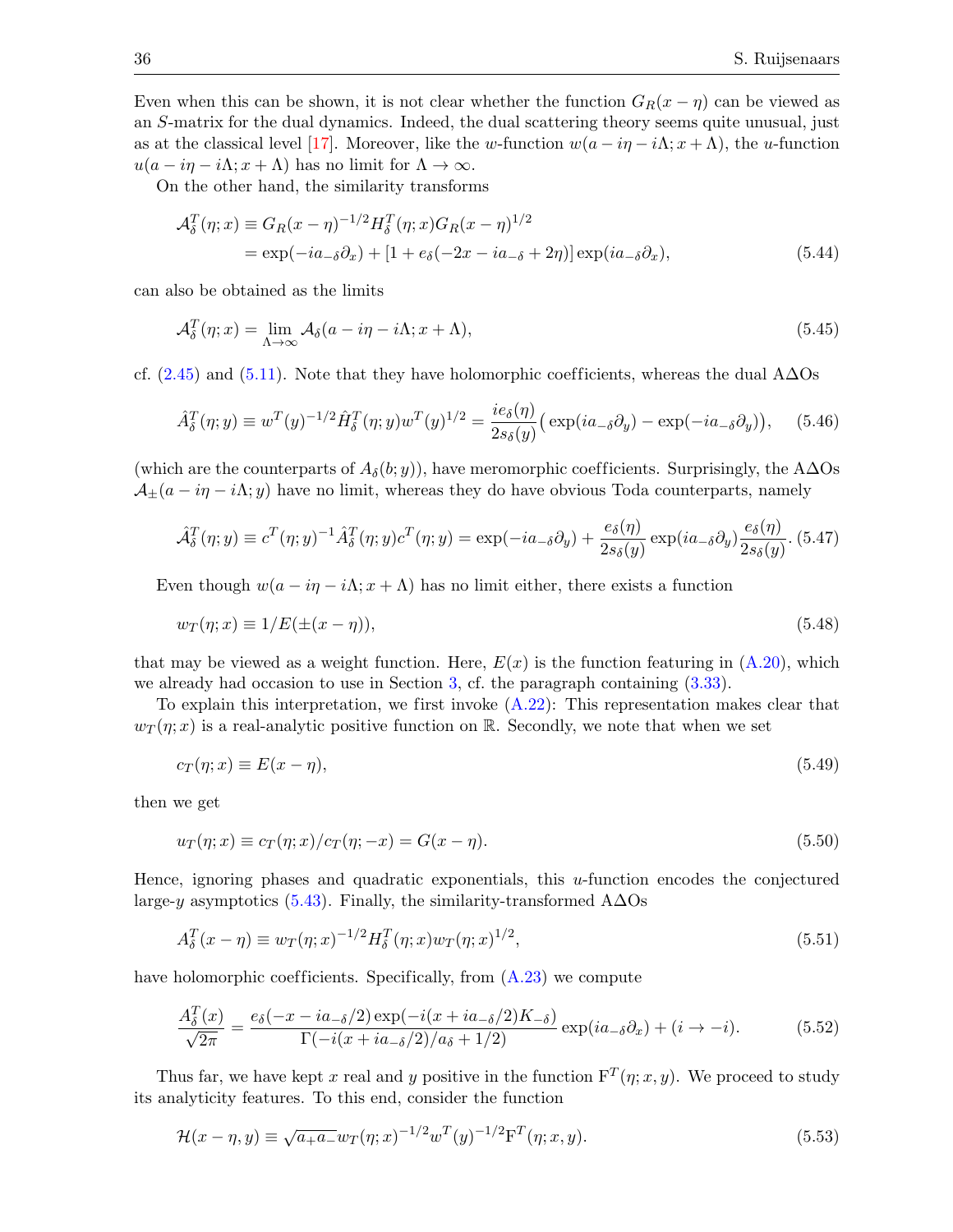Even when this can be shown, it is not clear whether the function $G_R(x-\eta)$ can be viewed as an $S$-matrix for the dual dynamics. Indeed, the dual scattering theory seems quite unusual, just as at the classical level [17]. Moreover, like the $w$-function $w(a-i\eta-i\Lambda;x+\Lambda)$, the $u$-function $u(a-i\eta-i\Lambda;x+\Lambda)$ has no limit for $\Lambda\to\infty$.

On the other hand, the similarity transforms

$$
\begin{aligned}
\mathcal{A}_\delta^T(\eta;x) &\equiv G_R(x-\eta)^{-1/2}H_\delta^T(\eta;x)G_R(x-\eta)^{1/2} \\
&= \exp(-ia_{-\delta}\partial_x)+[1+e_\delta(-2x-ia_{-\delta}+2\eta)]\exp(ia_{-\delta}\partial_x),
\end{aligned}
\tag{5.44}
$$

can also be obtained as the limits

$$
\mathcal{A}_\delta^T(\eta;x)=\lim_{\Lambda\to\infty}\mathcal{A}_\delta(a-i\eta-i\Lambda;x+\Lambda),
\tag{5.45}
$$

cf. (2.45) and (5.11). Note that they have holomorphic coefficients, whereas the dual AΔOs

$$
\hat{A}_\delta^T(\eta;y)\equiv w^T(y)^{-1/2}\hat{H}_\delta^T(\eta;y)w^T(y)^{1/2}=\frac{ie_\delta(\eta)}{2s_\delta(y)}\big(\exp(ia_{-\delta}\partial_y)-\exp(-ia_{-\delta}\partial_y)\big),
\tag{5.46}
$$

(which are the counterparts of $A_\delta(b;y)$), have meromorphic coefficients. Surprisingly, the AΔOs $\mathcal{A}_\pm(a-i\eta-i\Lambda;y)$ have no limit, whereas they do have obvious Toda counterparts, namely

$$
\hat{\mathcal{A}}_\delta^T(\eta;y)\equiv c^T(\eta;y)^{-1}\hat{A}_\delta^T(\eta;y)c^T(\eta;y)=\exp(-ia_{-\delta}\partial_y)+\frac{e_\delta(\eta)}{2s_\delta(y)}\exp(ia_{-\delta}\partial_y)\frac{e_\delta(\eta)}{2s_\delta(y)}.
\tag{5.47}
$$

Even though $w(a-i\eta-i\Lambda;x+\Lambda)$ has no limit either, there exists a function

$$
w_T(\eta;x)\equiv 1/E(\pm(x-\eta)),
\tag{5.48}
$$

that may be viewed as a weight function. Here, $E(x)$ is the function featuring in (A.20), which we already had occasion to use in Section 3, cf. the paragraph containing (3.33).

To explain this interpretation, we first invoke (A.22): This representation makes clear that $w_T(\eta;x)$ is a real-analytic positive function on $\mathbb{R}$. Secondly, we note that when we set

$$
c_T(\eta;x)\equiv E(x-\eta),
\tag{5.49}
$$

then we get

$$
u_T(\eta;x)\equiv c_T(\eta;x)/c_T(\eta;-x)=G(x-\eta).
\tag{5.50}
$$

Hence, ignoring phases and quadratic exponentials, this $u$-function encodes the conjectured large-$y$ asymptotics (5.43). Finally, the similarity-transformed AΔOs

$$
A_\delta^T(x-\eta)\equiv w_T(\eta;x)^{-1/2}H_\delta^T(\eta;x)w_T(\eta;x)^{1/2},
\tag{5.51}
$$

have holomorphic coefficients. Specifically, from (A.23) we compute

$$
\frac{A_\delta^T(x)}{\sqrt{2\pi}}=\frac{e_\delta(-x-ia_{-\delta}/2)\exp(-i(x+ia_{-\delta}/2)K_{-\delta})}{\Gamma(-i(x+ia_{-\delta}/2)/a_\delta+1/2)}\exp(ia_{-\delta}\partial_x)+(i\to -i).
\tag{5.52}
$$

Thus far, we have kept $x$ real and $y$ positive in the function $\mathrm{F}^T(\eta;x,y)$. We proceed to study its analyticity features. To this end, consider the function

$$
\mathcal{H}(x-\eta,y)\equiv\sqrt{a_+a_-}\,w_T(\eta;x)^{-1/2}w^T(y)^{-1/2}\mathrm{F}^T(\eta;x,y).
\tag{5.53}
$$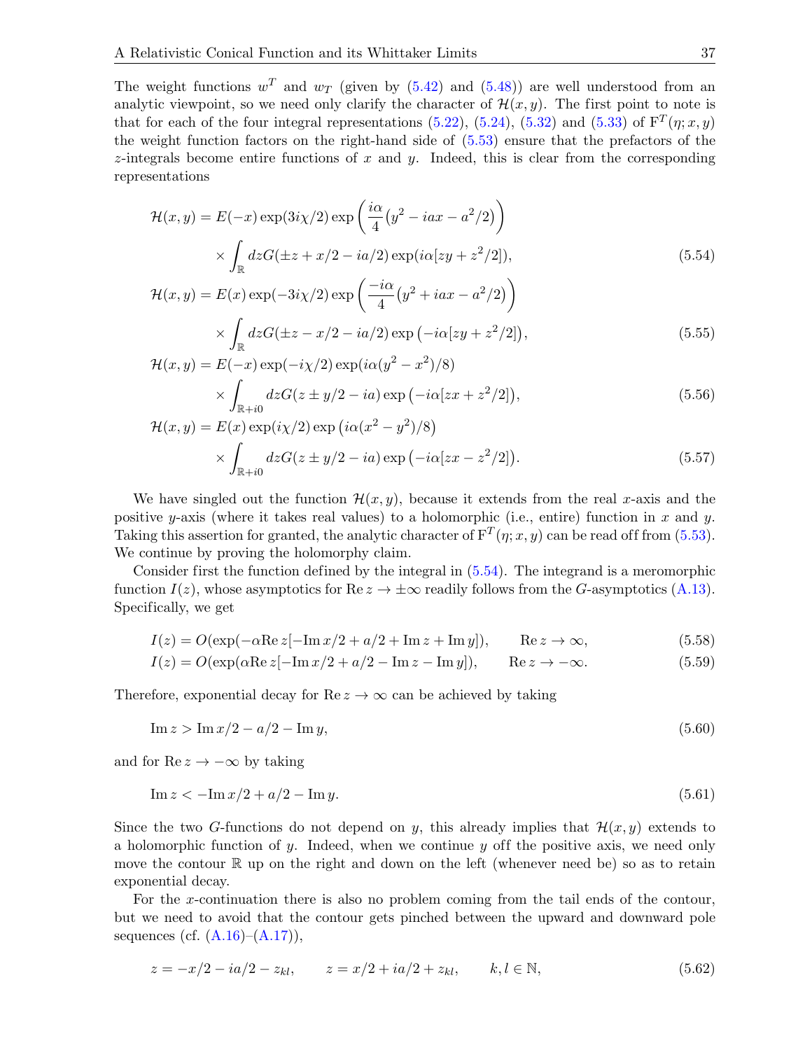The weight functions $w^T$ and $w_T$ (given by (5.42) and (5.48)) are well understood from an analytic viewpoint, so we need only clarify the character of $\mathcal{H}(x,y)$. The first point to note is that for each of the four integral representations (5.22), (5.24), (5.32) and (5.33) of $\mathrm{F}^T(\eta;x,y)$ the weight function factors on the right-hand side of (5.53) ensure that the prefactors of the $z$-integrals become entire functions of $x$ and $y$. Indeed, this is clear from the corresponding representations

$$
\begin{aligned}
\mathcal{H}(x,y) &= E(-x)\exp(3i\chi/2)\exp\left(\frac{i\alpha}{4}\left(y^2-iax-a^2/2\right)\right)\\
&\quad\times\int_{\mathbb{R}} dz G(\pm z + x/2 - ia/2)\exp(i\alpha[zy+z^2/2]),
\end{aligned}
\tag{5.54}
$$

$$
\begin{aligned}
\mathcal{H}(x,y) &= E(x)\exp(-3i\chi/2)\exp\left(\frac{-i\alpha}{4}\left(y^2+iax-a^2/2\right)\right)\\
&\quad\times\int_{\mathbb{R}} dz G(\pm z - x/2 - ia/2)\exp\left(-i\alpha[zy+z^2/2]\right),
\end{aligned}
\tag{5.55}
$$

$$
\begin{aligned}
\mathcal{H}(x,y) &= E(-x)\exp(-i\chi/2)\exp(i\alpha(y^2-x^2)/8)\\
&\quad\times\int_{\mathbb{R}+i0} dz G(z\pm y/2 - ia)\exp\left(-i\alpha[zx+z^2/2]\right),
\end{aligned}
\tag{5.56}
$$

$$
\begin{aligned}
\mathcal{H}(x,y) &= E(x)\exp(i\chi/2)\exp\left(i\alpha(x^2-y^2)/8\right)\\
&\quad\times\int_{\mathbb{R}+i0} dz G(z\pm y/2 - ia)\exp\left(-i\alpha[zx-z^2/2]\right).
\end{aligned}
\tag{5.57}
$$

We have singled out the function $\mathcal{H}(x,y)$, because it extends from the real $x$-axis and the positive $y$-axis (where it takes real values) to a holomorphic (i.e., entire) function in $x$ and $y$. Taking this assertion for granted, the analytic character of $\mathrm{F}^T(\eta;x,y)$ can be read off from (5.53). We continue by proving the holomorphy claim.

Consider first the function defined by the integral in (5.54). The integrand is a meromorphic function $I(z)$, whose asymptotics for $\mathrm{Re}\, z \to \pm\infty$ readily follows from the $G$-asymptotics (A.13). Specifically, we get

$$
I(z) = O(\exp(-\alpha \mathrm{Re}\, z[-\mathrm{Im}\, x/2 + a/2 + \mathrm{Im}\, z + \mathrm{Im}\, y]), \qquad \mathrm{Re}\, z \to \infty,
\tag{5.58}
$$

$$
I(z) = O(\exp(\alpha \mathrm{Re}\, z[-\mathrm{Im}\, x/2 + a/2 - \mathrm{Im}\, z - \mathrm{Im}\, y]), \qquad \mathrm{Re}\, z \to -\infty.
\tag{5.59}
$$

Therefore, exponential decay for $\mathrm{Re}\, z \to \infty$ can be achieved by taking

$$
\mathrm{Im}\, z > \mathrm{Im}\, x/2 - a/2 - \mathrm{Im}\, y,
\tag{5.60}
$$

and for $\mathrm{Re}\, z \to -\infty$ by taking

$$
\mathrm{Im}\, z < -\mathrm{Im}\, x/2 + a/2 - \mathrm{Im}\, y.
\tag{5.61}
$$

Since the two $G$-functions do not depend on $y$, this already implies that $\mathcal{H}(x,y)$ extends to a holomorphic function of $y$. Indeed, when we continue $y$ off the positive axis, we need only move the contour $\mathbb{R}$ up on the right and down on the left (whenever need be) so as to retain exponential decay.

For the $x$-continuation there is also no problem coming from the tail ends of the contour, but we need to avoid that the contour gets pinched between the upward and downward pole sequences (cf. (A.16)–(A.17)),

$$
z = -x/2 - ia/2 - z_{kl}, \qquad z = x/2 + ia/2 + z_{kl}, \qquad k,l \in \mathbb{N},
\tag{5.62}
$$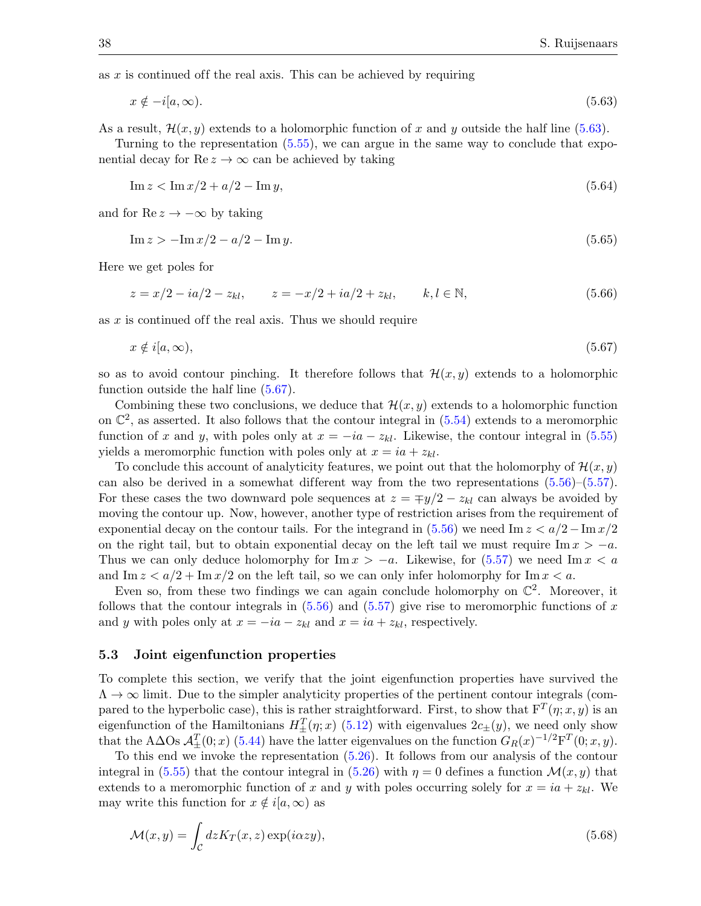as $x$ is continued off the real axis. This can be achieved by requiring

$$x \notin -i[a, \infty). \tag{5.63}$$

As a result, $\mathcal{H}(x, y)$ extends to a holomorphic function of $x$ and $y$ outside the half line (5.63).

Turning to the representation (5.55), we can argue in the same way to conclude that exponential decay for $\operatorname{Re} z \to \infty$ can be achieved by taking

$$\operatorname{Im} z < \operatorname{Im} x/2 + a/2 - \operatorname{Im} y, \tag{5.64}$$

and for $\operatorname{Re} z \to -\infty$ by taking

$$\operatorname{Im} z > -\operatorname{Im} x/2 - a/2 - \operatorname{Im} y. \tag{5.65}$$

Here we get poles for

$$z = x/2 - ia/2 - z_{kl}, \qquad z = -x/2 + ia/2 + z_{kl}, \qquad k, l \in \mathbb{N}, \tag{5.66}$$

as $x$ is continued off the real axis. Thus we should require

$$x \notin i[a, \infty), \tag{5.67}$$

so as to avoid contour pinching. It therefore follows that $\mathcal{H}(x, y)$ extends to a holomorphic function outside the half line (5.67).

Combining these two conclusions, we deduce that $\mathcal{H}(x, y)$ extends to a holomorphic function on $\mathbb{C}^2$, as asserted. It also follows that the contour integral in (5.54) extends to a meromorphic function of $x$ and $y$, with poles only at $x = -ia - z_{kl}$. Likewise, the contour integral in (5.55) yields a meromorphic function with poles only at $x = ia + z_{kl}$.

To conclude this account of analyticity features, we point out that the holomorphy of $\mathcal{H}(x, y)$ can also be derived in a somewhat different way from the two representations (5.56)–(5.57). For these cases the two downward pole sequences at $z = \mp y/2 - z_{kl}$ can always be avoided by moving the contour up. Now, however, another type of restriction arises from the requirement of exponential decay on the contour tails. For the integrand in (5.56) we need $\operatorname{Im} z < a/2 - \operatorname{Im} x/2$ on the right tail, but to obtain exponential decay on the left tail we must require $\operatorname{Im} x > -a$. Thus we can only deduce holomorphy for $\operatorname{Im} x > -a$. Likewise, for (5.57) we need $\operatorname{Im} x < a$ and $\operatorname{Im} z < a/2 + \operatorname{Im} x/2$ on the left tail, so we can only infer holomorphy for $\operatorname{Im} x < a$.

Even so, from these two findings we can again conclude holomorphy on $\mathbb{C}^2$. Moreover, it follows that the contour integrals in (5.56) and (5.57) give rise to meromorphic functions of $x$ and $y$ with poles only at $x = -ia - z_{kl}$ and $x = ia + z_{kl}$, respectively.

### 5.3 Joint eigenfunction properties

To complete this section, we verify that the joint eigenfunction properties have survived the $\Lambda \to \infty$ limit. Due to the simpler analyticity properties of the pertinent contour integrals (compared to the hyperbolic case), this is rather straightforward. First, to show that $\mathrm{F}^T(\eta; x, y)$ is an eigenfunction of the Hamiltonians $H_\pm^T(\eta; x)$ (5.12) with eigenvalues $2c_\pm(y)$, we need only show that the A$\Delta$Os $\mathcal{A}_\pm^T(0; x)$ (5.44) have the latter eigenvalues on the function $G_R(x)^{-1/2}\mathrm{F}^T(0; x, y)$.

To this end we invoke the representation (5.26). It follows from our analysis of the contour integral in (5.55) that the contour integral in (5.26) with $\eta = 0$ defines a function $\mathcal{M}(x, y)$ that extends to a meromorphic function of $x$ and $y$ with poles occurring solely for $x = ia + z_{kl}$. We may write this function for $x \notin i[a, \infty)$ as

$$\mathcal{M}(x, y) = \int_{\mathcal{C}} dz K_T(x, z) \exp(i\alpha zy), \tag{5.68}$$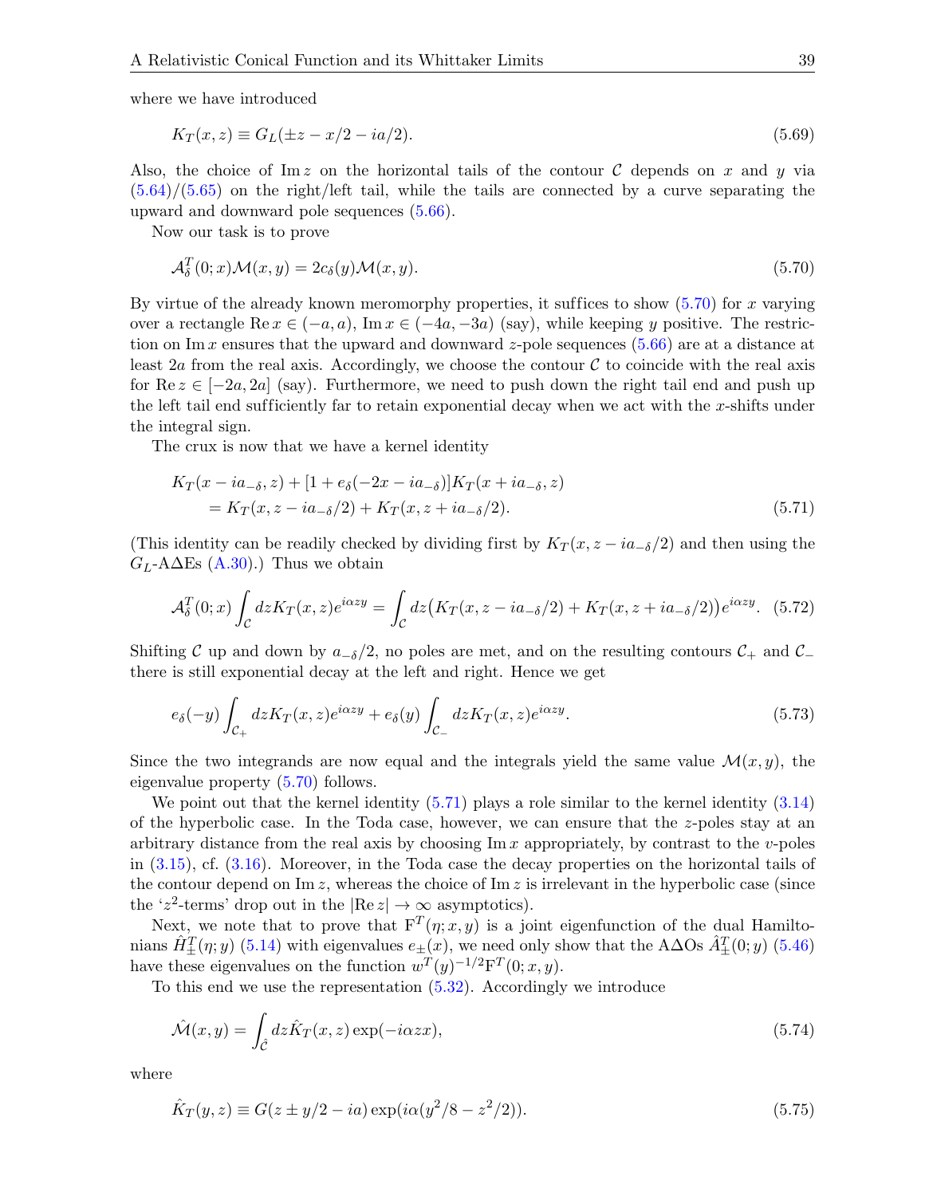where we have introduced

$$K_T(x,z) \equiv G_L(\pm z - x/2 - ia/2). \tag{5.69}$$

Also, the choice of $\operatorname{Im} z$ on the horizontal tails of the contour $\mathcal{C}$ depends on $x$ and $y$ via (5.64)/(5.65) on the right/left tail, while the tails are connected by a curve separating the upward and downward pole sequences (5.66).

Now our task is to prove

$$\mathcal{A}_\delta^T(0;x)\mathcal{M}(x,y) = 2c_\delta(y)\mathcal{M}(x,y). \tag{5.70}$$

By virtue of the already known meromorphy properties, it suffices to show (5.70) for $x$ varying over a rectangle $\operatorname{Re} x \in (-a,a)$, $\operatorname{Im} x \in (-4a,-3a)$ (say), while keeping $y$ positive. The restriction on $\operatorname{Im} x$ ensures that the upward and downward $z$-pole sequences (5.66) are at a distance at least $2a$ from the real axis. Accordingly, we choose the contour $\mathcal{C}$ to coincide with the real axis for $\operatorname{Re} z \in [-2a, 2a]$ (say). Furthermore, we need to push down the right tail end and push up the left tail end sufficiently far to retain exponential decay when we act with the $x$-shifts under the integral sign.

The crux is now that we have a kernel identity

$$\begin{aligned} &K_T(x - ia_{-\delta}, z) + [1 + e_\delta(-2x - ia_{-\delta})]K_T(x + ia_{-\delta}, z) \\ &\quad = K_T(x, z - ia_{-\delta}/2) + K_T(x, z + ia_{-\delta}/2). \end{aligned} \tag{5.71}$$

(This identity can be readily checked by dividing first by $K_T(x, z - ia_{-\delta}/2)$ and then using the $G_L$-A$\Delta$Es (A.30).) Thus we obtain

$$\mathcal{A}_\delta^T(0;x)\int_{\mathcal{C}} dz K_T(x,z)e^{i\alpha zy} = \int_{\mathcal{C}} dz\big(K_T(x, z - ia_{-\delta}/2) + K_T(x, z + ia_{-\delta}/2)\big)e^{i\alpha zy}. \tag{5.72}$$

Shifting $\mathcal{C}$ up and down by $a_{-\delta}/2$, no poles are met, and on the resulting contours $\mathcal{C}_+$ and $\mathcal{C}_-$ there is still exponential decay at the left and right. Hence we get

$$e_\delta(-y)\int_{\mathcal{C}_+} dz K_T(x,z)e^{i\alpha zy} + e_\delta(y)\int_{\mathcal{C}_-} dz K_T(x,z)e^{i\alpha zy}. \tag{5.73}$$

Since the two integrands are now equal and the integrals yield the same value $\mathcal{M}(x,y)$, the eigenvalue property (5.70) follows.

We point out that the kernel identity (5.71) plays a role similar to the kernel identity (3.14) of the hyperbolic case. In the Toda case, however, we can ensure that the $z$-poles stay at an arbitrary distance from the real axis by choosing $\operatorname{Im} x$ appropriately, by contrast to the $v$-poles in (3.15), cf. (3.16). Moreover, in the Toda case the decay properties on the horizontal tails of the contour depend on $\operatorname{Im} z$, whereas the choice of $\operatorname{Im} z$ is irrelevant in the hyperbolic case (since the '$z^2$-terms' drop out in the $|\operatorname{Re} z| \to \infty$ asymptotics).

Next, we note that to prove that $\mathrm{F}^T(\eta; x, y)$ is a joint eigenfunction of the dual Hamiltonians $\hat{H}_\pm^T(\eta; y)$ (5.14) with eigenvalues $e_\pm(x)$, we need only show that the A$\Delta$Os $\hat{A}_\pm^T(0;y)$ (5.46) have these eigenvalues on the function $w^T(y)^{-1/2}\mathrm{F}^T(0;x,y)$.

To this end we use the representation (5.32). Accordingly we introduce

$$\hat{\mathcal{M}}(x,y) = \int_{\hat{\mathcal{C}}} dz \hat{K}_T(x,z)\exp(-i\alpha zx), \tag{5.74}$$

where

$$\hat{K}_T(y,z) \equiv G(z \pm y/2 - ia)\exp(i\alpha(y^2/8 - z^2/2)). \tag{5.75}$$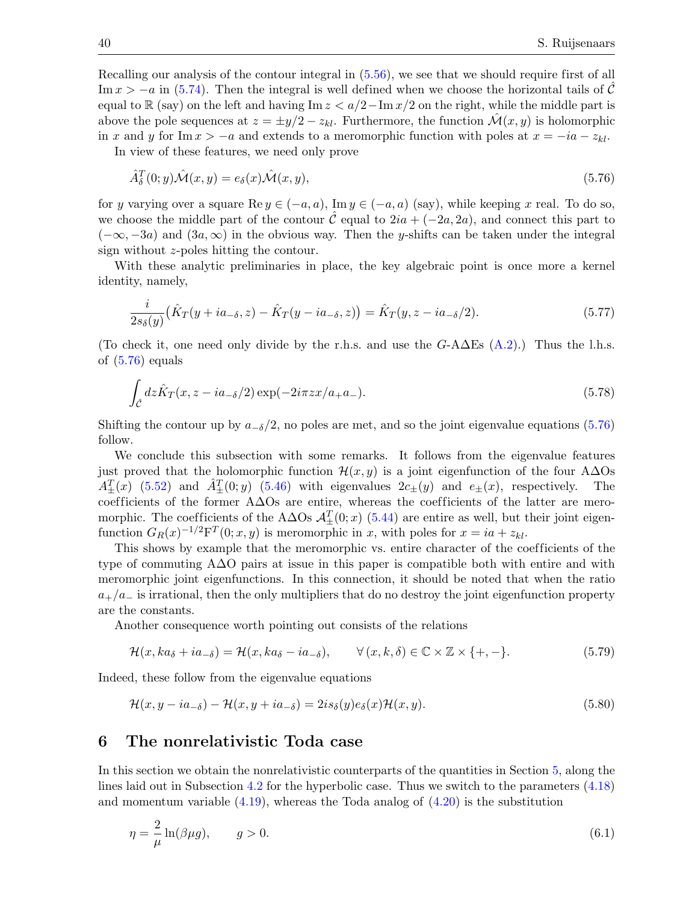Recalling our analysis of the contour integral in (5.56), we see that we should require first of all $\operatorname{Im} x > -a$ in (5.74). Then the integral is well defined when we choose the horizontal tails of $\hat{\mathcal{C}}$ equal to $\mathbb{R}$ (say) on the left and having $\operatorname{Im} z < a/2 - \operatorname{Im} x/2$ on the right, while the middle part is above the pole sequences at $z = \pm y/2 - z_{kl}$. Furthermore, the function $\hat{\mathcal{M}}(x,y)$ is holomorphic in $x$ and $y$ for $\operatorname{Im} x > -a$ and extends to a meromorphic function with poles at $x = -ia - z_{kl}$.

In view of these features, we need only prove

$$\hat{A}^T_\delta(0;y)\hat{\mathcal{M}}(x,y) = e_\delta(x)\hat{\mathcal{M}}(x,y), \tag{5.76}$$

for $y$ varying over a square $\operatorname{Re} y \in (-a,a)$, $\operatorname{Im} y \in (-a,a)$ (say), while keeping $x$ real. To do so, we choose the middle part of the contour $\hat{\mathcal{C}}$ equal to $2ia + (-2a, 2a)$, and connect this part to $(-\infty, -3a)$ and $(3a, \infty)$ in the obvious way. Then the $y$-shifts can be taken under the integral sign without $z$-poles hitting the contour.

With these analytic preliminaries in place, the key algebraic point is once more a kernel identity, namely,

$$\frac{i}{2s_\delta(y)}\big(\hat{K}_T(y + ia_{-\delta}, z) - \hat{K}_T(y - ia_{-\delta}, z)\big) = \hat{K}_T(y, z - ia_{-\delta}/2). \tag{5.77}$$

(To check it, one need only divide by the r.h.s. and use the $G$-A$\Delta$Es (A.2).) Thus the l.h.s. of (5.76) equals

$$\int_{\hat{\mathcal{C}}} dz \hat{K}_T(x, z - ia_{-\delta}/2)\exp(-2i\pi zx/a_+a_-). \tag{5.78}$$

Shifting the contour up by $a_{-\delta}/2$, no poles are met, and so the joint eigenvalue equations (5.76) follow.

We conclude this subsection with some remarks. It follows from the eigenvalue features just proved that the holomorphic function $\mathcal{H}(x,y)$ is a joint eigenfunction of the four A$\Delta$Os $A^T_\pm(x)$ (5.52) and $\hat{A}^T_\pm(0;y)$ (5.46) with eigenvalues $2c_\pm(y)$ and $e_\pm(x)$, respectively. The coefficients of the former A$\Delta$Os are entire, whereas the coefficients of the latter are meromorphic. The coefficients of the A$\Delta$Os $\mathcal{A}^T_\pm(0;x)$ (5.44) are entire as well, but their joint eigenfunction $G_R(x)^{-1/2}\mathrm{F}^T(0;x,y)$ is meromorphic in $x$, with poles for $x = ia + z_{kl}$.

This shows by example that the meromorphic vs. entire character of the coefficients of the type of commuting A$\Delta$O pairs at issue in this paper is compatible both with entire and with meromorphic joint eigenfunctions. In this connection, it should be noted that when the ratio $a_+/a_-$ is irrational, then the only multipliers that do no destroy the joint eigenfunction property are the constants.

Another consequence worth pointing out consists of the relations

$$\mathcal{H}(x, ka_\delta + ia_{-\delta}) = \mathcal{H}(x, ka_\delta - ia_{-\delta}), \qquad \forall\, (x,k,\delta) \in \mathbb{C}\times\mathbb{Z}\times\{+,-\}. \tag{5.79}$$

Indeed, these follow from the eigenvalue equations

$$\mathcal{H}(x, y - ia_{-\delta}) - \mathcal{H}(x, y + ia_{-\delta}) = 2is_\delta(y)e_\delta(x)\mathcal{H}(x,y). \tag{5.80}$$

## 6 The nonrelativistic Toda case

In this section we obtain the nonrelativistic counterparts of the quantities in Section 5, along the lines laid out in Subsection 4.2 for the hyperbolic case. Thus we switch to the parameters (4.18) and momentum variable (4.19), whereas the Toda analog of (4.20) is the substitution

$$\eta = \frac{2}{\mu}\ln(\beta\mu g), \qquad g > 0. \tag{6.1}$$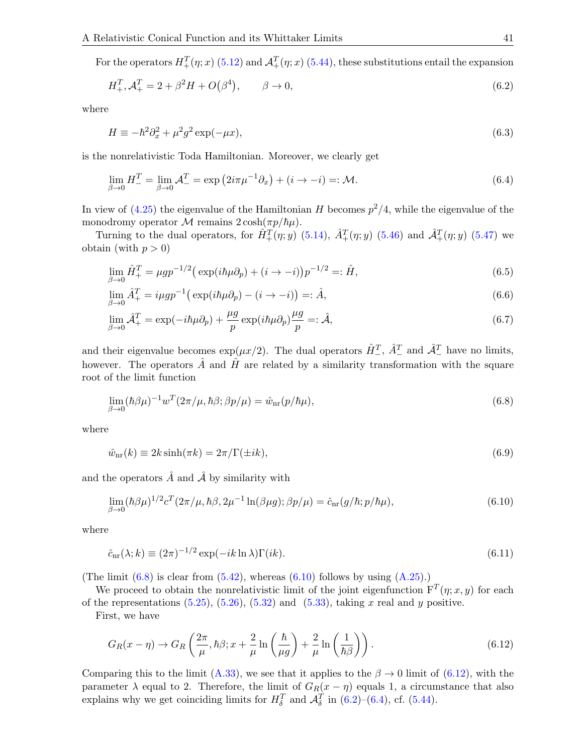For the operators $H_+^T(\eta;x)$ (5.12) and $\mathcal{A}_+^T(\eta;x)$ (5.44), these substitutions entail the expansion

$$H_+^T, \mathcal{A}_+^T = 2 + \beta^2 H + O\big(\beta^4\big), \qquad \beta \to 0, \tag{6.2}$$

where

$$H \equiv -\hbar^2 \partial_x^2 + \mu^2 g^2 \exp(-\mu x), \tag{6.3}$$

is the nonrelativistic Toda Hamiltonian. Moreover, we clearly get

$$\lim_{\beta\to 0} H_-^T = \lim_{\beta \to 0} \mathcal{A}_-^T = \exp\big(2i\pi\mu^{-1}\partial_x\big) + (i \to -i) =: \mathcal{M}. \tag{6.4}$$

In view of (4.25) the eigenvalue of the Hamiltonian $H$ becomes $p^2/4$, while the eigenvalue of the monodromy operator $\mathcal{M}$ remains $2\cosh(\pi p/\hbar\mu)$.

Turning to the dual operators, for $\hat{H}_+^T(\eta;y)$ (5.14), $\hat{A}_+^T(\eta;y)$ (5.46) and $\hat{\mathcal{A}}_+^T(\eta;y)$ (5.47) we obtain (with $p>0$)

$$\lim_{\beta\to 0} \hat{H}_+^T = \mu g p^{-1/2}\big(\exp(i\hbar\mu\partial_p) + (i\to -i)\big)p^{-1/2} =: \hat{H}, \tag{6.5}$$

$$\lim_{\beta\to 0} \hat{A}_+^T = i\mu g p^{-1}\big(\exp(i\hbar\mu\partial_p) - (i\to -i)\big) =: \hat{A}, \tag{6.6}$$

$$\lim_{\beta\to 0} \hat{\mathcal{A}}_+^T = \exp(-i\hbar\mu\partial_p) + \frac{\mu g}{p}\exp(i\hbar\mu\partial_p)\frac{\mu g}{p} =: \hat{\mathcal{A}}, \tag{6.7}$$

and their eigenvalue becomes $\exp(\mu x/2)$. The dual operators $\hat{H}_-^T$, $\hat{A}_-^T$ and $\hat{\mathcal{A}}_-^T$ have no limits, however. The operators $\hat{A}$ and $\hat{H}$ are related by a similarity transformation with the square root of the limit function

$$\lim_{\beta\to 0} (\hbar\beta\mu)^{-1} w^T(2\pi/\mu, \hbar\beta; \beta p/\mu) = \hat{w}_{\rm nr}(p/\hbar\mu), \tag{6.8}$$

where

$$\hat{w}_{\rm nr}(k) \equiv 2k\sinh(\pi k) = 2\pi/\Gamma(\pm ik), \tag{6.9}$$

and the operators $\hat{A}$ and $\hat{\mathcal{A}}$ by similarity with

$$\lim_{\beta\to 0} (\hbar\beta\mu)^{1/2} c^T(2\pi/\mu, \hbar\beta, 2\mu^{-1}\ln(\beta\mu g); \beta p/\mu) = \hat{c}_{\rm nr}(g/\hbar; p/\hbar\mu), \tag{6.10}$$

where

$$\hat{c}_{\rm nr}(\lambda;k) \equiv (2\pi)^{-1/2}\exp(-ik\ln\lambda)\Gamma(ik). \tag{6.11}$$

(The limit (6.8) is clear from (5.42), whereas (6.10) follows by using (A.25).)

We proceed to obtain the nonrelativistic limit of the joint eigenfunction $\mathrm{F}^T(\eta;x,y)$ for each of the representations (5.25), (5.26), (5.32) and (5.33), taking $x$ real and $y$ positive.

First, we have

$$G_R(x-\eta) \to G_R\left(\frac{2\pi}{\mu}, \hbar\beta; x + \frac{2}{\mu}\ln\left(\frac{\hbar}{\mu g}\right) + \frac{2}{\mu}\ln\left(\frac{1}{\hbar\beta}\right)\right). \tag{6.12}$$

Comparing this to the limit (A.33), we see that it applies to the $\beta\to 0$ limit of (6.12), with the parameter $\lambda$ equal to 2. Therefore, the limit of $G_R(x-\eta)$ equals 1, a circumstance that also explains why we get coinciding limits for $H_\delta^T$ and $\mathcal{A}_\delta^T$ in (6.2)–(6.4), cf. (5.44).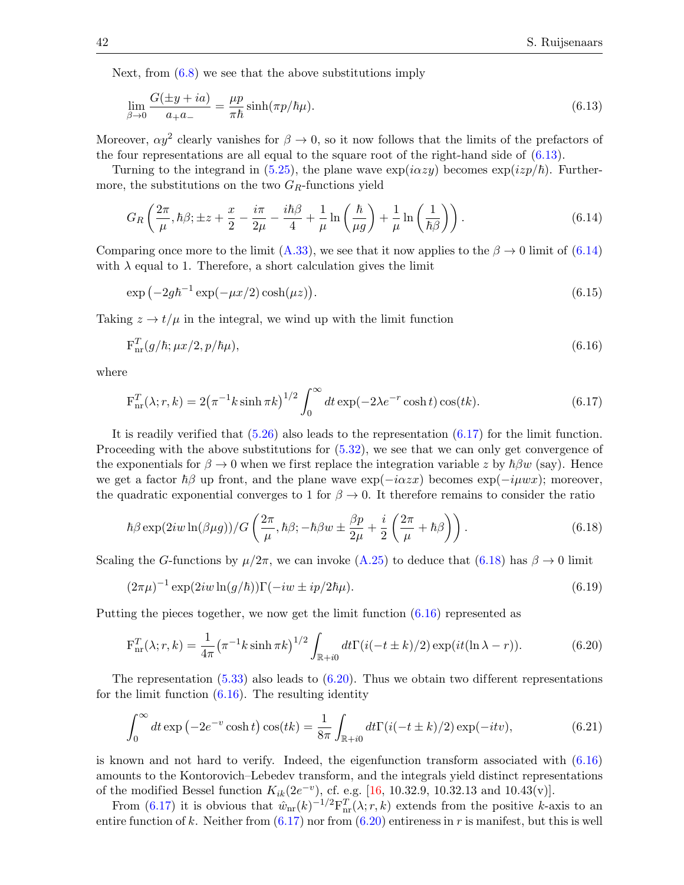Next, from (6.8) we see that the above substitutions imply

$$\lim_{\beta\to 0}\frac{G(\pm y+ia)}{a_+a_-}=\frac{\mu p}{\pi\hbar}\sinh(\pi p/\hbar\mu). \tag{6.13}$$

Moreover, $\alpha y^2$ clearly vanishes for $\beta\to 0$, so it now follows that the limits of the prefactors of the four representations are all equal to the square root of the right-hand side of (6.13).

Turning to the integrand in (5.25), the plane wave $\exp(i\alpha zy)$ becomes $\exp(izp/\hbar)$. Furthermore, the substitutions on the two $G_R$-functions yield

$$G_R\left(\frac{2\pi}{\mu},\hbar\beta;\pm z+\frac{x}{2}-\frac{i\pi}{2\mu}-\frac{i\hbar\beta}{4}+\frac{1}{\mu}\ln\left(\frac{\hbar}{\mu g}\right)+\frac{1}{\mu}\ln\left(\frac{1}{\hbar\beta}\right)\right). \tag{6.14}$$

Comparing once more to the limit (A.33), we see that it now applies to the $\beta\to 0$ limit of (6.14) with $\lambda$ equal to 1. Therefore, a short calculation gives the limit

$$\exp\left(-2g\hbar^{-1}\exp(-\mu x/2)\cosh(\mu z)\right). \tag{6.15}$$

Taking $z\to t/\mu$ in the integral, we wind up with the limit function

$$\mathrm{F}^T_{\mathrm{nr}}(g/\hbar;\mu x/2,p/\hbar\mu), \tag{6.16}$$

where

$$\mathrm{F}^T_{\mathrm{nr}}(\lambda;r,k)=2\left(\pi^{-1}k\sinh\pi k\right)^{1/2}\int_0^\infty dt\exp(-2\lambda e^{-r}\cosh t)\cos(tk). \tag{6.17}$$

It is readily verified that (5.26) also leads to the representation (6.17) for the limit function. Proceeding with the above substitutions for (5.32), we see that we can only get convergence of the exponentials for $\beta\to 0$ when we first replace the integration variable $z$ by $\hbar\beta w$ (say). Hence we get a factor $\hbar\beta$ up front, and the plane wave $\exp(-i\alpha zx)$ becomes $\exp(-i\mu wx)$; moreover, the quadratic exponential converges to 1 for $\beta\to 0$. It therefore remains to consider the ratio

$$\hbar\beta\exp(2iw\ln(\beta\mu g))/G\left(\frac{2\pi}{\mu},\hbar\beta;-\hbar\beta w\pm\frac{\beta p}{2\mu}+\frac{i}{2}\left(\frac{2\pi}{\mu}+\hbar\beta\right)\right). \tag{6.18}$$

Scaling the $G$-functions by $\mu/2\pi$, we can invoke (A.25) to deduce that (6.18) has $\beta\to 0$ limit

$$(2\pi\mu)^{-1}\exp(2iw\ln(g/\hbar))\Gamma(-iw\pm ip/2\hbar\mu). \tag{6.19}$$

Putting the pieces together, we now get the limit function (6.16) represented as

$$\mathrm{F}^T_{\mathrm{nr}}(\lambda;r,k)=\frac{1}{4\pi}\left(\pi^{-1}k\sinh\pi k\right)^{1/2}\int_{\mathbb{R}+i0}dt\Gamma(i(-t\pm k)/2)\exp(it(\ln\lambda-r)). \tag{6.20}$$

The representation (5.33) also leads to (6.20). Thus we obtain two different representations for the limit function (6.16). The resulting identity

$$\int_0^\infty dt\exp\left(-2e^{-v}\cosh t\right)\cos(tk)=\frac{1}{8\pi}\int_{\mathbb{R}+i0}dt\Gamma(i(-t\pm k)/2)\exp(-itv), \tag{6.21}$$

is known and not hard to verify. Indeed, the eigenfunction transform associated with (6.16) amounts to the Kontorovich–Lebedev transform, and the integrals yield distinct representations of the modified Bessel function $K_{ik}(2e^{-v})$, cf. e.g. [16, 10.32.9, 10.32.13 and 10.43(v)].

From (6.17) it is obvious that $\hat{w}_{\mathrm{nr}}(k)^{-1/2}\mathrm{F}^T_{\mathrm{nr}}(\lambda;r,k)$ extends from the positive $k$-axis to an entire function of $k$. Neither from (6.17) nor from (6.20) entireness in $r$ is manifest, but this is well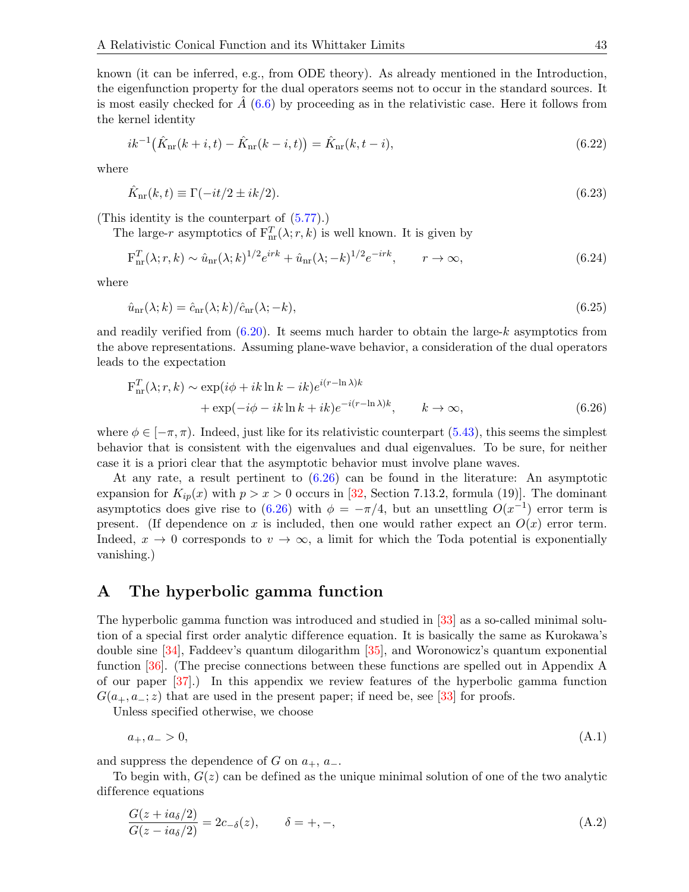known (it can be inferred, e.g., from ODE theory). As already mentioned in the Introduction, the eigenfunction property for the dual operators seems not to occur in the standard sources. It is most easily checked for $\hat{A}$ (6.6) by proceeding as in the relativistic case. Here it follows from the kernel identity

$$ik^{-1}\big(\hat{K}_{\rm nr}(k+i,t) - \hat{K}_{\rm nr}(k-i,t)\big) = \hat{K}_{\rm nr}(k,t-i), \tag{6.22}$$

where

$$\hat{K}_{\rm nr}(k,t) \equiv \Gamma(-it/2 \pm ik/2). \tag{6.23}$$

(This identity is the counterpart of (5.77).)

The large-$r$ asymptotics of $\mathrm{F}^T_{\rm nr}(\lambda;r,k)$ is well known. It is given by

$$\mathrm{F}^T_{\rm nr}(\lambda;r,k) \sim \hat{u}_{\rm nr}(\lambda;k)^{1/2}e^{irk} + \hat{u}_{\rm nr}(\lambda;-k)^{1/2}e^{-irk}, \qquad r\to\infty, \tag{6.24}$$

where

$$\hat{u}_{\rm nr}(\lambda;k) = \hat{c}_{\rm nr}(\lambda;k)/\hat{c}_{\rm nr}(\lambda;-k), \tag{6.25}$$

and readily verified from (6.20). It seems much harder to obtain the large-$k$ asymptotics from the above representations. Assuming plane-wave behavior, a consideration of the dual operators leads to the expectation

$$\begin{aligned}\mathrm{F}^T_{\rm nr}(\lambda;r,k) &\sim \exp(i\phi + ik\ln k - ik)e^{i(r-\ln\lambda)k} \\ &\quad + \exp(-i\phi - ik\ln k + ik)e^{-i(r-\ln\lambda)k}, \qquad k\to\infty,\end{aligned} \tag{6.26}$$

where $\phi\in[-\pi,\pi)$. Indeed, just like for its relativistic counterpart (5.43), this seems the simplest behavior that is consistent with the eigenvalues and dual eigenvalues. To be sure, for neither case it is a priori clear that the asymptotic behavior must involve plane waves.

At any rate, a result pertinent to (6.26) can be found in the literature: An asymptotic expansion for $K_{ip}(x)$ with $p > x > 0$ occurs in [32, Section 7.13.2, formula (19)]. The dominant asymptotics does give rise to (6.26) with $\phi = -\pi/4$, but an unsettling $O(x^{-1})$ error term is present. (If dependence on $x$ is included, then one would rather expect an $O(x)$ error term. Indeed, $x\to 0$ corresponds to $v\to\infty$, a limit for which the Toda potential is exponentially vanishing.)

# A The hyperbolic gamma function

The hyperbolic gamma function was introduced and studied in [33] as a so-called minimal solution of a special first order analytic difference equation. It is basically the same as Kurokawa's double sine [34], Faddeev's quantum dilogarithm [35], and Woronowicz's quantum exponential function [36]. (The precise connections between these functions are spelled out in Appendix A of our paper [37].) In this appendix we review features of the hyperbolic gamma function $G(a_+,a_-;z)$ that are used in the present paper; if need be, see [33] for proofs.

Unless specified otherwise, we choose

$$a_+, a_- > 0, \tag{A.1}$$

and suppress the dependence of $G$ on $a_+$, $a_-$.

To begin with, $G(z)$ can be defined as the unique minimal solution of one of the two analytic difference equations

$$\frac{G(z+ia_\delta/2)}{G(z-ia_\delta/2)} = 2c_{-\delta}(z), \qquad \delta = +,-, \tag{A.2}$$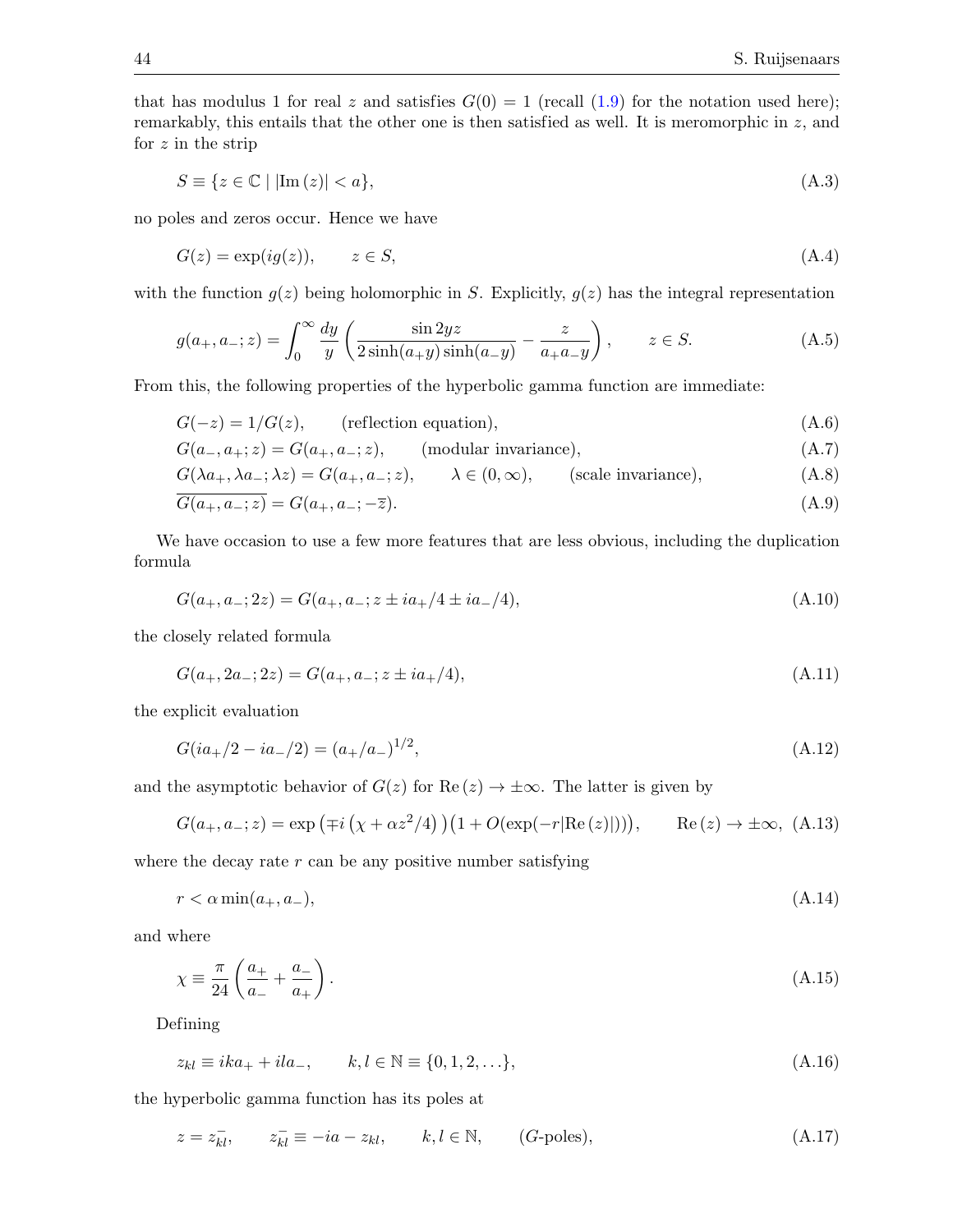that has modulus 1 for real $z$ and satisfies $G(0) = 1$ (recall (1.9) for the notation used here); remarkably, this entails that the other one is then satisfied as well. It is meromorphic in $z$, and for $z$ in the strip

$$S \equiv \{z \in \mathbb{C} \mid |\mathrm{Im}\,(z)| < a\}, \tag{A.3}$$

no poles and zeros occur. Hence we have

$$G(z) = \exp(ig(z)), \qquad z \in S, \tag{A.4}$$

with the function $g(z)$ being holomorphic in $S$. Explicitly, $g(z)$ has the integral representation

$$g(a_+, a_-; z) = \int_0^\infty \frac{dy}{y} \left( \frac{\sin 2yz}{2\sinh(a_+y)\sinh(a_-y)} - \frac{z}{a_+a_-y} \right), \qquad z \in S. \tag{A.5}$$

From this, the following properties of the hyperbolic gamma function are immediate:

$$G(-z) = 1/G(z), \qquad \text{(reflection equation)}, \tag{A.6}$$

$$G(a_-, a_+; z) = G(a_+, a_-; z), \qquad \text{(modular invariance)}, \tag{A.7}$$

$$G(\lambda a_+, \lambda a_-; \lambda z) = G(a_+, a_-; z), \qquad \lambda \in (0, \infty), \qquad \text{(scale invariance)}, \tag{A.8}$$

$$\overline{G(a_+, a_-; z)} = G(a_+, a_-; -\overline{z}). \tag{A.9}$$

We have occasion to use a few more features that are less obvious, including the duplication formula

$$G(a_+, a_-; 2z) = G(a_+, a_-; z \pm ia_+/4 \pm ia_-/4), \tag{A.10}$$

the closely related formula

$$G(a_+, 2a_-; 2z) = G(a_+, a_-; z \pm ia_+/4), \tag{A.11}$$

the explicit evaluation

$$G(ia_+/2 - ia_-/2) = (a_+/a_-)^{1/2}, \tag{A.12}$$

and the asymptotic behavior of $G(z)$ for $\mathrm{Re}\,(z) \to \pm\infty$. The latter is given by

$$G(a_+, a_-; z) = \exp\left(\mp i\left(\chi + \alpha z^2/4\right)\right)\left(1 + O(\exp(-r|\mathrm{Re}\,(z)|))\right), \qquad \mathrm{Re}\,(z) \to \pm\infty, \tag{A.13}$$

where the decay rate $r$ can be any positive number satisfying

$$r < \alpha \min(a_+, a_-), \tag{A.14}$$

and where

$$\chi \equiv \frac{\pi}{24}\left(\frac{a_+}{a_-} + \frac{a_-}{a_+}\right). \tag{A.15}$$

Defining

$$z_{kl} \equiv ika_+ + ila_-, \qquad k, l \in \mathbb{N} \equiv \{0, 1, 2, \ldots\}, \tag{A.16}$$

the hyperbolic gamma function has its poles at

$$z = z_{kl}^-, \qquad z_{kl}^- \equiv -ia - z_{kl}, \qquad k, l \in \mathbb{N}, \qquad (G\text{-poles}), \tag{A.17}$$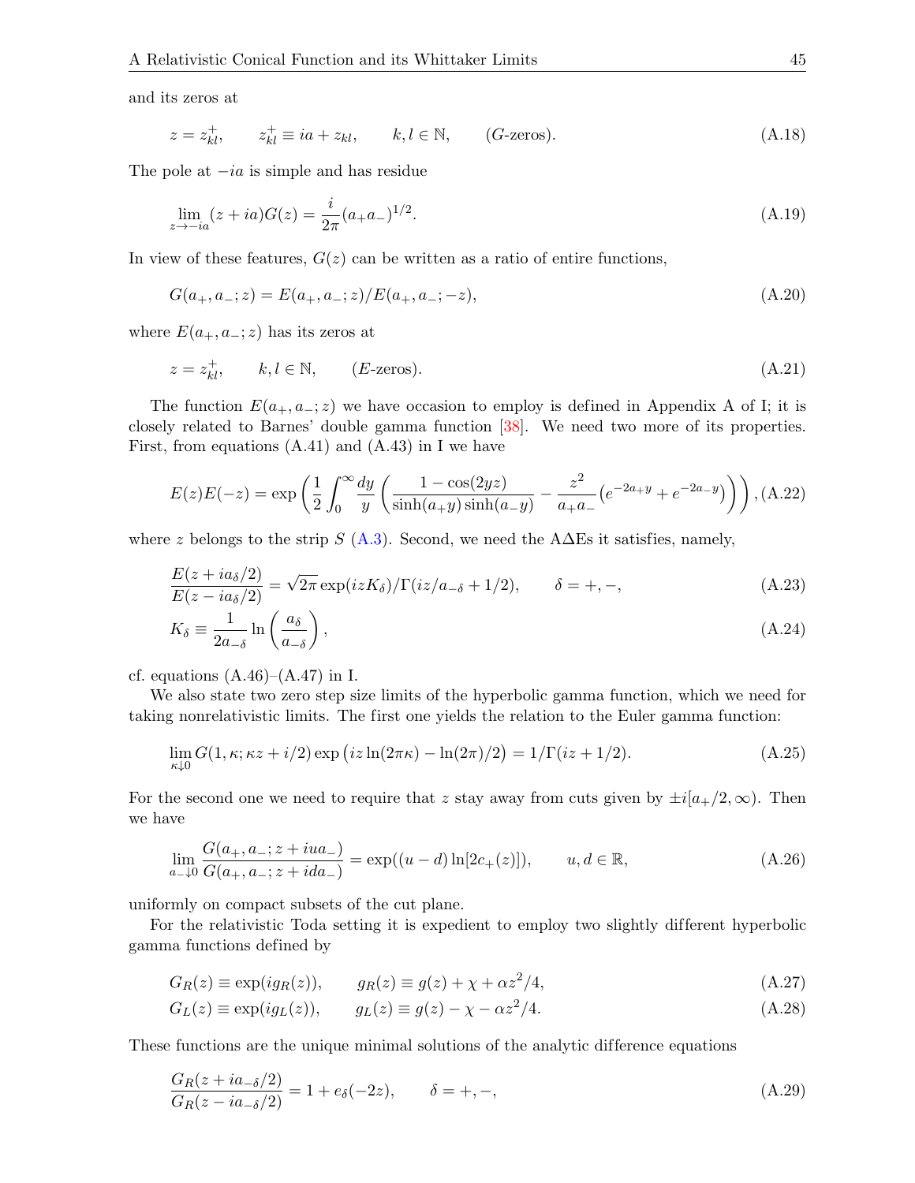and its zeros at

$$z = z_{kl}^{+}, \qquad z_{kl}^{+} \equiv ia + z_{kl}, \qquad k, l \in \mathbb{N}, \qquad (G\text{-zeros}). \tag{A.18}$$

The pole at $-ia$ is simple and has residue

$$\lim_{z \to -ia} (z + ia) G(z) = \frac{i}{2\pi} (a_+ a_-)^{1/2}. \tag{A.19}$$

In view of these features, $G(z)$ can be written as a ratio of entire functions,

$$G(a_+, a_-; z) = E(a_+, a_-; z)/E(a_+, a_-; -z), \tag{A.20}$$

where $E(a_+, a_-; z)$ has its zeros at

$$z = z_{kl}^{+}, \qquad k, l \in \mathbb{N}, \qquad (E\text{-zeros}). \tag{A.21}$$

The function $E(a_+, a_-; z)$ we have occasion to employ is defined in Appendix A of I; it is closely related to Barnes' double gamma function [38]. We need two more of its properties. First, from equations (A.41) and (A.43) in I we have

$$E(z)E(-z) = \exp\left(\frac{1}{2}\int_0^\infty \frac{dy}{y}\left(\frac{1 - \cos(2yz)}{\sinh(a_+ y)\sinh(a_- y)} - \frac{z^2}{a_+ a_-}\left(e^{-2a_+ y} + e^{-2a_- y}\right)\right)\right), \tag{A.22}$$

where $z$ belongs to the strip $S$ (A.3). Second, we need the AΔEs it satisfies, namely,

$$\frac{E(z + ia_\delta/2)}{E(z - ia_\delta/2)} = \sqrt{2\pi}\exp(izK_\delta)/\Gamma(iz/a_{-\delta} + 1/2), \qquad \delta = +, -, \tag{A.23}$$

$$K_\delta \equiv \frac{1}{2a_{-\delta}} \ln\left(\frac{a_\delta}{a_{-\delta}}\right), \tag{A.24}$$

cf. equations (A.46)–(A.47) in I.

We also state two zero step size limits of the hyperbolic gamma function, which we need for taking nonrelativistic limits. The first one yields the relation to the Euler gamma function:

$$\lim_{\kappa \downarrow 0} G(1, \kappa; \kappa z + i/2)\exp\left(iz\ln(2\pi\kappa) - \ln(2\pi)/2\right) = 1/\Gamma(iz + 1/2). \tag{A.25}$$

For the second one we need to require that $z$ stay away from cuts given by $\pm i[a_+/2, \infty)$. Then we have

$$\lim_{a_- \downarrow 0} \frac{G(a_+, a_-; z + iua_-)}{G(a_+, a_-; z + ida_-)} = \exp((u - d)\ln[2c_+(z)]), \qquad u, d \in \mathbb{R}, \tag{A.26}$$

uniformly on compact subsets of the cut plane.

For the relativistic Toda setting it is expedient to employ two slightly different hyperbolic gamma functions defined by

$$G_R(z) \equiv \exp(ig_R(z)), \qquad g_R(z) \equiv g(z) + \chi + \alpha z^2/4, \tag{A.27}$$

$$G_L(z) \equiv \exp(ig_L(z)), \qquad g_L(z) \equiv g(z) - \chi - \alpha z^2/4. \tag{A.28}$$

These functions are the unique minimal solutions of the analytic difference equations

$$\frac{G_R(z + ia_{-\delta}/2)}{G_R(z - ia_{-\delta}/2)} = 1 + e_\delta(-2z), \qquad \delta = +, -, \tag{A.29}$$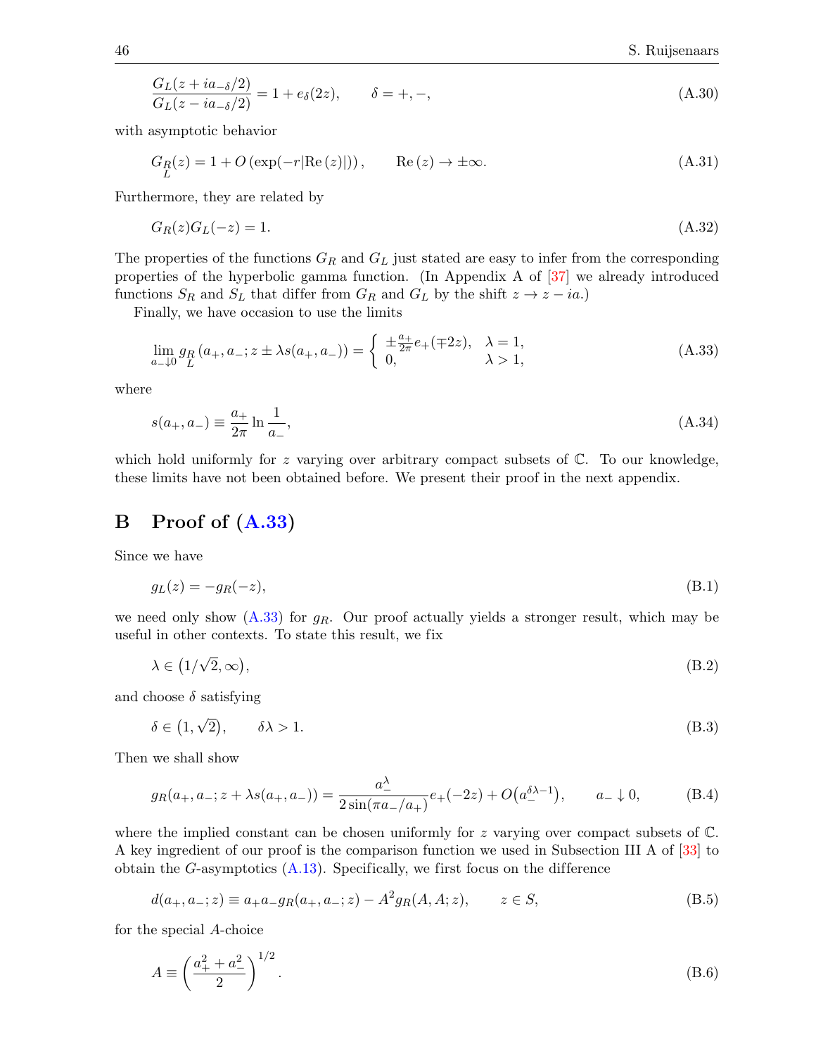$$\frac{G_L(z + ia_{-\delta}/2)}{G_L(z - ia_{-\delta}/2)} = 1 + e_\delta(2z), \qquad \delta = +, -, \tag{A.30}$$

with asymptotic behavior

$$G_{\substack{R\\L}}(z) = 1 + O\left(\exp(-r|\mathrm{Re}\,(z)|)\right), \qquad \mathrm{Re}\,(z) \to \pm\infty. \tag{A.31}$$

Furthermore, they are related by

$$G_R(z)G_L(-z) = 1. \tag{A.32}$$

The properties of the functions $G_R$ and $G_L$ just stated are easy to infer from the corresponding properties of the hyperbolic gamma function. (In Appendix A of [37] we already introduced functions $S_R$ and $S_L$ that differ from $G_R$ and $G_L$ by the shift $z \to z - ia$.)

Finally, we have occasion to use the limits

$$\lim_{a_- \downarrow 0} g_{\substack{R\\L}}(a_+, a_-; z \pm \lambda s(a_+, a_-)) = \begin{cases} \pm\frac{a_+}{2\pi} e_+(\mp 2z), & \lambda = 1, \\ 0, & \lambda > 1, \end{cases} \tag{A.33}$$

where

$$s(a_+, a_-) \equiv \frac{a_+}{2\pi} \ln \frac{1}{a_-}, \tag{A.34}$$

which hold uniformly for $z$ varying over arbitrary compact subsets of $\mathbb{C}$. To our knowledge, these limits have not been obtained before. We present their proof in the next appendix.

# B Proof of (A.33)

Since we have

$$g_L(z) = -g_R(-z), \tag{B.1}$$

we need only show (A.33) for $g_R$. Our proof actually yields a stronger result, which may be useful in other contexts. To state this result, we fix

$$\lambda \in \left(1/\sqrt{2}, \infty\right), \tag{B.2}$$

and choose $\delta$ satisfying

$$\delta \in \left(1, \sqrt{2}\right), \qquad \delta\lambda > 1. \tag{B.3}$$

Then we shall show

$$g_R(a_+, a_-; z + \lambda s(a_+, a_-)) = \frac{a_-^\lambda}{2\sin(\pi a_-/a_+)} e_+(-2z) + O\left(a_-^{\delta\lambda - 1}\right), \qquad a_- \downarrow 0, \tag{B.4}$$

where the implied constant can be chosen uniformly for $z$ varying over compact subsets of $\mathbb{C}$. A key ingredient of our proof is the comparison function we used in Subsection III A of [33] to obtain the $G$-asymptotics (A.13). Specifically, we first focus on the difference

$$d(a_+, a_-; z) \equiv a_+a_-g_R(a_+, a_-; z) - A^2 g_R(A, A; z), \qquad z \in S, \tag{B.5}$$

for the special $A$-choice

$$A \equiv \left(\frac{a_+^2 + a_-^2}{2}\right)^{1/2}. \tag{B.6}$$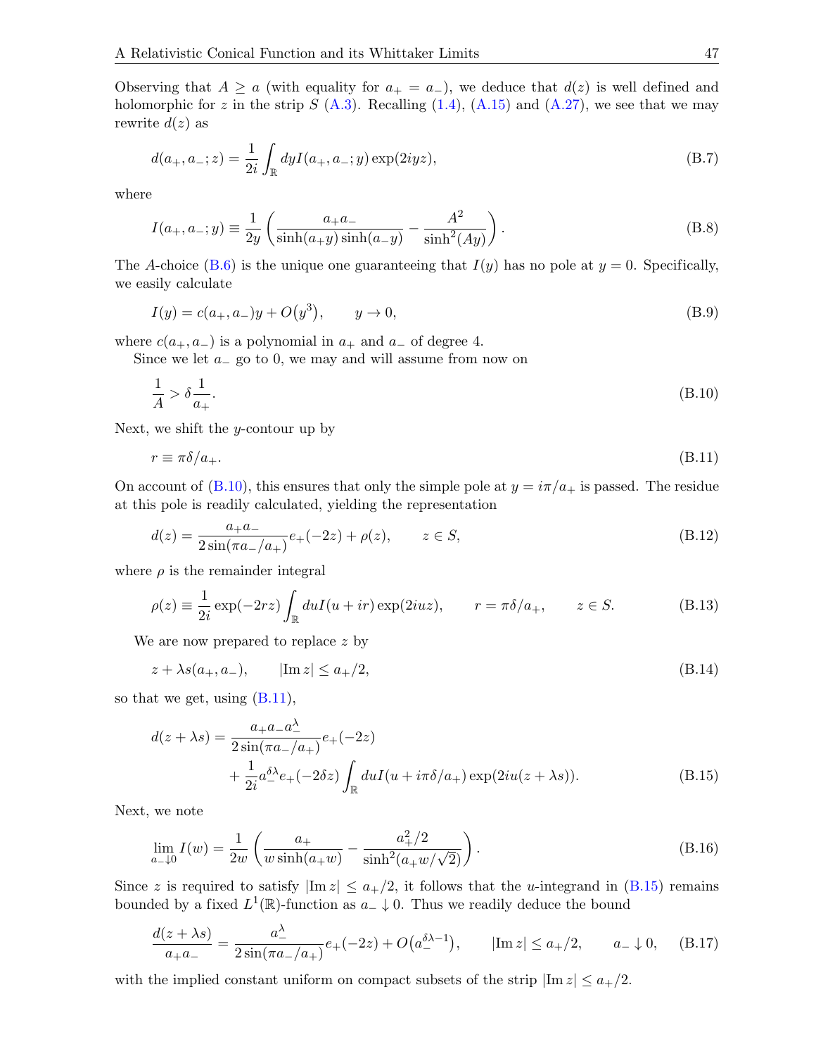Observing that $A \geq a$ (with equality for $a_+ = a_-$), we deduce that $d(z)$ is well defined and holomorphic for $z$ in the strip $S$ (A.3). Recalling (1.4), (A.15) and (A.27), we see that we may rewrite $d(z)$ as

$$d(a_+, a_-; z) = \frac{1}{2i} \int_{\mathbb{R}} dy I(a_+, a_-; y) \exp(2iyz), \tag{B.7}$$

where

$$I(a_+, a_-; y) \equiv \frac{1}{2y} \left( \frac{a_+ a_-}{\sinh(a_+ y) \sinh(a_- y)} - \frac{A^2}{\sinh^2(Ay)} \right). \tag{B.8}$$

The $A$-choice (B.6) is the unique one guaranteeing that $I(y)$ has no pole at $y = 0$. Specifically, we easily calculate

$$I(y) = c(a_+, a_-)y + O(y^3), \qquad y \to 0, \tag{B.9}$$

where $c(a_+, a_-)$ is a polynomial in $a_+$ and $a_-$ of degree 4.

Since we let $a_-$ go to 0, we may and will assume from now on

$$\frac{1}{A} > \delta \frac{1}{a_+}. \tag{B.10}$$

Next, we shift the $y$-contour up by

$$r \equiv \pi\delta/a_+. \tag{B.11}$$

On account of (B.10), this ensures that only the simple pole at $y = i\pi/a_+$ is passed. The residue at this pole is readily calculated, yielding the representation

$$d(z) = \frac{a_+ a_-}{2\sin(\pi a_-/a_+)} e_+(-2z) + \rho(z), \qquad z \in S, \tag{B.12}$$

where $\rho$ is the remainder integral

$$\rho(z) \equiv \frac{1}{2i} \exp(-2rz) \int_{\mathbb{R}} du I(u + ir) \exp(2iuz), \qquad r = \pi\delta/a_+, \qquad z \in S. \tag{B.13}$$

We are now prepared to replace $z$ by

$$z + \lambda s(a_+, a_-), \qquad |\mathrm{Im}\, z| \leq a_+/2, \tag{B.14}$$

so that we get, using (B.11),

$$\begin{aligned} d(z + \lambda s) = {} & \frac{a_+ a_- a_-^{\lambda}}{2\sin(\pi a_-/a_+)} e_+(-2z) \\ & + \frac{1}{2i} a_-^{\delta\lambda} e_+(-2\delta z) \int_{\mathbb{R}} du I(u + i\pi\delta/a_+) \exp(2iu(z + \lambda s)). \end{aligned} \tag{B.15}$$

Next, we note

$$\lim_{a_- \downarrow 0} I(w) = \frac{1}{2w} \left( \frac{a_+}{w \sinh(a_+ w)} - \frac{a_+^2/2}{\sinh^2(a_+ w/\sqrt{2})} \right). \tag{B.16}$$

Since $z$ is required to satisfy $|\mathrm{Im}\, z| \leq a_+/2$, it follows that the $u$-integrand in (B.15) remains bounded by a fixed $L^1(\mathbb{R})$-function as $a_- \downarrow 0$. Thus we readily deduce the bound

$$\frac{d(z + \lambda s)}{a_+ a_-} = \frac{a_-^{\lambda}}{2\sin(\pi a_-/a_+)} e_+(-2z) + O\big(a_-^{\delta\lambda - 1}\big), \qquad |\mathrm{Im}\, z| \leq a_+/2, \qquad a_- \downarrow 0, \tag{B.17}$$

with the implied constant uniform on compact subsets of the strip $|\mathrm{Im}\, z| \leq a_+/2$.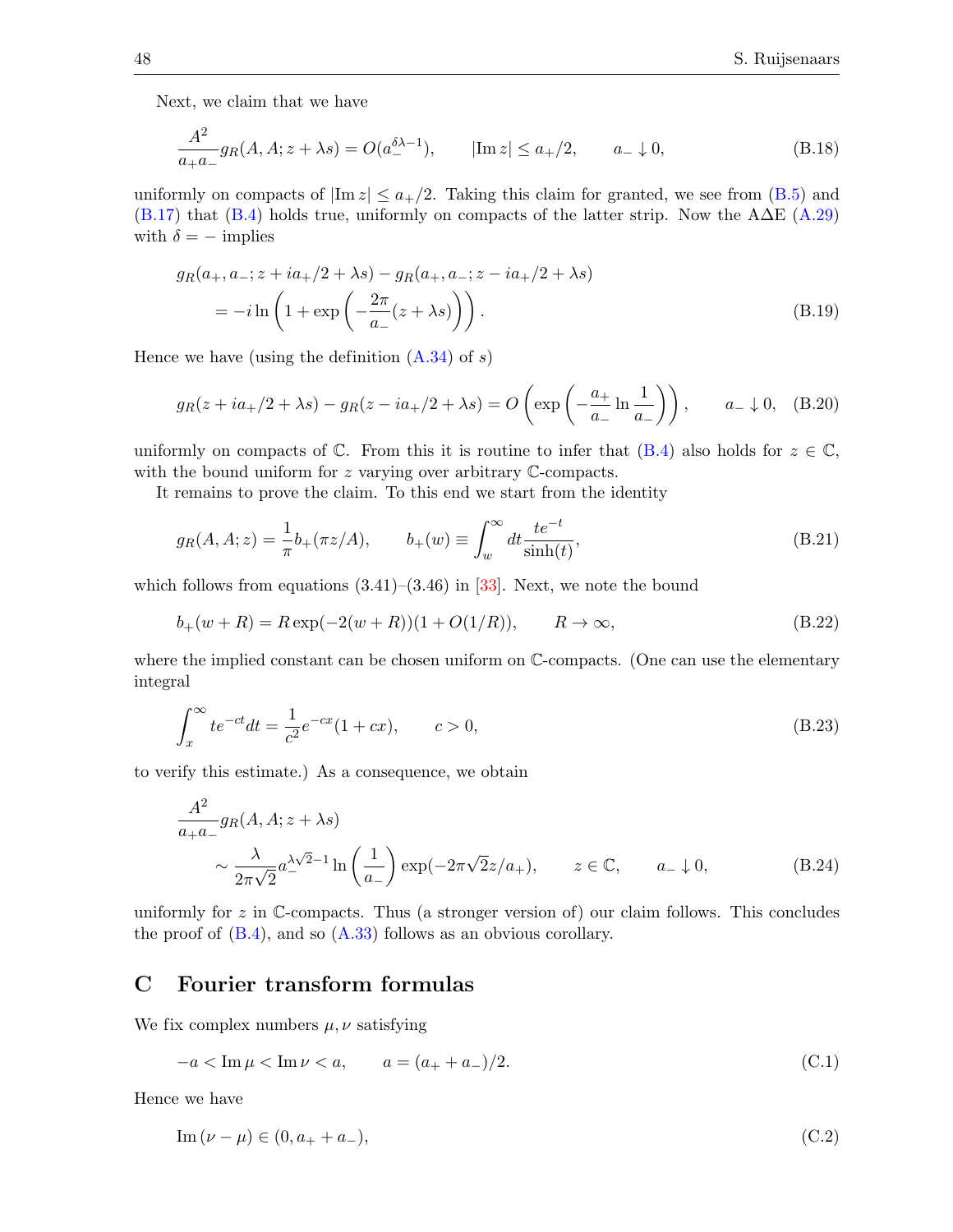Next, we claim that we have

$$\frac{A^2}{a_+a_-}g_R(A,A;z+\lambda s) = O(a_-^{\delta\lambda-1}), \qquad |\mathrm{Im}\, z| \le a_+/2, \qquad a_- \downarrow 0, \tag{B.18}$$

uniformly on compacts of $|\mathrm{Im}\, z| \le a_+/2$. Taking this claim for granted, we see from (B.5) and (B.17) that (B.4) holds true, uniformly on compacts of the latter strip. Now the AΔE (A.29) with $\delta = -$ implies

$$\begin{aligned} &g_R(a_+,a_-;z+ia_+/2+\lambda s) - g_R(a_+,a_-;z-ia_+/2+\lambda s) \\ &\qquad = -i\ln\left(1+\exp\left(-\frac{2\pi}{a_-}(z+\lambda s)\right)\right). \end{aligned} \tag{B.19}$$

Hence we have (using the definition (A.34) of $s$)

$$g_R(z+ia_+/2+\lambda s) - g_R(z-ia_+/2+\lambda s) = O\left(\exp\left(-\frac{a_+}{a_-}\ln\frac{1}{a_-}\right)\right), \qquad a_- \downarrow 0, \tag{B.20}$$

uniformly on compacts of $\mathbb{C}$. From this it is routine to infer that (B.4) also holds for $z \in \mathbb{C}$, with the bound uniform for $z$ varying over arbitrary $\mathbb{C}$-compacts.

It remains to prove the claim. To this end we start from the identity

$$g_R(A,A;z) = \frac{1}{\pi}b_+(\pi z/A), \qquad b_+(w) \equiv \int_w^\infty dt \frac{te^{-t}}{\sinh(t)}, \tag{B.21}$$

which follows from equations (3.41)–(3.46) in [33]. Next, we note the bound

$$b_+(w+R) = R\exp(-2(w+R))(1+O(1/R)), \qquad R \to \infty, \tag{B.22}$$

where the implied constant can be chosen uniform on $\mathbb{C}$-compacts. (One can use the elementary integral

$$\int_x^\infty te^{-ct}dt = \frac{1}{c^2}e^{-cx}(1+cx), \qquad c > 0, \tag{B.23}$$

to verify this estimate.) As a consequence, we obtain

$$\begin{aligned} &\frac{A^2}{a_+a_-}g_R(A,A;z+\lambda s) \\ &\qquad \sim \frac{\lambda}{2\pi\sqrt{2}}a_-^{\lambda\sqrt{2}-1}\ln\left(\frac{1}{a_-}\right)\exp(-2\pi\sqrt{2}z/a_+), \qquad z \in \mathbb{C}, \qquad a_- \downarrow 0, \end{aligned} \tag{B.24}$$

uniformly for $z$ in $\mathbb{C}$-compacts. Thus (a stronger version of) our claim follows. This concludes the proof of (B.4), and so (A.33) follows as an obvious corollary.

## C Fourier transform formulas

We fix complex numbers $\mu, \nu$ satisfying

$$-a < \mathrm{Im}\,\mu < \mathrm{Im}\,\nu < a, \qquad a = (a_+ + a_-)/2. \tag{C.1}$$

Hence we have

$$\mathrm{Im}\,(\nu - \mu) \in (0, a_+ + a_-), \tag{C.2}$$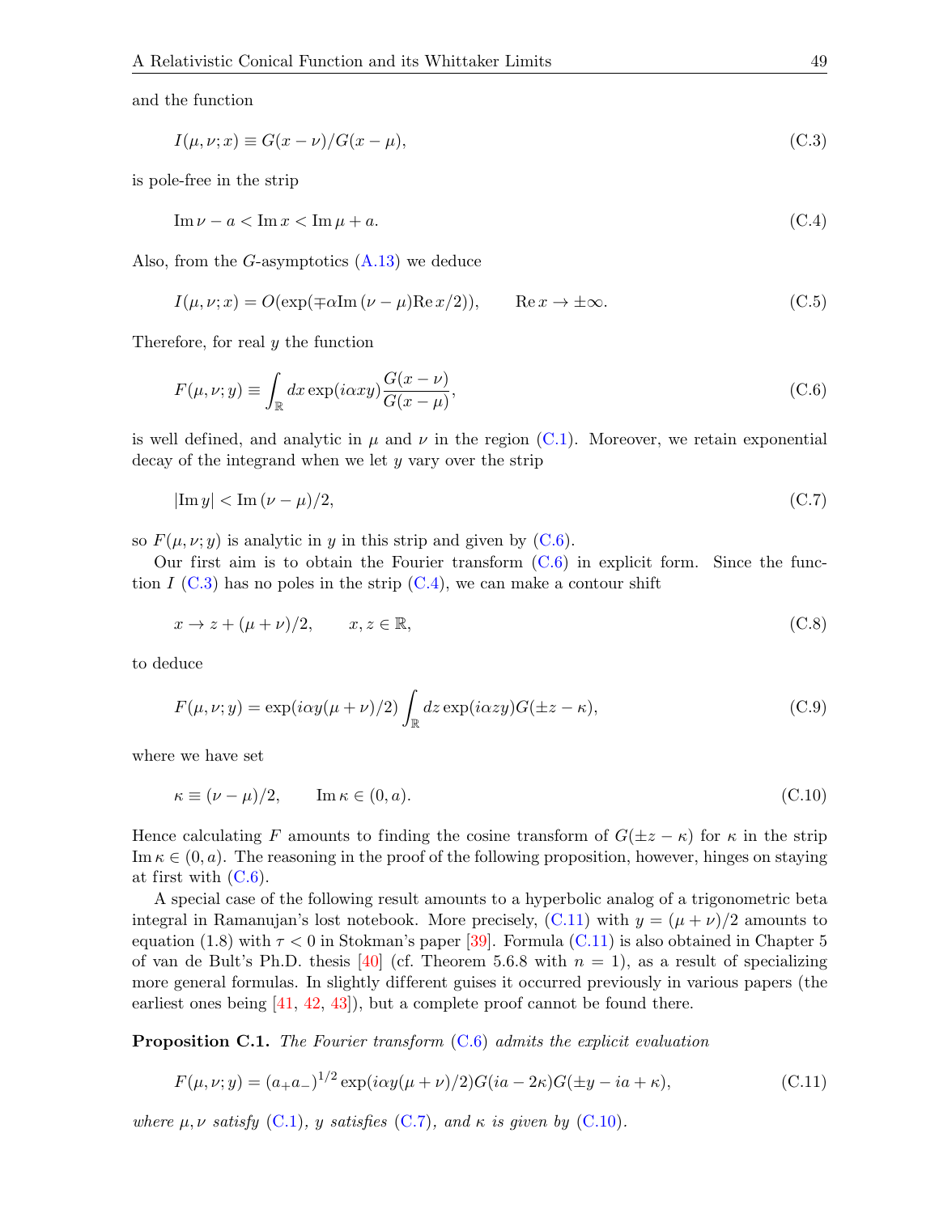and the function

$$I(\mu,\nu;x) \equiv G(x-\nu)/G(x-\mu), \tag{C.3}$$

is pole-free in the strip

$$\mathrm{Im}\,\nu - a < \mathrm{Im}\,x < \mathrm{Im}\,\mu + a. \tag{C.4}$$

Also, from the $G$-asymptotics (A.13) we deduce

$$I(\mu,\nu;x) = O(\exp(\mp\alpha\mathrm{Im}\,(\nu-\mu)\mathrm{Re}\,x/2)), \qquad \mathrm{Re}\,x \to \pm\infty. \tag{C.5}$$

Therefore, for real $y$ the function

$$F(\mu,\nu;y) \equiv \int_{\mathbb{R}} dx \exp(i\alpha xy)\frac{G(x-\nu)}{G(x-\mu)}, \tag{C.6}$$

is well defined, and analytic in $\mu$ and $\nu$ in the region (C.1). Moreover, we retain exponential decay of the integrand when we let $y$ vary over the strip

$$|\mathrm{Im}\,y| < \mathrm{Im}\,(\nu-\mu)/2, \tag{C.7}$$

so $F(\mu,\nu;y)$ is analytic in $y$ in this strip and given by (C.6).

Our first aim is to obtain the Fourier transform (C.6) in explicit form. Since the function $I$ (C.3) has no poles in the strip (C.4), we can make a contour shift

$$x \to z + (\mu+\nu)/2, \qquad x,z \in \mathbb{R}, \tag{C.8}$$

to deduce

$$F(\mu,\nu;y) = \exp(i\alpha y(\mu+\nu)/2)\int_{\mathbb{R}} dz \exp(i\alpha zy)G(\pm z-\kappa), \tag{C.9}$$

where we have set

$$\kappa \equiv (\nu-\mu)/2, \qquad \mathrm{Im}\,\kappa \in (0,a). \tag{C.10}$$

Hence calculating $F$ amounts to finding the cosine transform of $G(\pm z-\kappa)$ for $\kappa$ in the strip $\mathrm{Im}\,\kappa \in (0,a)$. The reasoning in the proof of the following proposition, however, hinges on staying at first with (C.6).

A special case of the following result amounts to a hyperbolic analog of a trigonometric beta integral in Ramanujan's lost notebook. More precisely, (C.11) with $y = (\mu+\nu)/2$ amounts to equation (1.8) with $\tau < 0$ in Stokman's paper [39]. Formula (C.11) is also obtained in Chapter 5 of van de Bult's Ph.D. thesis [40] (cf. Theorem 5.6.8 with $n = 1$), as a result of specializing more general formulas. In slightly different guises it occurred previously in various papers (the earliest ones being [41, 42, 43]), but a complete proof cannot be found there.

**Proposition C.1.** *The Fourier transform* (C.6) *admits the explicit evaluation*

$$F(\mu,\nu;y) = (a_+a_-)^{1/2}\exp(i\alpha y(\mu+\nu)/2)G(ia-2\kappa)G(\pm y - ia + \kappa), \tag{C.11}$$

*where $\mu,\nu$ satisfy* (C.1)*, $y$ satisfies* (C.7)*, and $\kappa$ is given by* (C.10)*.*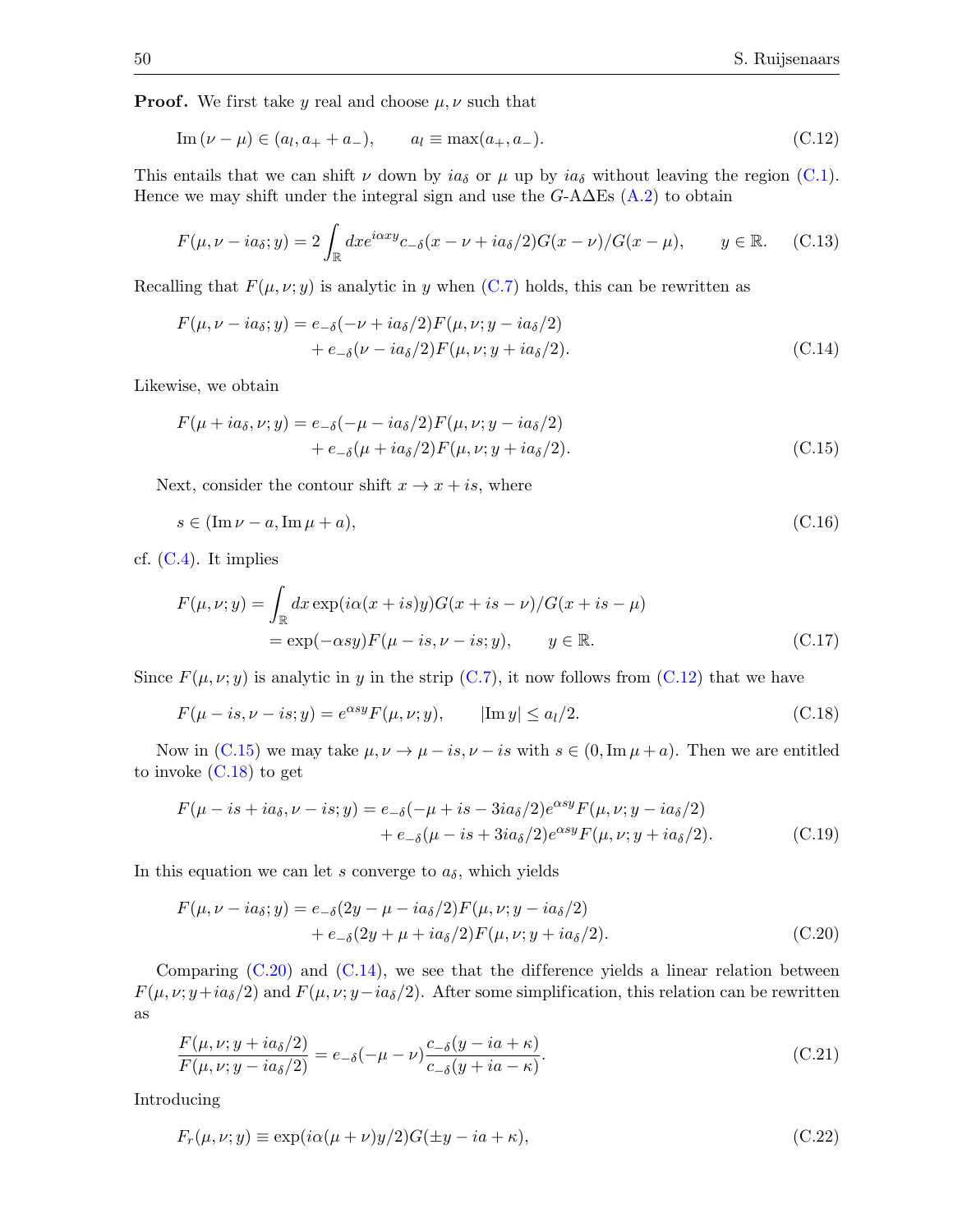**Proof.** We first take $y$ real and choose $\mu, \nu$ such that

$$\mathrm{Im}\,(\nu - \mu) \in (a_l, a_+ + a_-), \qquad a_l \equiv \max(a_+, a_-). \tag{C.12}$$

This entails that we can shift $\nu$ down by $ia_\delta$ or $\mu$ up by $ia_\delta$ without leaving the region (C.1). Hence we may shift under the integral sign and use the $G$-AΔEs (A.2) to obtain

$$F(\mu, \nu - ia_\delta; y) = 2\int_{\mathbb{R}} dx e^{i\alpha xy} c_{-\delta}(x - \nu + ia_\delta/2) G(x-\nu)/G(x-\mu), \qquad y \in \mathbb{R}. \tag{C.13}$$

Recalling that $F(\mu, \nu; y)$ is analytic in $y$ when (C.7) holds, this can be rewritten as

$$\begin{aligned} F(\mu, \nu - ia_\delta; y) &= e_{-\delta}(-\nu + ia_\delta/2) F(\mu, \nu; y - ia_\delta/2) \\ &\quad + e_{-\delta}(\nu - ia_\delta/2) F(\mu, \nu; y + ia_\delta/2). \end{aligned} \tag{C.14}$$

Likewise, we obtain

$$\begin{aligned} F(\mu + ia_\delta, \nu; y) &= e_{-\delta}(-\mu - ia_\delta/2) F(\mu, \nu; y - ia_\delta/2) \\ &\quad + e_{-\delta}(\mu + ia_\delta/2) F(\mu, \nu; y + ia_\delta/2). \end{aligned} \tag{C.15}$$

Next, consider the contour shift $x \to x + is$, where

$$s \in (\mathrm{Im}\,\nu - a, \mathrm{Im}\,\mu + a), \tag{C.16}$$

cf. (C.4). It implies

$$\begin{aligned} F(\mu, \nu; y) &= \int_{\mathbb{R}} dx \exp(i\alpha(x + is)y) G(x + is - \nu)/G(x + is - \mu) \\ &= \exp(-\alpha sy) F(\mu - is, \nu - is; y), \qquad y \in \mathbb{R}. \end{aligned} \tag{C.17}$$

Since $F(\mu, \nu; y)$ is analytic in $y$ in the strip (C.7), it now follows from (C.12) that we have

$$F(\mu - is, \nu - is; y) = e^{\alpha sy} F(\mu, \nu; y), \qquad |\mathrm{Im}\, y| \le a_l/2. \tag{C.18}$$

Now in (C.15) we may take $\mu, \nu \to \mu - is, \nu - is$ with $s \in (0, \mathrm{Im}\,\mu + a)$. Then we are entitled to invoke (C.18) to get

$$\begin{aligned} F(\mu - is + ia_\delta, \nu - is; y) &= e_{-\delta}(-\mu + is - 3ia_\delta/2) e^{\alpha sy} F(\mu, \nu; y - ia_\delta/2) \\ &\quad + e_{-\delta}(\mu - is + 3ia_\delta/2) e^{\alpha sy} F(\mu, \nu; y + ia_\delta/2). \end{aligned} \tag{C.19}$$

In this equation we can let $s$ converge to $a_\delta$, which yields

$$\begin{aligned} F(\mu, \nu - ia_\delta; y) &= e_{-\delta}(2y - \mu - ia_\delta/2) F(\mu, \nu; y - ia_\delta/2) \\ &\quad + e_{-\delta}(2y + \mu + ia_\delta/2) F(\mu, \nu; y + ia_\delta/2). \end{aligned} \tag{C.20}$$

Comparing (C.20) and (C.14), we see that the difference yields a linear relation between $F(\mu, \nu; y + ia_\delta/2)$ and $F(\mu, \nu; y - ia_\delta/2)$. After some simplification, this relation can be rewritten as

$$\frac{F(\mu, \nu; y + ia_\delta/2)}{F(\mu, \nu; y - ia_\delta/2)} = e_{-\delta}(-\mu - \nu) \frac{c_{-\delta}(y - ia + \kappa)}{c_{-\delta}(y + ia - \kappa)}. \tag{C.21}$$

Introducing

$$F_r(\mu, \nu; y) \equiv \exp(i\alpha(\mu + \nu)y/2) G(\pm y - ia + \kappa), \tag{C.22}$$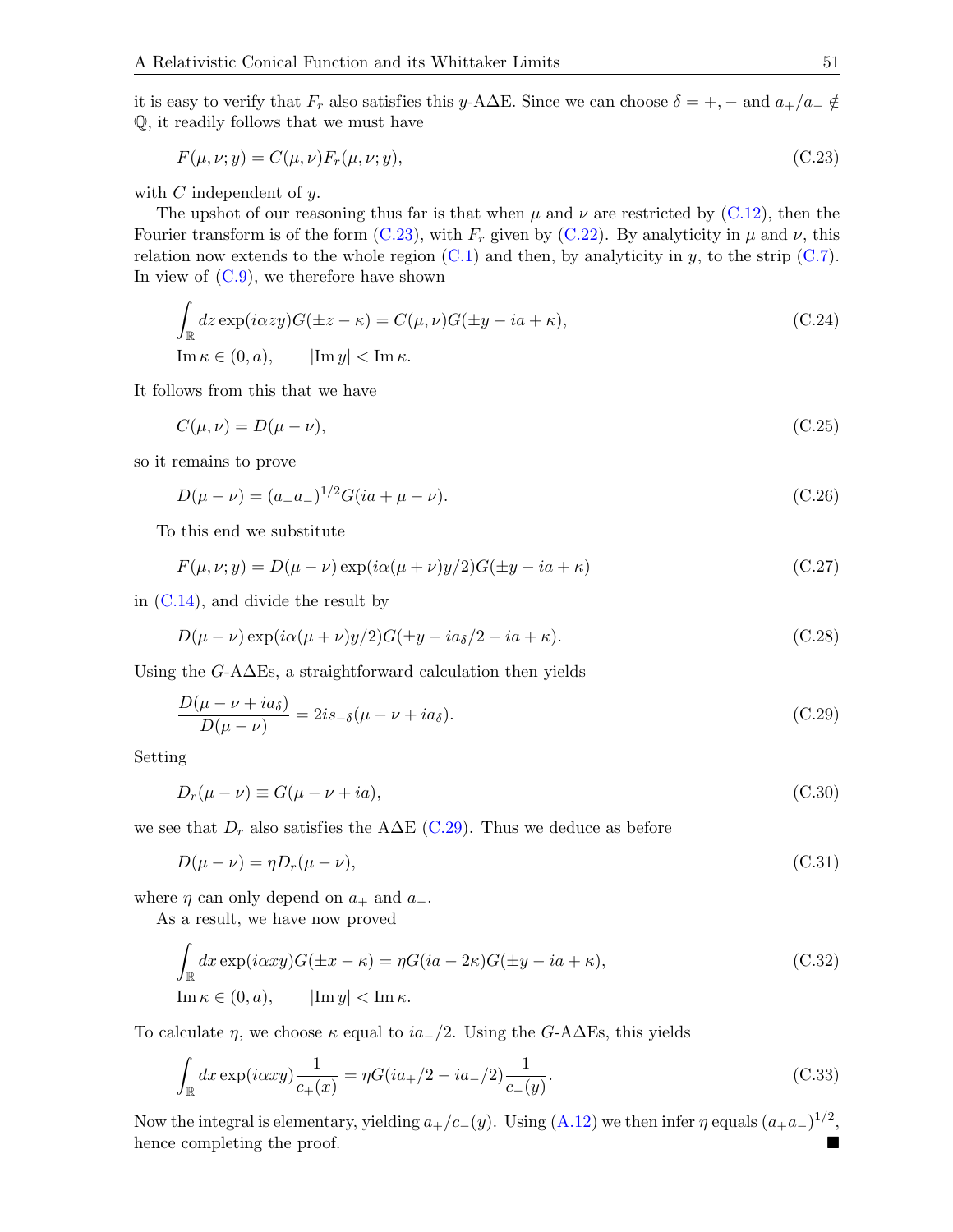it is easy to verify that $F_r$ also satisfies this $y$-A$\Delta$E. Since we can choose $\delta = +, -$ and $a_+/a_- \notin \mathbb{Q}$, it readily follows that we must have

$$F(\mu, \nu; y) = C(\mu, \nu) F_r(\mu, \nu; y), \tag{C.23}$$

with $C$ independent of $y$.

The upshot of our reasoning thus far is that when $\mu$ and $\nu$ are restricted by (C.12), then the Fourier transform is of the form (C.23), with $F_r$ given by (C.22). By analyticity in $\mu$ and $\nu$, this relation now extends to the whole region (C.1) and then, by analyticity in $y$, to the strip (C.7). In view of (C.9), we therefore have shown

$$\int_{\mathbb{R}} dz \exp(i\alpha z y) G(\pm z - \kappa) = C(\mu, \nu) G(\pm y - ia + \kappa), \tag{C.24}$$

$$\operatorname{Im} \kappa \in (0, a), \qquad |\operatorname{Im} y| < \operatorname{Im} \kappa.$$

It follows from this that we have

$$C(\mu, \nu) = D(\mu - \nu), \tag{C.25}$$

so it remains to prove

$$D(\mu - \nu) = (a_+ a_-)^{1/2} G(ia + \mu - \nu). \tag{C.26}$$

To this end we substitute

$$F(\mu, \nu; y) = D(\mu - \nu) \exp(i\alpha(\mu + \nu) y/2) G(\pm y - ia + \kappa) \tag{C.27}$$

in (C.14), and divide the result by

$$D(\mu - \nu) \exp(i\alpha(\mu + \nu) y/2) G(\pm y - ia_\delta/2 - ia + \kappa). \tag{C.28}$$

Using the $G$-A$\Delta$Es, a straightforward calculation then yields

$$\frac{D(\mu - \nu + ia_\delta)}{D(\mu - \nu)} = 2is_{-\delta}(\mu - \nu + ia_\delta). \tag{C.29}$$

Setting

$$D_r(\mu - \nu) \equiv G(\mu - \nu + ia), \tag{C.30}$$

we see that $D_r$ also satisfies the A$\Delta$E (C.29). Thus we deduce as before

$$D(\mu - \nu) = \eta D_r(\mu - \nu), \tag{C.31}$$

where $\eta$ can only depend on $a_+$ and $a_-$.

As a result, we have now proved

$$\int_{\mathbb{R}} dx \exp(i\alpha x y) G(\pm x - \kappa) = \eta G(ia - 2\kappa) G(\pm y - ia + \kappa), \tag{C.32}$$

$$\operatorname{Im} \kappa \in (0, a), \qquad |\operatorname{Im} y| < \operatorname{Im} \kappa.$$

To calculate $\eta$, we choose $\kappa$ equal to $ia_-/2$. Using the $G$-A$\Delta$Es, this yields

$$\int_{\mathbb{R}} dx \exp(i\alpha x y) \frac{1}{c_+(x)} = \eta G(ia_+/2 - ia_-/2) \frac{1}{c_-(y)}. \tag{C.33}$$

Now the integral is elementary, yielding $a_+/c_-(y)$. Using (A.12) we then infer $\eta$ equals $(a_+ a_-)^{1/2}$, hence completing the proof. ∎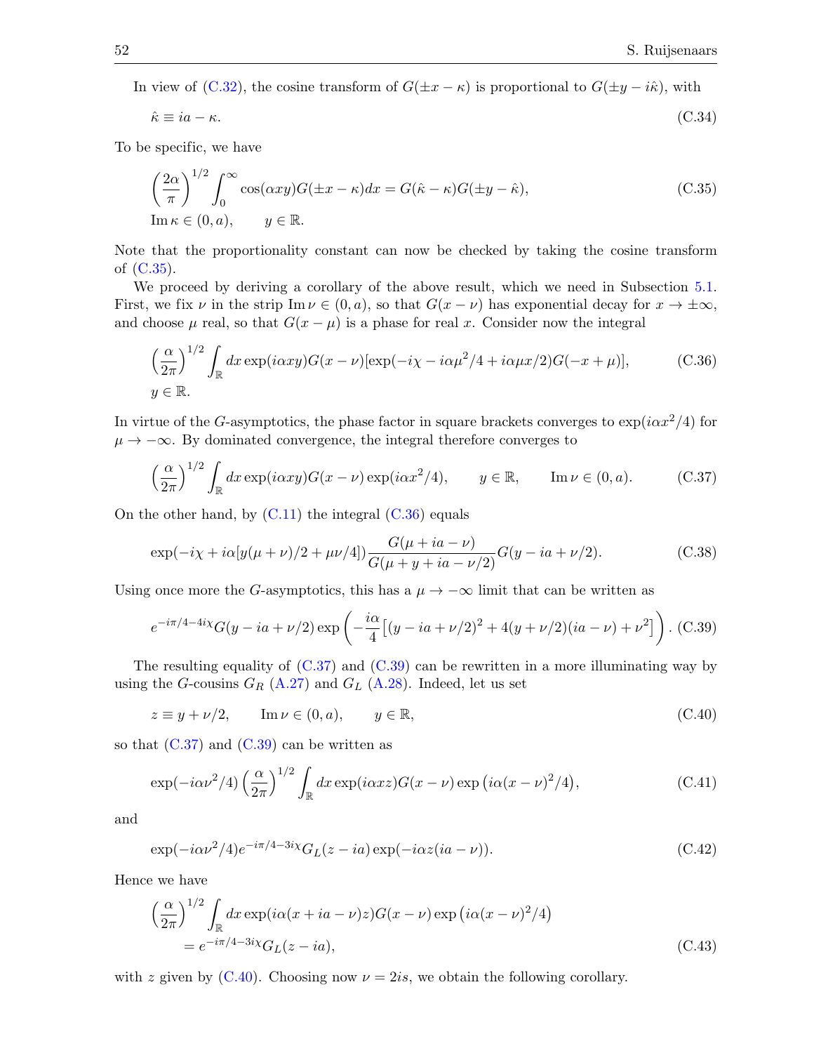In view of (C.32), the cosine transform of $G(\pm x-\kappa)$ is proportional to $G(\pm y - i\hat{\kappa})$, with

$$\hat{\kappa} \equiv ia - \kappa. \tag{C.34}$$

To be specific, we have

$$\left(\frac{2\alpha}{\pi}\right)^{1/2}\int_0^\infty \cos(\alpha xy) G(\pm x - \kappa)dx = G(\hat{\kappa}-\kappa)G(\pm y - \hat{\kappa}), \tag{C.35}$$
$$\operatorname{Im}\kappa \in (0,a), \qquad y\in\mathbb{R}.$$

Note that the proportionality constant can now be checked by taking the cosine transform of (C.35).

We proceed by deriving a corollary of the above result, which we need in Subsection 5.1. First, we fix $\nu$ in the strip $\operatorname{Im}\nu \in (0,a)$, so that $G(x-\nu)$ has exponential decay for $x\to\pm\infty$, and choose $\mu$ real, so that $G(x-\mu)$ is a phase for real $x$. Consider now the integral

$$\left(\frac{\alpha}{2\pi}\right)^{1/2}\int_{\mathbb{R}} dx \exp(i\alpha xy)G(x-\nu)[\exp(-i\chi - i\alpha\mu^2/4 + i\alpha\mu x/2)G(-x+\mu)], \tag{C.36}$$
$$y\in\mathbb{R}.$$

In virtue of the $G$-asymptotics, the phase factor in square brackets converges to $\exp(i\alpha x^2/4)$ for $\mu\to-\infty$. By dominated convergence, the integral therefore converges to

$$\left(\frac{\alpha}{2\pi}\right)^{1/2}\int_{\mathbb{R}} dx \exp(i\alpha xy)G(x-\nu)\exp(i\alpha x^2/4), \qquad y\in\mathbb{R}, \qquad \operatorname{Im}\nu\in(0,a). \tag{C.37}$$

On the other hand, by (C.11) the integral (C.36) equals

$$\exp(-i\chi + i\alpha[y(\mu+\nu)/2 + \mu\nu/4])\frac{G(\mu+ia-\nu)}{G(\mu+y+ia-\nu/2)}G(y-ia+\nu/2). \tag{C.38}$$

Using once more the $G$-asymptotics, this has a $\mu\to-\infty$ limit that can be written as

$$e^{-i\pi/4-4i\chi}G(y-ia+\nu/2)\exp\left(-\frac{i\alpha}{4}\left[(y-ia+\nu/2)^2 + 4(y+\nu/2)(ia-\nu)+\nu^2\right]\right). \tag{C.39}$$

The resulting equality of (C.37) and (C.39) can be rewritten in a more illuminating way by using the $G$-cousins $G_R$ (A.27) and $G_L$ (A.28). Indeed, let us set

$$z\equiv y+\nu/2, \qquad \operatorname{Im}\nu\in(0,a), \qquad y\in\mathbb{R}, \tag{C.40}$$

so that (C.37) and (C.39) can be written as

$$\exp(-i\alpha\nu^2/4)\left(\frac{\alpha}{2\pi}\right)^{1/2}\int_{\mathbb{R}} dx\exp(i\alpha xz)G(x-\nu)\exp\left(i\alpha(x-\nu)^2/4\right), \tag{C.41}$$

and

$$\exp(-i\alpha\nu^2/4)e^{-i\pi/4-3i\chi}G_L(z-ia)\exp(-i\alpha z(ia-\nu)). \tag{C.42}$$

Hence we have

$$\left(\frac{\alpha}{2\pi}\right)^{1/2}\int_{\mathbb{R}} dx\exp(i\alpha(x+ia-\nu)z)G(x-\nu)\exp\left(i\alpha(x-\nu)^2/4\right)$$
$$= e^{-i\pi/4-3i\chi}G_L(z-ia), \tag{C.43}$$

with $z$ given by (C.40). Choosing now $\nu = 2is$, we obtain the following corollary.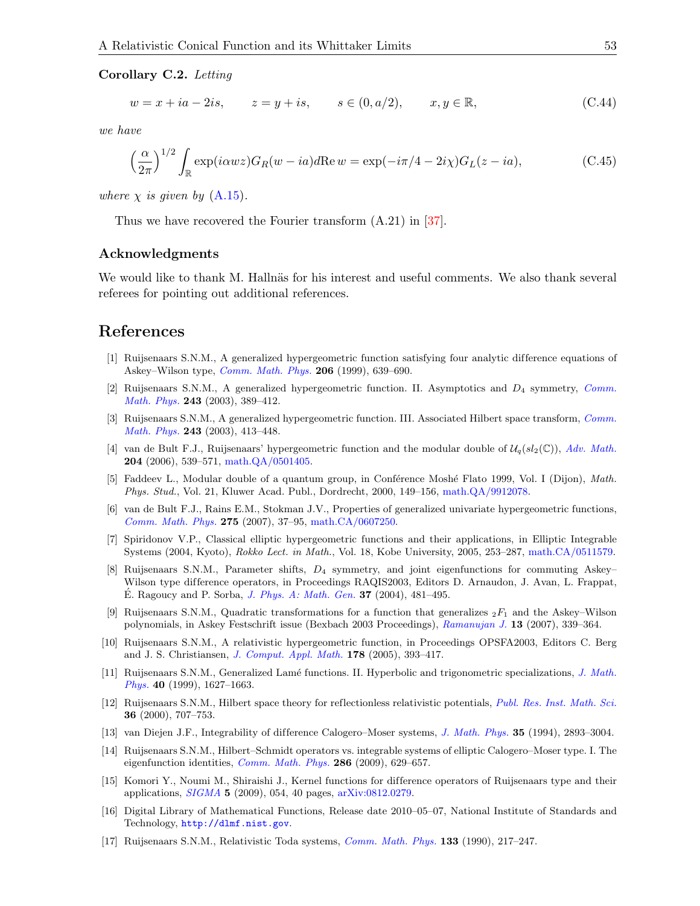**Corollary C.2.** *Letting*

$$w = x + ia - 2is, \qquad z = y + is, \qquad s \in (0, a/2), \qquad x, y \in \mathbb{R}, \tag{C.44}$$

*we have*

$$\left(\frac{\alpha}{2\pi}\right)^{1/2} \int_{\mathbb{R}} \exp(i\alpha wz) G_R(w - ia) d\mathrm{Re}\, w = \exp(-i\pi/4 - 2i\chi) G_L(z - ia), \tag{C.45}$$

*where $\chi$ is given by* (A.15)*.*

Thus we have recovered the Fourier transform (A.21) in [37].

## Acknowledgments

We would like to thank M. Hallnäs for his interest and useful comments. We also thank several referees for pointing out additional references.

## References

[1] Ruijsenaars S.N.M., A generalized hypergeometric function satisfying four analytic difference equations of Askey–Wilson type, *Comm. Math. Phys.* **206** (1999), 639–690.

[2] Ruijsenaars S.N.M., A generalized hypergeometric function. II. Asymptotics and $D_4$ symmetry, *Comm. Math. Phys.* **243** (2003), 389–412.

[3] Ruijsenaars S.N.M., A generalized hypergeometric function. III. Associated Hilbert space transform, *Comm. Math. Phys.* **243** (2003), 413–448.

[4] van de Bult F.J., Ruijsenaars' hypergeometric function and the modular double of $\mathcal{U}_q(sl_2(\mathbb{C}))$, *Adv. Math.* **204** (2006), 539–571, math.QA/0501405.

[5] Faddeev L., Modular double of a quantum group, in Conférence Moshé Flato 1999, Vol. I (Dijon), *Math. Phys. Stud.*, Vol. 21, Kluwer Acad. Publ., Dordrecht, 2000, 149–156, math.QA/9912078.

[6] van de Bult F.J., Rains E.M., Stokman J.V., Properties of generalized univariate hypergeometric functions, *Comm. Math. Phys.* **275** (2007), 37–95, math.CA/0607250.

[7] Spiridonov V.P., Classical elliptic hypergeometric functions and their applications, in Elliptic Integrable Systems (2004, Kyoto), *Rokko Lect. in Math.*, Vol. 18, Kobe University, 2005, 253–287, math.CA/0511579.

[8] Ruijsenaars S.N.M., Parameter shifts, $D_4$ symmetry, and joint eigenfunctions for commuting Askey–Wilson type difference operators, in Proceedings RAQIS2003, Editors D. Arnaudon, J. Avan, L. Frappat, É. Ragoucy and P. Sorba, *J. Phys. A: Math. Gen.* **37** (2004), 481–495.

[9] Ruijsenaars S.N.M., Quadratic transformations for a function that generalizes ${}_2F_1$ and the Askey–Wilson polynomials, in Askey Festschrift issue (Bexbach 2003 Proceedings), *Ramanujan J.* **13** (2007), 339–364.

[10] Ruijsenaars S.N.M., A relativistic hypergeometric function, in Proceedings OPSFA2003, Editors C. Berg and J. S. Christiansen, *J. Comput. Appl. Math.* **178** (2005), 393–417.

[11] Ruijsenaars S.N.M., Generalized Lamé functions. II. Hyperbolic and trigonometric specializations, *J. Math. Phys.* **40** (1999), 1627–1663.

[12] Ruijsenaars S.N.M., Hilbert space theory for reflectionless relativistic potentials, *Publ. Res. Inst. Math. Sci.* **36** (2000), 707–753.

[13] van Diejen J.F., Integrability of difference Calogero–Moser systems, *J. Math. Phys.* **35** (1994), 2893–3004.

[14] Ruijsenaars S.N.M., Hilbert–Schmidt operators vs. integrable systems of elliptic Calogero–Moser type. I. The eigenfunction identities, *Comm. Math. Phys.* **286** (2009), 629–657.

[15] Komori Y., Noumi M., Shiraishi J., Kernel functions for difference operators of Ruijsenaars type and their applications, *SIGMA* **5** (2009), 054, 40 pages, arXiv:0812.0279.

[16] Digital Library of Mathematical Functions, Release date 2010–05–07, National Institute of Standards and Technology, `http://dlmf.nist.gov`.

[17] Ruijsenaars S.N.M., Relativistic Toda systems, *Comm. Math. Phys.* **133** (1990), 217–247.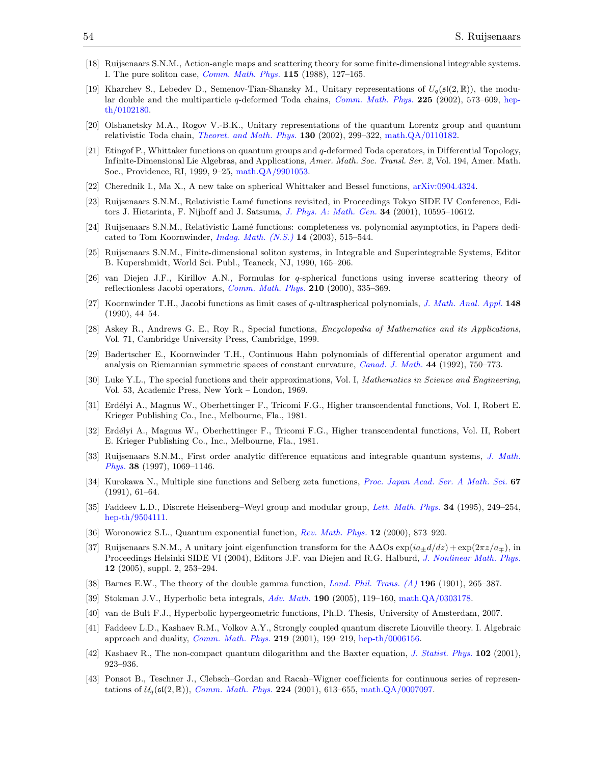[18] Ruijsenaars S.N.M., Action-angle maps and scattering theory for some finite-dimensional integrable systems. I. The pure soliton case, *Comm. Math. Phys.* **115** (1988), 127–165.

[19] Kharchev S., Lebedev D., Semenov-Tian-Shansky M., Unitary representations of $U_q(\mathfrak{sl}(2,\mathbb{R}))$, the modular double and the multiparticle $q$-deformed Toda chains, *Comm. Math. Phys.* **225** (2002), 573–609, hep-th/0102180.

[20] Olshanetsky M.A., Rogov V.-B.K., Unitary representations of the quantum Lorentz group and quantum relativistic Toda chain, *Theoret. and Math. Phys.* **130** (2002), 299–322, math.QA/0110182.

[21] Etingof P., Whittaker functions on quantum groups and $q$-deformed Toda operators, in Differential Topology, Infinite-Dimensional Lie Algebras, and Applications, *Amer. Math. Soc. Transl. Ser. 2*, Vol. 194, Amer. Math. Soc., Providence, RI, 1999, 9–25, math.QA/9901053.

[22] Cherednik I., Ma X., A new take on spherical Whittaker and Bessel functions, arXiv:0904.4324.

[23] Ruijsenaars S.N.M., Relativistic Lamé functions revisited, in Proceedings Tokyo SIDE IV Conference, Editors J. Hietarinta, F. Nijhoff and J. Satsuma, *J. Phys. A: Math. Gen.* **34** (2001), 10595–10612.

[24] Ruijsenaars S.N.M., Relativistic Lamé functions: completeness vs. polynomial asymptotics, in Papers dedicated to Tom Koornwinder, *Indag. Math. (N.S.)* **14** (2003), 515–544.

[25] Ruijsenaars S.N.M., Finite-dimensional soliton systems, in Integrable and Superintegrable Systems, Editor B. Kupershmidt, World Sci. Publ., Teaneck, NJ, 1990, 165–206.

[26] van Diejen J.F., Kirillov A.N., Formulas for $q$-spherical functions using inverse scattering theory of reflectionless Jacobi operators, *Comm. Math. Phys.* **210** (2000), 335–369.

[27] Koornwinder T.H., Jacobi functions as limit cases of $q$-ultraspherical polynomials, *J. Math. Anal. Appl.* **148** (1990), 44–54.

[28] Askey R., Andrews G. E., Roy R., Special functions, *Encyclopedia of Mathematics and its Applications*, Vol. 71, Cambridge University Press, Cambridge, 1999.

[29] Badertscher E., Koornwinder T.H., Continuous Hahn polynomials of differential operator argument and analysis on Riemannian symmetric spaces of constant curvature, *Canad. J. Math.* **44** (1992), 750–773.

[30] Luke Y.L., The special functions and their approximations, Vol. I, *Mathematics in Science and Engineering*, Vol. 53, Academic Press, New York – London, 1969.

[31] Erdélyi A., Magnus W., Oberhettinger F., Tricomi F.G., Higher transcendental functions, Vol. I, Robert E. Krieger Publishing Co., Inc., Melbourne, Fla., 1981.

[32] Erdélyi A., Magnus W., Oberhettinger F., Tricomi F.G., Higher transcendental functions, Vol. II, Robert E. Krieger Publishing Co., Inc., Melbourne, Fla., 1981.

[33] Ruijsenaars S.N.M., First order analytic difference equations and integrable quantum systems, *J. Math. Phys.* **38** (1997), 1069–1146.

[34] Kurokawa N., Multiple sine functions and Selberg zeta functions, *Proc. Japan Acad. Ser. A Math. Sci.* **67** (1991), 61–64.

[35] Faddeev L.D., Discrete Heisenberg–Weyl group and modular group, *Lett. Math. Phys.* **34** (1995), 249–254, hep-th/9504111.

[36] Woronowicz S.L., Quantum exponential function, *Rev. Math. Phys.* **12** (2000), 873–920.

[37] Ruijsenaars S.N.M., A unitary joint eigenfunction transform for the AΔOs $\exp(ia_\pm d/dz)+\exp(2\pi z/a_\mp)$, in Proceedings Helsinki SIDE VI (2004), Editors J.F. van Diejen and R.G. Halburd, *J. Nonlinear Math. Phys.* **12** (2005), suppl. 2, 253–294.

[38] Barnes E.W., The theory of the double gamma function, *Lond. Phil. Trans. (A)* **196** (1901), 265–387.

[39] Stokman J.V., Hyperbolic beta integrals, *Adv. Math.* **190** (2005), 119–160, math.QA/0303178.

[40] van de Bult F.J., Hyperbolic hypergeometric functions, Ph.D. Thesis, University of Amsterdam, 2007.

[41] Faddeev L.D., Kashaev R.M., Volkov A.Y., Strongly coupled quantum discrete Liouville theory. I. Algebraic approach and duality, *Comm. Math. Phys.* **219** (2001), 199–219, hep-th/0006156.

[42] Kashaev R., The non-compact quantum dilogarithm and the Baxter equation, *J. Statist. Phys.* **102** (2001), 923–936.

[43] Ponsot B., Teschner J., Clebsch–Gordan and Racah–Wigner coefficients for continuous series of representations of $\mathcal{U}_q(\mathfrak{sl}(2,\mathbb{R}))$, *Comm. Math. Phys.* **224** (2001), 613–655, math.QA/0007097.